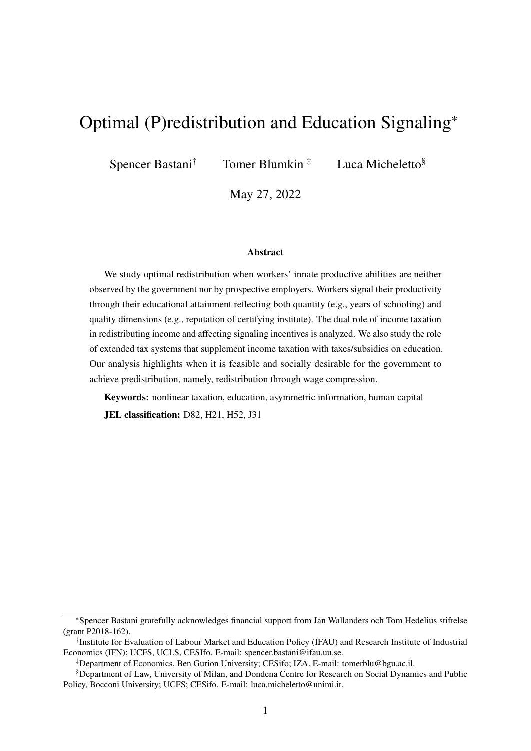# Optimal (P)redistribution and Education Signaling[*]

Spencer Bastani[†] Tomer Blumkin[‡] Luca Micheletto[§]

May 27, 2022

## Abstract

We study optimal redistribution when workers' innate productive abilities are neither observed by the government nor by prospective employers. Workers signal their productivity through their educational attainment reflecting both quantity (e.g., years of schooling) and quality dimensions (e.g., reputation of certifying institute). The dual role of income taxation in redistributing income and affecting signaling incentives is analyzed. We also study the role of extended tax systems that supplement income taxation with taxes/subsidies on education. Our analysis highlights when it is feasible and socially desirable for the government to achieve predistribution, namely, redistribution through wage compression.

**Keywords:** nonlinear taxation, education, asymmetric information, human capital

**JEL classification:** D82, H21, H52, J31

---

[*] Spencer Bastani gratefully acknowledges financial support from Jan Wallanders och Tom Hedelius stiftelse (grant P2018-162).

[†] Institute for Evaluation of Labour Market and Education Policy (IFAU) and Research Institute of Industrial Economics (IFN); UCFS, UCLS, CESIfo. E-mail: spencer.bastani@ifau.uu.se.

[‡] Department of Economics, Ben Gurion University; CESifo; IZA. E-mail: tomerblu@bgu.ac.il.

[§] Department of Law, University of Milan, and Dondena Centre for Research on Social Dynamics and Public Policy, Bocconi University; UCFS; CESifo. E-mail: luca.micheletto@unimi.it.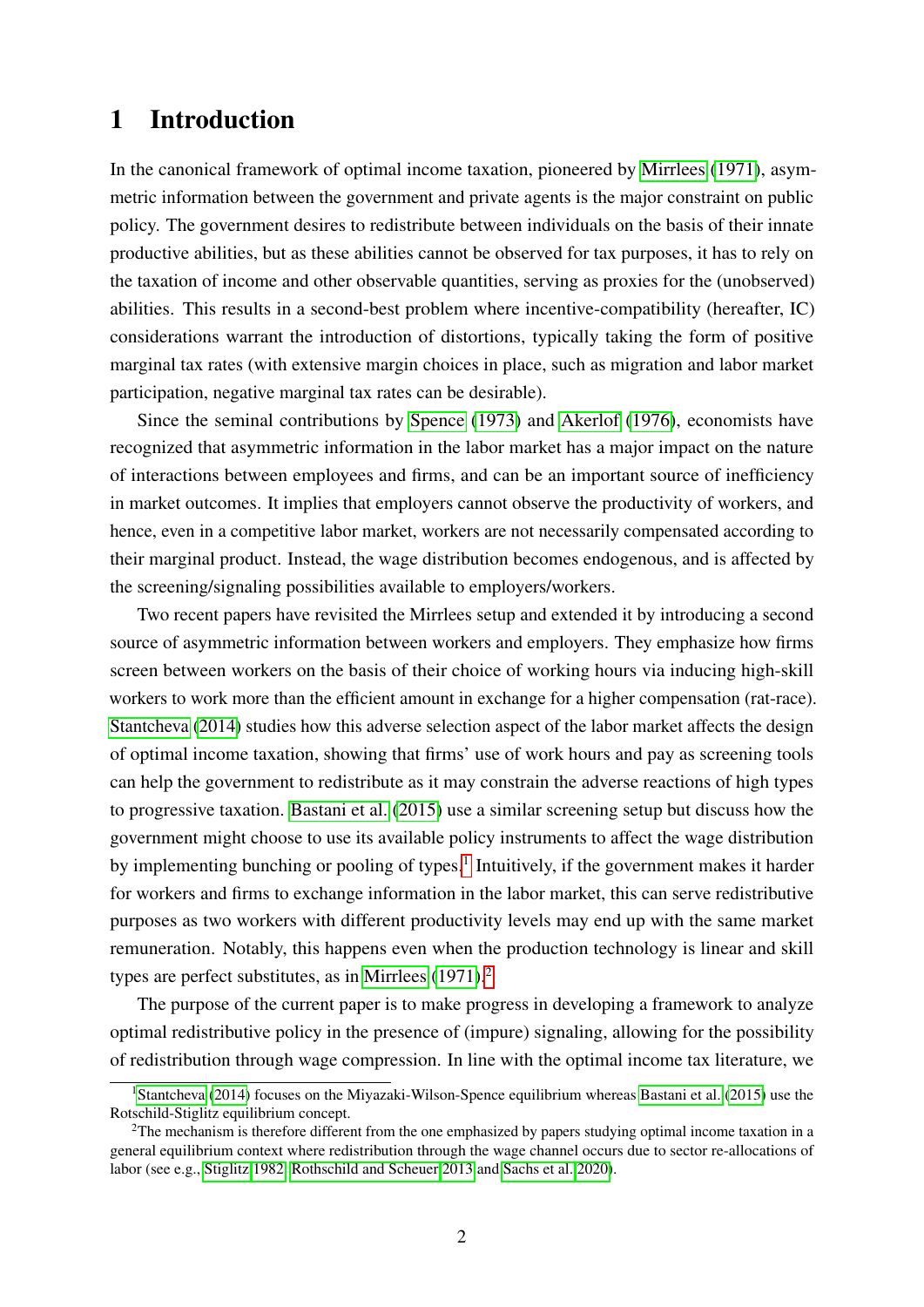# 1 Introduction

In the canonical framework of optimal income taxation, pioneered by Mirrlees (1971), asymmetric information between the government and private agents is the major constraint on public policy. The government desires to redistribute between individuals on the basis of their innate productive abilities, but as these abilities cannot be observed for tax purposes, it has to rely on the taxation of income and other observable quantities, serving as proxies for the (unobserved) abilities. This results in a second-best problem where incentive-compatibility (hereafter, IC) considerations warrant the introduction of distortions, typically taking the form of positive marginal tax rates (with extensive margin choices in place, such as migration and labor market participation, negative marginal tax rates can be desirable).

Since the seminal contributions by Spence (1973) and Akerlof (1976), economists have recognized that asymmetric information in the labor market has a major impact on the nature of interactions between employees and firms, and can be an important source of inefficiency in market outcomes. It implies that employers cannot observe the productivity of workers, and hence, even in a competitive labor market, workers are not necessarily compensated according to their marginal product. Instead, the wage distribution becomes endogenous, and is affected by the screening/signaling possibilities available to employers/workers.

Two recent papers have revisited the Mirrlees setup and extended it by introducing a second source of asymmetric information between workers and employers. They emphasize how firms screen between workers on the basis of their choice of working hours via inducing high-skill workers to work more than the efficient amount in exchange for a higher compensation (rat-race). Stantcheva (2014) studies how this adverse selection aspect of the labor market affects the design of optimal income taxation, showing that firms' use of work hours and pay as screening tools can help the government to redistribute as it may constrain the adverse reactions of high types to progressive taxation. Bastani et al. (2015) use a similar screening setup but discuss how the government might choose to use its available policy instruments to affect the wage distribution by implementing bunching or pooling of types.[1] Intuitively, if the government makes it harder for workers and firms to exchange information in the labor market, this can serve redistributive purposes as two workers with different productivity levels may end up with the same market remuneration. Notably, this happens even when the production technology is linear and skill types are perfect substitutes, as in Mirrlees (1971).[2]

The purpose of the current paper is to make progress in developing a framework to analyze optimal redistributive policy in the presence of (impure) signaling, allowing for the possibility of redistribution through wage compression. In line with the optimal income tax literature, we

[1] Stantcheva (2014) focuses on the Miyazaki-Wilson-Spence equilibrium whereas Bastani et al. (2015) use the Rotschild-Stiglitz equilibrium concept.

[2] The mechanism is therefore different from the one emphasized by papers studying optimal income taxation in a general equilibrium context where redistribution through the wage channel occurs due to sector re-allocations of labor (see e.g., Stiglitz 1982, Rothschild and Scheuer 2013 and Sachs et al. 2020).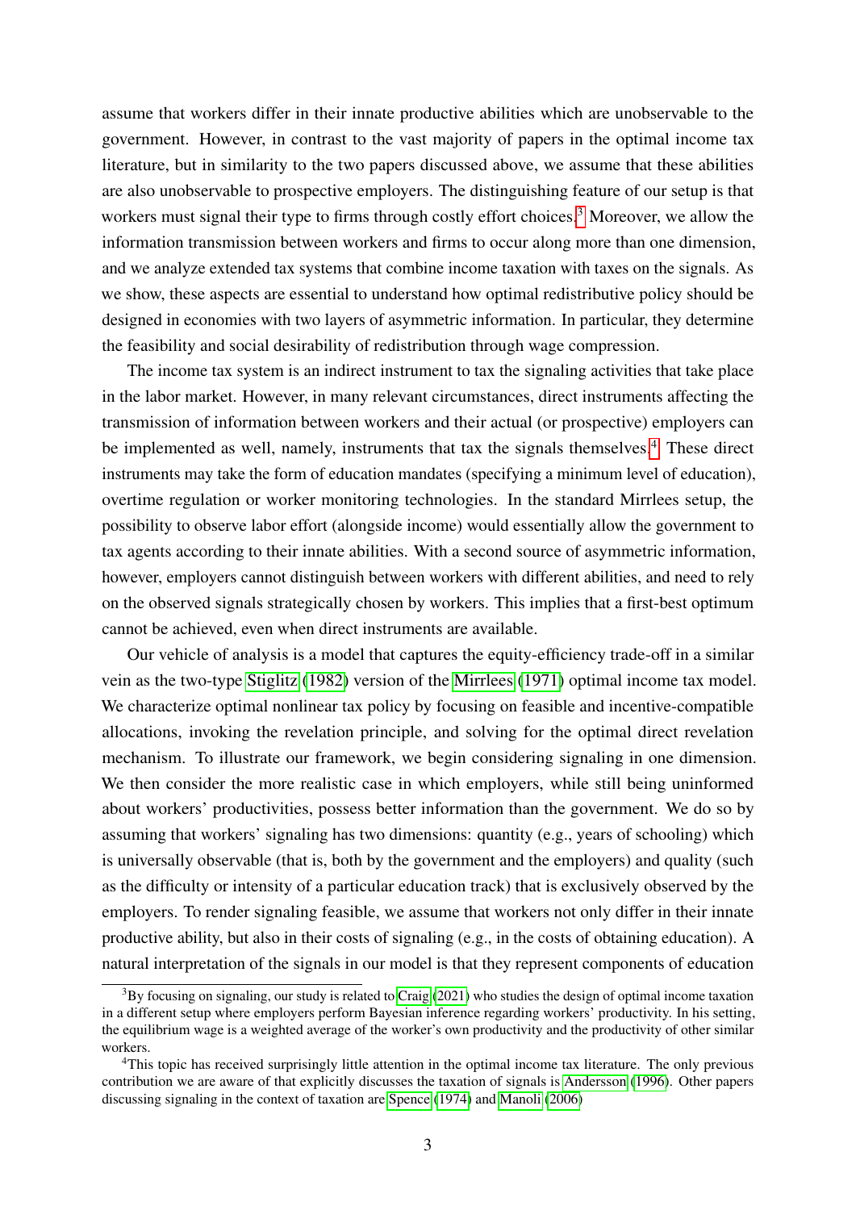assume that workers differ in their innate productive abilities which are unobservable to the government. However, in contrast to the vast majority of papers in the optimal income tax literature, but in similarity to the two papers discussed above, we assume that these abilities are also unobservable to prospective employers. The distinguishing feature of our setup is that workers must signal their type to firms through costly effort choices.[3] Moreover, we allow the information transmission between workers and firms to occur along more than one dimension, and we analyze extended tax systems that combine income taxation with taxes on the signals. As we show, these aspects are essential to understand how optimal redistributive policy should be designed in economies with two layers of asymmetric information. In particular, they determine the feasibility and social desirability of redistribution through wage compression.

The income tax system is an indirect instrument to tax the signaling activities that take place in the labor market. However, in many relevant circumstances, direct instruments affecting the transmission of information between workers and their actual (or prospective) employers can be implemented as well, namely, instruments that tax the signals themselves.[4] These direct instruments may take the form of education mandates (specifying a minimum level of education), overtime regulation or worker monitoring technologies. In the standard Mirrlees setup, the possibility to observe labor effort (alongside income) would essentially allow the government to tax agents according to their innate abilities. With a second source of asymmetric information, however, employers cannot distinguish between workers with different abilities, and need to rely on the observed signals strategically chosen by workers. This implies that a first-best optimum cannot be achieved, even when direct instruments are available.

Our vehicle of analysis is a model that captures the equity-efficiency trade-off in a similar vein as the two-type Stiglitz (1982) version of the Mirrlees (1971) optimal income tax model. We characterize optimal nonlinear tax policy by focusing on feasible and incentive-compatible allocations, invoking the revelation principle, and solving for the optimal direct revelation mechanism. To illustrate our framework, we begin considering signaling in one dimension. We then consider the more realistic case in which employers, while still being uninformed about workers' productivities, possess better information than the government. We do so by assuming that workers' signaling has two dimensions: quantity (e.g., years of schooling) which is universally observable (that is, both by the government and the employers) and quality (such as the difficulty or intensity of a particular education track) that is exclusively observed by the employers. To render signaling feasible, we assume that workers not only differ in their innate productive ability, but also in their costs of signaling (e.g., in the costs of obtaining education). A natural interpretation of the signals in our model is that they represent components of education

---

[3] By focusing on signaling, our study is related to Craig (2021) who studies the design of optimal income taxation in a different setup where employers perform Bayesian inference regarding workers' productivity. In his setting, the equilibrium wage is a weighted average of the worker's own productivity and the productivity of other similar workers.

[4] This topic has received surprisingly little attention in the optimal income tax literature. The only previous contribution we are aware of that explicitly discusses the taxation of signals is Andersson (1996). Other papers discussing signaling in the context of taxation are Spence (1974) and Manoli (2006)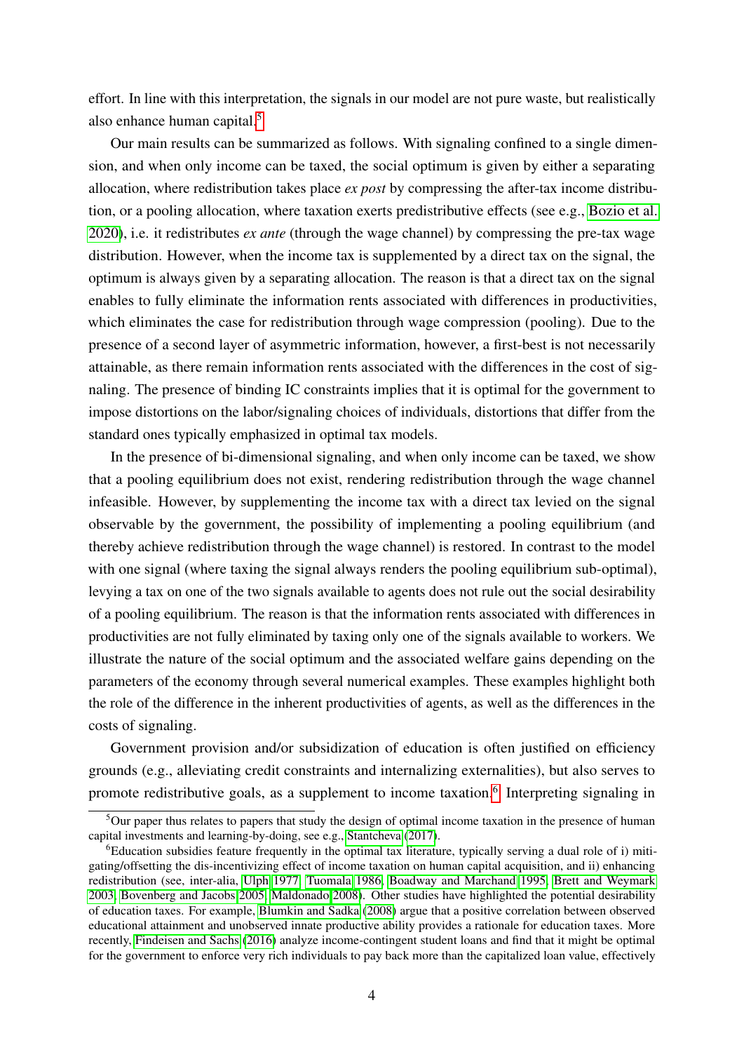effort. In line with this interpretation, the signals in our model are not pure waste, but realistically also enhance human capital.[5]

Our main results can be summarized as follows. With signaling confined to a single dimension, and when only income can be taxed, the social optimum is given by either a separating allocation, where redistribution takes place *ex post* by compressing the after-tax income distribution, or a pooling allocation, where taxation exerts predistributive effects (see e.g., Bozio et al. 2020), i.e. it redistributes *ex ante* (through the wage channel) by compressing the pre-tax wage distribution. However, when the income tax is supplemented by a direct tax on the signal, the optimum is always given by a separating allocation. The reason is that a direct tax on the signal enables to fully eliminate the information rents associated with differences in productivities, which eliminates the case for redistribution through wage compression (pooling). Due to the presence of a second layer of asymmetric information, however, a first-best is not necessarily attainable, as there remain information rents associated with the differences in the cost of signaling. The presence of binding IC constraints implies that it is optimal for the government to impose distortions on the labor/signaling choices of individuals, distortions that differ from the standard ones typically emphasized in optimal tax models.

In the presence of bi-dimensional signaling, and when only income can be taxed, we show that a pooling equilibrium does not exist, rendering redistribution through the wage channel infeasible. However, by supplementing the income tax with a direct tax levied on the signal observable by the government, the possibility of implementing a pooling equilibrium (and thereby achieve redistribution through the wage channel) is restored. In contrast to the model with one signal (where taxing the signal always renders the pooling equilibrium sub-optimal), levying a tax on one of the two signals available to agents does not rule out the social desirability of a pooling equilibrium. The reason is that the information rents associated with differences in productivities are not fully eliminated by taxing only one of the signals available to workers. We illustrate the nature of the social optimum and the associated welfare gains depending on the parameters of the economy through several numerical examples. These examples highlight both the role of the difference in the inherent productivities of agents, as well as the differences in the costs of signaling.

Government provision and/or subsidization of education is often justified on efficiency grounds (e.g., alleviating credit constraints and internalizing externalities), but also serves to promote redistributive goals, as a supplement to income taxation.[6] Interpreting signaling in

[5] Our paper thus relates to papers that study the design of optimal income taxation in the presence of human capital investments and learning-by-doing, see e.g., Stantcheva (2017).

[6] Education subsidies feature frequently in the optimal tax literature, typically serving a dual role of i) mitigating/offsetting the dis-incentivizing effect of income taxation on human capital acquisition, and ii) enhancing redistribution (see, inter-alia, Ulph 1977, Tuomala 1986, Boadway and Marchand 1995, Brett and Weymark 2003, Bovenberg and Jacobs 2005, Maldonado 2008). Other studies have highlighted the potential desirability of education taxes. For example, Blumkin and Sadka (2008) argue that a positive correlation between observed educational attainment and unobserved innate productive ability provides a rationale for education taxes. More recently, Findeisen and Sachs (2016) analyze income-contingent student loans and find that it might be optimal for the government to enforce very rich individuals to pay back more than the capitalized loan value, effectively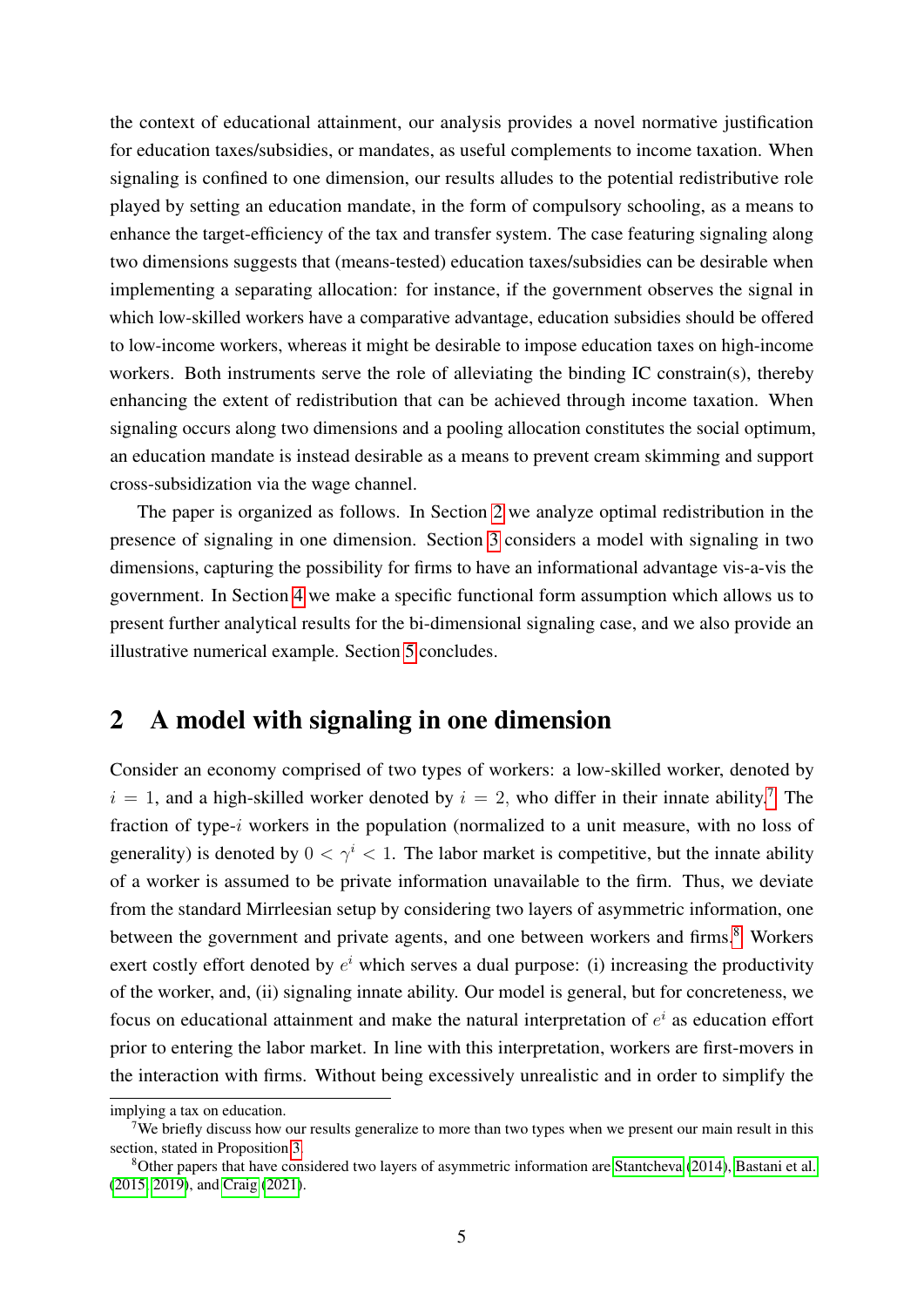the context of educational attainment, our analysis provides a novel normative justification for education taxes/subsidies, or mandates, as useful complements to income taxation. When signaling is confined to one dimension, our results alludes to the potential redistributive role played by setting an education mandate, in the form of compulsory schooling, as a means to enhance the target-efficiency of the tax and transfer system. The case featuring signaling along two dimensions suggests that (means-tested) education taxes/subsidies can be desirable when implementing a separating allocation: for instance, if the government observes the signal in which low-skilled workers have a comparative advantage, education subsidies should be offered to low-income workers, whereas it might be desirable to impose education taxes on high-income workers. Both instruments serve the role of alleviating the binding IC constrain(s), thereby enhancing the extent of redistribution that can be achieved through income taxation. When signaling occurs along two dimensions and a pooling allocation constitutes the social optimum, an education mandate is instead desirable as a means to prevent cream skimming and support cross-subsidization via the wage channel.

The paper is organized as follows. In Section 2 we analyze optimal redistribution in the presence of signaling in one dimension. Section 3 considers a model with signaling in two dimensions, capturing the possibility for firms to have an informational advantage vis-a-vis the government. In Section 4 we make a specific functional form assumption which allows us to present further analytical results for the bi-dimensional signaling case, and we also provide an illustrative numerical example. Section 5 concludes.

## 2 A model with signaling in one dimension

Consider an economy comprised of two types of workers: a low-skilled worker, denoted by $i = 1$, and a high-skilled worker denoted by $i = 2$, who differ in their innate ability.[7] The fraction of type-$i$ workers in the population (normalized to a unit measure, with no loss of generality) is denoted by $0 < \gamma^i < 1$. The labor market is competitive, but the innate ability of a worker is assumed to be private information unavailable to the firm. Thus, we deviate from the standard Mirrleesian setup by considering two layers of asymmetric information, one between the government and private agents, and one between workers and firms.[8] Workers exert costly effort denoted by $e^i$ which serves a dual purpose: (i) increasing the productivity of the worker, and, (ii) signaling innate ability. Our model is general, but for concreteness, we focus on educational attainment and make the natural interpretation of $e^i$ as education effort prior to entering the labor market. In line with this interpretation, workers are first-movers in the interaction with firms. Without being excessively unrealistic and in order to simplify the

implying a tax on education.

[7] We briefly discuss how our results generalize to more than two types when we present our main result in this section, stated in Proposition 3.

[8] Other papers that have considered two layers of asymmetric information are Stantcheva (2014), Bastani et al. (2015, 2019), and Craig (2021).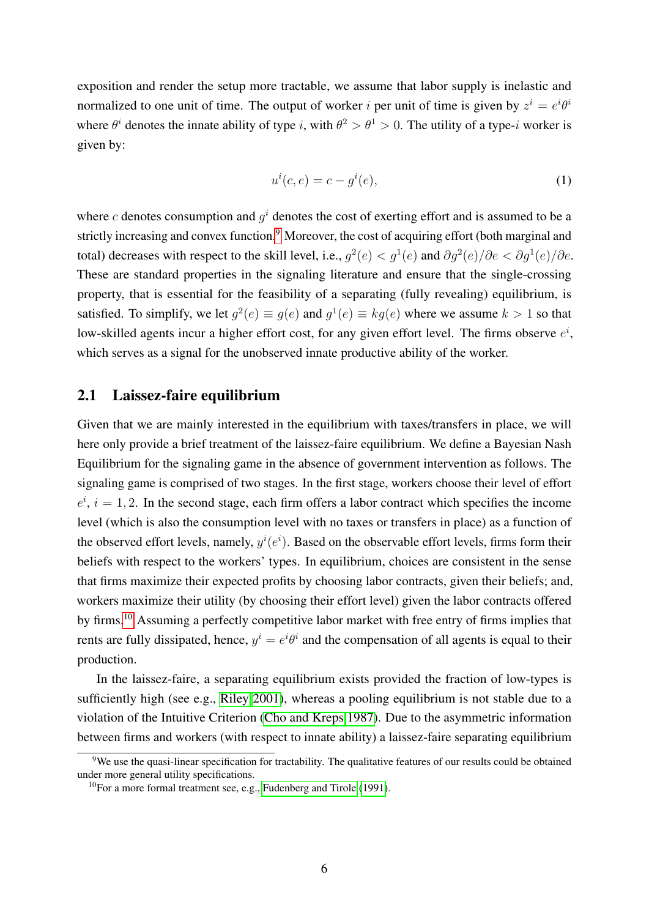exposition and render the setup more tractable, we assume that labor supply is inelastic and normalized to one unit of time. The output of worker $i$ per unit of time is given by $z^i = e^i \theta^i$ where $\theta^i$ denotes the innate ability of type $i$, with $\theta^2 > \theta^1 > 0$. The utility of a type-$i$ worker is given by:

$$u^i(c, e) = c - g^i(e), \tag{1}$$

where $c$ denotes consumption and $g^i$ denotes the cost of exerting effort and is assumed to be a strictly increasing and convex function.[9] Moreover, the cost of acquiring effort (both marginal and total) decreases with respect to the skill level, i.e., $g^2(e) < g^1(e)$ and $\partial g^2(e)/\partial e < \partial g^1(e)/\partial e$. These are standard properties in the signaling literature and ensure that the single-crossing property, that is essential for the feasibility of a separating (fully revealing) equilibrium, is satisfied. To simplify, we let $g^2(e) \equiv g(e)$ and $g^1(e) \equiv kg(e)$ where we assume $k > 1$ so that low-skilled agents incur a higher effort cost, for any given effort level. The firms observe $e^i$, which serves as a signal for the unobserved innate productive ability of the worker.

## 2.1 Laissez-faire equilibrium

Given that we are mainly interested in the equilibrium with taxes/transfers in place, we will here only provide a brief treatment of the laissez-faire equilibrium. We define a Bayesian Nash Equilibrium for the signaling game in the absence of government intervention as follows. The signaling game is comprised of two stages. In the first stage, workers choose their level of effort $e^i$, $i = 1, 2$. In the second stage, each firm offers a labor contract which specifies the income level (which is also the consumption level with no taxes or transfers in place) as a function of the observed effort levels, namely, $y^i(e^i)$. Based on the observable effort levels, firms form their beliefs with respect to the workers' types. In equilibrium, choices are consistent in the sense that firms maximize their expected profits by choosing labor contracts, given their beliefs; and, workers maximize their utility (by choosing their effort level) given the labor contracts offered by firms.[10] Assuming a perfectly competitive labor market with free entry of firms implies that rents are fully dissipated, hence, $y^i = e^i \theta^i$ and the compensation of all agents is equal to their production.

In the laissez-faire, a separating equilibrium exists provided the fraction of low-types is sufficiently high (see e.g., Riley 2001), whereas a pooling equilibrium is not stable due to a violation of the Intuitive Criterion (Cho and Kreps 1987). Due to the asymmetric information between firms and workers (with respect to innate ability) a laissez-faire separating equilibrium

[9]We use the quasi-linear specification for tractability. The qualitative features of our results could be obtained under more general utility specifications.

[10]For a more formal treatment see, e.g., Fudenberg and Tirole (1991).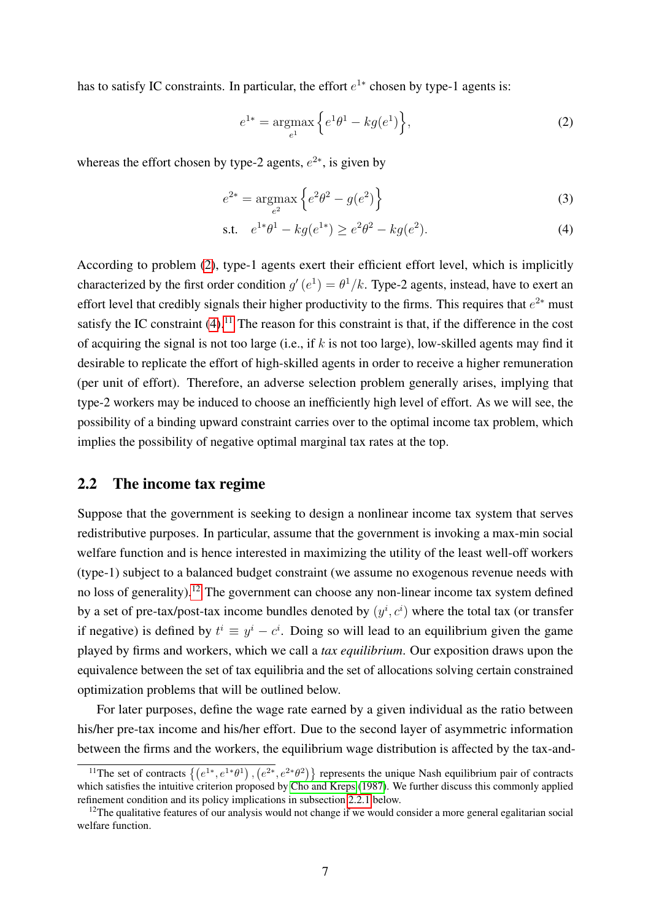has to satisfy IC constraints. In particular, the effort $e^{1*}$ chosen by type-1 agents is:

$$e^{1*} = \underset{e^1}{\operatorname{argmax}} \left\{ e^1\theta^1 - kg(e^1) \right\}, \tag{2}$$

whereas the effort chosen by type-2 agents, $e^{2*}$, is given by

$$e^{2*} = \underset{e^2}{\operatorname{argmax}} \left\{ e^2\theta^2 - g(e^2) \right\} \tag{3}$$

$$\text{s.t.} \quad e^{1*}\theta^1 - kg(e^{1*}) \geq e^2\theta^2 - kg(e^2). \tag{4}$$

According to problem (2), type-1 agents exert their efficient effort level, which is implicitly characterized by the first order condition $g'(e^1) = \theta^1/k$. Type-2 agents, instead, have to exert an effort level that credibly signals their higher productivity to the firms. This requires that $e^{2*}$ must satisfy the IC constraint (4).[11] The reason for this constraint is that, if the difference in the cost of acquiring the signal is not too large (i.e., if $k$ is not too large), low-skilled agents may find it desirable to replicate the effort of high-skilled agents in order to receive a higher remuneration (per unit of effort). Therefore, an adverse selection problem generally arises, implying that type-2 workers may be induced to choose an inefficiently high level of effort. As we will see, the possibility of a binding upward constraint carries over to the optimal income tax problem, which implies the possibility of negative optimal marginal tax rates at the top.

## 2.2 The income tax regime

Suppose that the government is seeking to design a nonlinear income tax system that serves redistributive purposes. In particular, assume that the government is invoking a max-min social welfare function and is hence interested in maximizing the utility of the least well-off workers (type-1) subject to a balanced budget constraint (we assume no exogenous revenue needs with no loss of generality).[12] The government can choose any non-linear income tax system defined by a set of pre-tax/post-tax income bundles denoted by $(y^i, c^i)$ where the total tax (or transfer if negative) is defined by $t^i \equiv y^i - c^i$. Doing so will lead to an equilibrium given the game played by firms and workers, which we call a *tax equilibrium*. Our exposition draws upon the equivalence between the set of tax equilibria and the set of allocations solving certain constrained optimization problems that will be outlined below.

For later purposes, define the wage rate earned by a given individual as the ratio between his/her pre-tax income and his/her effort. Due to the second layer of asymmetric information between the firms and the workers, the equilibrium wage distribution is affected by the tax-and-

[11] The set of contracts $\{(e^{1*}, e^{1*}\theta^1), (e^{2*}, e^{2*}\theta^2)\}$ represents the unique Nash equilibrium pair of contracts which satisfies the intuitive criterion proposed by Cho and Kreps (1987). We further discuss this commonly applied refinement condition and its policy implications in subsection 2.2.1 below.

[12] The qualitative features of our analysis would not change if we would consider a more general egalitarian social welfare function.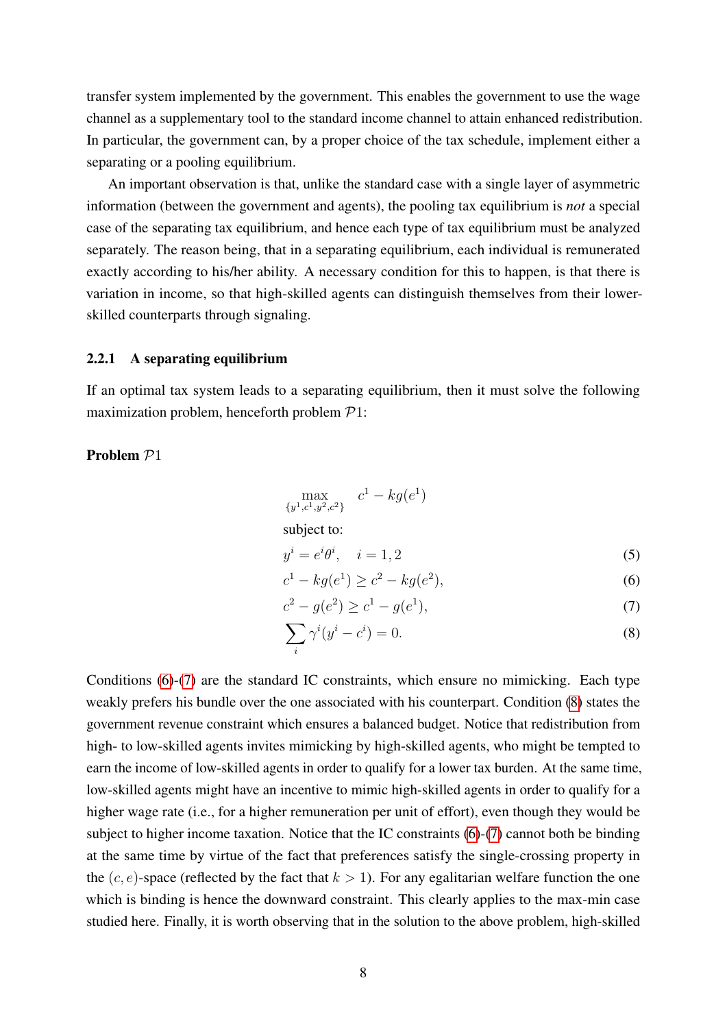transfer system implemented by the government. This enables the government to use the wage channel as a supplementary tool to the standard income channel to attain enhanced redistribution. In particular, the government can, by a proper choice of the tax schedule, implement either a separating or a pooling equilibrium.

An important observation is that, unlike the standard case with a single layer of asymmetric information (between the government and agents), the pooling tax equilibrium is *not* a special case of the separating tax equilibrium, and hence each type of tax equilibrium must be analyzed separately. The reason being, that in a separating equilibrium, each individual is remunerated exactly according to his/her ability. A necessary condition for this to happen, is that there is variation in income, so that high-skilled agents can distinguish themselves from their lower-skilled counterparts through signaling.

### 2.2.1 A separating equilibrium

If an optimal tax system leads to a separating equilibrium, then it must solve the following maximization problem, henceforth problem $\mathcal{P}1$:

**Problem** $\mathcal{P}1$

$$\max_{\{y^1,c^1,y^2,c^2\}} \quad c^1 - kg(e^1)$$

subject to:

$$y^i = e^i\theta^i, \quad i = 1, 2 \tag{5}$$

$$c^1 - kg(e^1) \geq c^2 - kg(e^2), \tag{6}$$

$$c^2 - g(e^2) \geq c^1 - g(e^1), \tag{7}$$

$$\sum_i \gamma^i(y^i - c^i) = 0. \tag{8}$$

Conditions (6)-(7) are the standard IC constraints, which ensure no mimicking. Each type weakly prefers his bundle over the one associated with his counterpart. Condition (8) states the government revenue constraint which ensures a balanced budget. Notice that redistribution from high- to low-skilled agents invites mimicking by high-skilled agents, who might be tempted to earn the income of low-skilled agents in order to qualify for a lower tax burden. At the same time, low-skilled agents might have an incentive to mimic high-skilled agents in order to qualify for a higher wage rate (i.e., for a higher remuneration per unit of effort), even though they would be subject to higher income taxation. Notice that the IC constraints (6)-(7) cannot both be binding at the same time by virtue of the fact that preferences satisfy the single-crossing property in the $(c, e)$-space (reflected by the fact that $k > 1$). For any egalitarian welfare function the one which is binding is hence the downward constraint. This clearly applies to the max-min case studied here. Finally, it is worth observing that in the solution to the above problem, high-skilled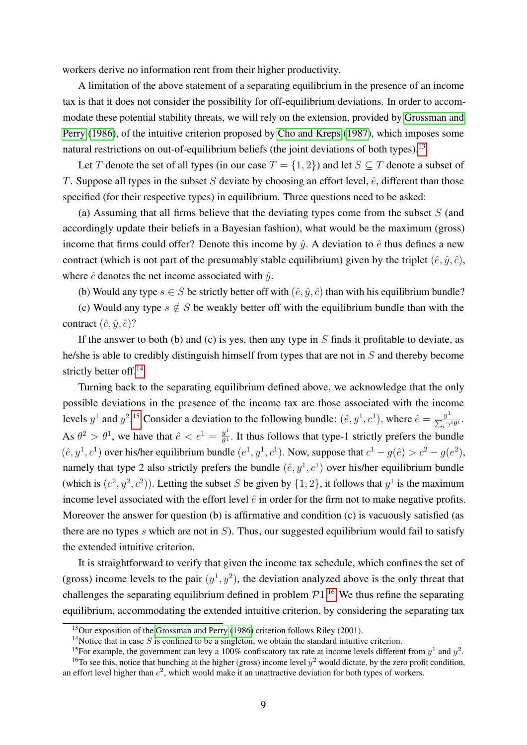workers derive no information rent from their higher productivity.

A limitation of the above statement of a separating equilibrium in the presence of an income tax is that it does not consider the possibility for off-equilibrium deviations. In order to accommodate these potential stability threats, we will rely on the extension, provided by Grossman and Perry (1986), of the intuitive criterion proposed by Cho and Kreps (1987), which imposes some natural restrictions on out-of-equilibrium beliefs (the joint deviations of both types).[13]

Let $T$ denote the set of all types (in our case $T = \{1, 2\}$) and let $S \subseteq T$ denote a subset of $T$. Suppose all types in the subset $S$ deviate by choosing an effort level, $\hat{e}$, different than those specified (for their respective types) in equilibrium. Three questions need to be asked:

(a) Assuming that all firms believe that the deviating types come from the subset $S$ (and accordingly update their beliefs in a Bayesian fashion), what would be the maximum (gross) income that firms could offer? Denote this income by $\hat{y}$. A deviation to $\hat{e}$ thus defines a new contract (which is not part of the presumably stable equilibrium) given by the triplet $(\hat{e}, \hat{y}, \hat{c})$, where $\hat{c}$ denotes the net income associated with $\hat{y}$.

(b) Would any type $s \in S$ be strictly better off with $(\hat{e}, \hat{y}, \hat{c})$ than with his equilibrium bundle?

(c) Would any type $s \notin S$ be weakly better off with the equilibrium bundle than with the contract $(\hat{e}, \hat{y}, \hat{c})$?

If the answer to both (b) and (c) is yes, then any type in $S$ finds it profitable to deviate, as he/she is able to credibly distinguish himself from types that are not in $S$ and thereby become strictly better off.[14]

Turning back to the separating equilibrium defined above, we acknowledge that the only possible deviations in the presence of the income tax are those associated with the income levels $y^1$ and $y^2$.[15] Consider a deviation to the following bundle: $(\hat{e}, y^1, c^1)$, where $\hat{e} = \frac{y^1}{\sum_i \gamma^i \theta^i}$. As $\theta^2 > \theta^1$, we have that $\hat{e} < e^1 = \frac{y^1}{\theta^1}$. It thus follows that type-1 strictly prefers the bundle $(\hat{e}, y^1, c^1)$ over his/her equilibrium bundle $(e^1, y^1, c^1)$. Now, suppose that $c^1 - g(\hat{e}) > c^2 - g(e^2)$, namely that type 2 also strictly prefers the bundle $(\hat{e}, y^1, c^1)$ over his/her equilibrium bundle (which is $(e^2, y^2, c^2)$). Letting the subset $S$ be given by $\{1, 2\}$, it follows that $y^1$ is the maximum income level associated with the effort level $\hat{e}$ in order for the firm not to make negative profits. Moreover the answer for question (b) is affirmative and condition (c) is vacuously satisfied (as there are no types $s$ which are not in $S$). Thus, our suggested equilibrium would fail to satisfy the extended intuitive criterion.

It is straightforward to verify that given the income tax schedule, which confines the set of (gross) income levels to the pair $(y^1, y^2)$, the deviation analyzed above is the only threat that challenges the separating equilibrium defined in problem $\mathcal{P}1$.[16] We thus refine the separating equilibrium, accommodating the extended intuitive criterion, by considering the separating tax

[13] Our exposition of the Grossman and Perry (1986) criterion follows Riley (2001).

[14] Notice that in case $S$ is confined to be a singleton, we obtain the standard intuitive criterion.

[15] For example, the government can levy a 100% confiscatory tax rate at income levels different from $y^1$ and $y^2$.

[16] To see this, notice that bunching at the higher (gross) income level $y^2$ would dictate, by the zero profit condition, an effort level higher than $e^2$, which would make it an unattractive deviation for both types of workers.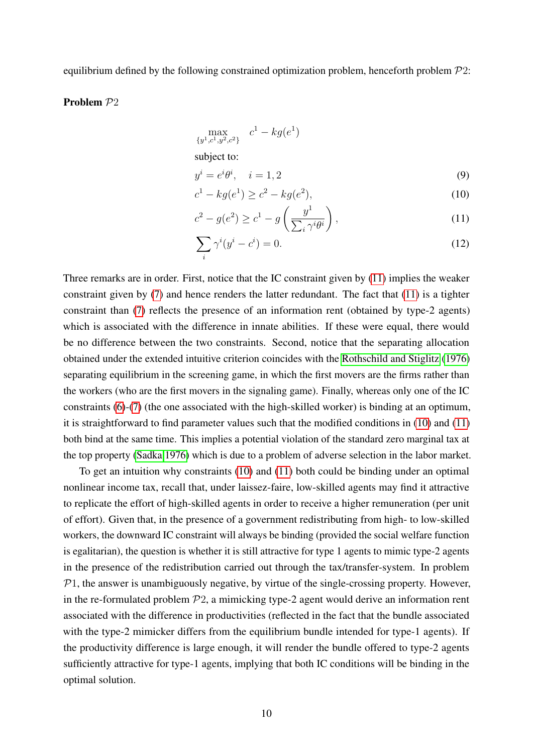equilibrium defined by the following constrained optimization problem, henceforth problem $\mathcal{P}2$:

**Problem** $\mathcal{P}2$

$$\max_{\{y^1,c^1,y^2,c^2\}} \quad c^1 - kg(e^1)$$

subject to:

$$y^i = e^i\theta^i, \quad i = 1, 2 \tag{9}$$

$$c^1 - kg(e^1) \geq c^2 - kg(e^2), \tag{10}$$

$$c^2 - g(e^2) \geq c^1 - g\left(\frac{y^1}{\sum_i \gamma^i \theta^i}\right), \tag{11}$$

$$\sum_i \gamma^i (y^i - c^i) = 0. \tag{12}$$

Three remarks are in order. First, notice that the IC constraint given by (11) implies the weaker constraint given by (7) and hence renders the latter redundant. The fact that (11) is a tighter constraint than (7) reflects the presence of an information rent (obtained by type-2 agents) which is associated with the difference in innate abilities. If these were equal, there would be no difference between the two constraints. Second, notice that the separating allocation obtained under the extended intuitive criterion coincides with the Rothschild and Stiglitz (1976) separating equilibrium in the screening game, in which the first movers are the firms rather than the workers (who are the first movers in the signaling game). Finally, whereas only one of the IC constraints (6)-(7) (the one associated with the high-skilled worker) is binding at an optimum, it is straightforward to find parameter values such that the modified conditions in (10) and (11) both bind at the same time. This implies a potential violation of the standard zero marginal tax at the top property (Sadka 1976) which is due to a problem of adverse selection in the labor market.

To get an intuition why constraints (10) and (11) both could be binding under an optimal nonlinear income tax, recall that, under laissez-faire, low-skilled agents may find it attractive to replicate the effort of high-skilled agents in order to receive a higher remuneration (per unit of effort). Given that, in the presence of a government redistributing from high- to low-skilled workers, the downward IC constraint will always be binding (provided the social welfare function is egalitarian), the question is whether it is still attractive for type 1 agents to mimic type-2 agents in the presence of the redistribution carried out through the tax/transfer-system. In problem $\mathcal{P}1$, the answer is unambiguously negative, by virtue of the single-crossing property. However, in the re-formulated problem $\mathcal{P}2$, a mimicking type-2 agent would derive an information rent associated with the difference in productivities (reflected in the fact that the bundle associated with the type-2 mimicker differs from the equilibrium bundle intended for type-1 agents). If the productivity difference is large enough, it will render the bundle offered to type-2 agents sufficiently attractive for type-1 agents, implying that both IC conditions will be binding in the optimal solution.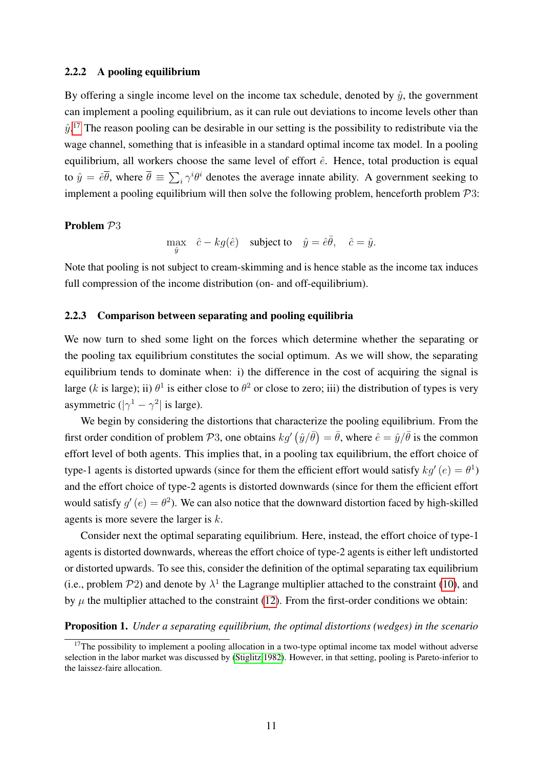### 2.2.2 A pooling equilibrium

By offering a single income level on the income tax schedule, denoted by $\hat{y}$, the government can implement a pooling equilibrium, as it can rule out deviations to income levels other than $\hat{y}$.[17] The reason pooling can be desirable in our setting is the possibility to redistribute via the wage channel, something that is infeasible in a standard optimal income tax model. In a pooling equilibrium, all workers choose the same level of effort $\hat{e}$. Hence, total production is equal to $\hat{y} = \hat{e}\overline{\theta}$, where $\overline{\theta} \equiv \sum_i \gamma^i \theta^i$ denotes the average innate ability. A government seeking to implement a pooling equilibrium will then solve the following problem, henceforth problem $\mathcal{P}3$:

**Problem $\mathcal{P}3$**

$$\max_{\hat{y}} \quad \hat{c} - kg(\hat{e}) \quad \text{subject to} \quad \hat{y} = \hat{e}\bar{\theta}, \quad \hat{c} = \hat{y}.$$

Note that pooling is not subject to cream-skimming and is hence stable as the income tax induces full compression of the income distribution (on- and off-equilibrium).

### 2.2.3 Comparison between separating and pooling equilibria

We now turn to shed some light on the forces which determine whether the separating or the pooling tax equilibrium constitutes the social optimum. As we will show, the separating equilibrium tends to dominate when: i) the difference in the cost of acquiring the signal is large ($k$ is large); ii) $\theta^1$ is either close to $\theta^2$ or close to zero; iii) the distribution of types is very asymmetric ($|\gamma^1 - \gamma^2|$ is large).

We begin by considering the distortions that characterize the pooling equilibrium. From the first order condition of problem $\mathcal{P}3$, one obtains $kg'\left(\hat{y}/\overline{\theta}\right) = \bar{\theta}$, where $\hat{e} = \hat{y}/\bar{\theta}$ is the common effort level of both agents. This implies that, in a pooling tax equilibrium, the effort choice of type-1 agents is distorted upwards (since for them the efficient effort would satisfy $kg'(e) = \theta^1$) and the effort choice of type-2 agents is distorted downwards (since for them the efficient effort would satisfy $g'(e) = \theta^2$). We can also notice that the downward distortion faced by high-skilled agents is more severe the larger is $k$.

Consider next the optimal separating equilibrium. Here, instead, the effort choice of type-1 agents is distorted downwards, whereas the effort choice of type-2 agents is either left undistorted or distorted upwards. To see this, consider the definition of the optimal separating tax equilibrium (i.e., problem $\mathcal{P}2$) and denote by $\lambda^1$ the Lagrange multiplier attached to the constraint (10), and by $\mu$ the multiplier attached to the constraint (12). From the first-order conditions we obtain:

**Proposition 1.** *Under a separating equilibrium, the optimal distortions (wedges) in the scenario*

[17] The possibility to implement a pooling allocation in a two-type optimal income tax model without adverse selection in the labor market was discussed by (Stiglitz 1982). However, in that setting, pooling is Pareto-inferior to the laissez-faire allocation.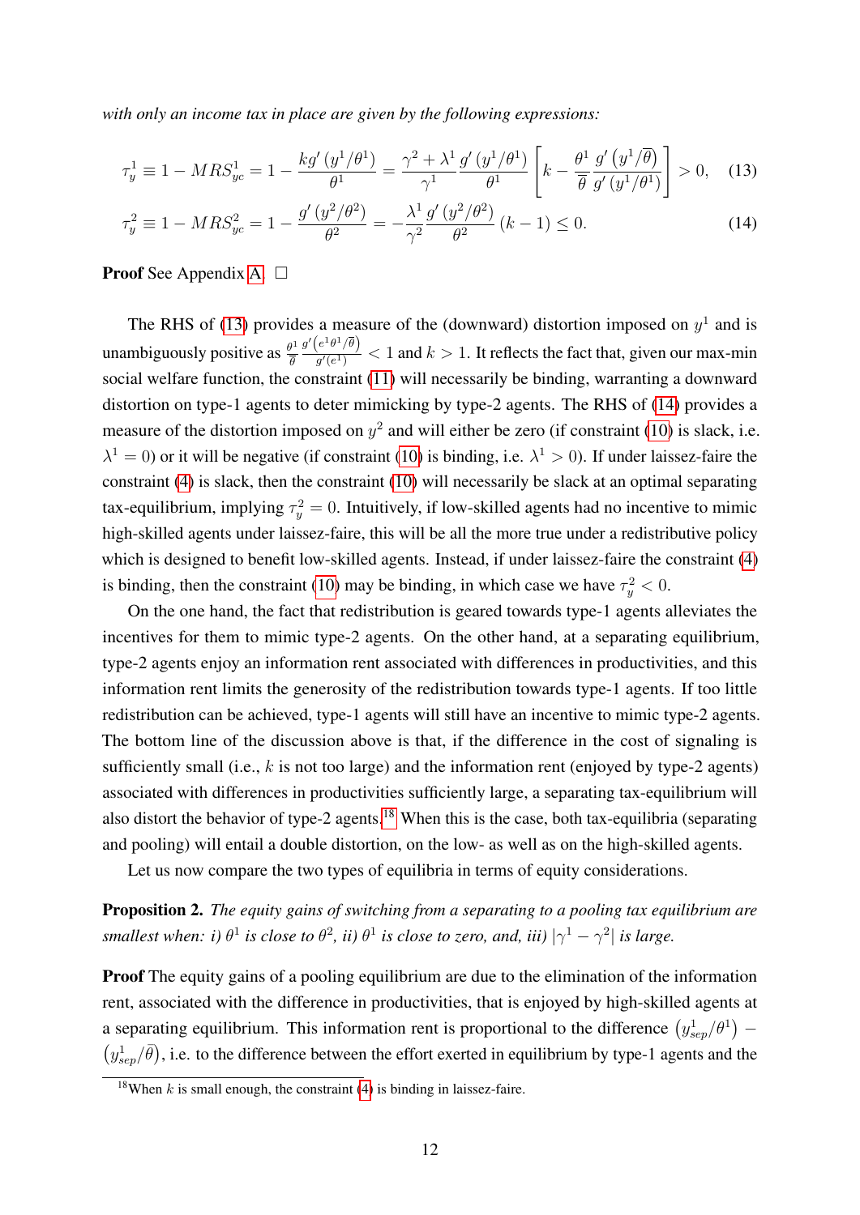*with only an income tax in place are given by the following expressions:*

$$\tau_y^1 \equiv 1 - MRS_{yc}^1 = 1 - \frac{kg'\left(y^1/\theta^1\right)}{\theta^1} = \frac{\gamma^2 + \lambda^1}{\gamma^1} \frac{g'\left(y^1/\theta^1\right)}{\theta^1} \left[k - \frac{\theta^1}{\overline{\theta}} \frac{g'\left(y^1/\overline{\theta}\right)}{g'\left(y^1/\theta^1\right)}\right] > 0, \quad (13)$$

$$\tau_y^2 \equiv 1 - MRS_{yc}^2 = 1 - \frac{g'\left(y^2/\theta^2\right)}{\theta^2} = -\frac{\lambda^1}{\gamma^2} \frac{g'\left(y^2/\theta^2\right)}{\theta^2} (k-1) \leq 0. \quad (14)$$

**Proof** See Appendix A. □

The RHS of (13) provides a measure of the (downward) distortion imposed on $y^1$ and is unambiguously positive as $\frac{\theta^1}{\overline{\theta}} \frac{g'\left(e^1\theta^1/\overline{\theta}\right)}{g'(e^1)} < 1$ and $k > 1$. It reflects the fact that, given our max-min social welfare function, the constraint (11) will necessarily be binding, warranting a downward distortion on type-1 agents to deter mimicking by type-2 agents. The RHS of (14) provides a measure of the distortion imposed on $y^2$ and will either be zero (if constraint (10) is slack, i.e. $\lambda^1 = 0$) or it will be negative (if constraint (10) is binding, i.e. $\lambda^1 > 0$). If under laissez-faire the constraint (4) is slack, then the constraint (10) will necessarily be slack at an optimal separating tax-equilibrium, implying $\tau_y^2 = 0$. Intuitively, if low-skilled agents had no incentive to mimic high-skilled agents under laissez-faire, this will be all the more true under a redistributive policy which is designed to benefit low-skilled agents. Instead, if under laissez-faire the constraint (4) is binding, then the constraint (10) may be binding, in which case we have $\tau_y^2 < 0$.

On the one hand, the fact that redistribution is geared towards type-1 agents alleviates the incentives for them to mimic type-2 agents. On the other hand, at a separating equilibrium, type-2 agents enjoy an information rent associated with differences in productivities, and this information rent limits the generosity of the redistribution towards type-1 agents. If too little redistribution can be achieved, type-1 agents will still have an incentive to mimic type-2 agents. The bottom line of the discussion above is that, if the difference in the cost of signaling is sufficiently small (i.e., $k$ is not too large) and the information rent (enjoyed by type-2 agents) associated with differences in productivities sufficiently large, a separating tax-equilibrium will also distort the behavior of type-2 agents.[18] When this is the case, both tax-equilibria (separating and pooling) will entail a double distortion, on the low- as well as on the high-skilled agents.

Let us now compare the two types of equilibria in terms of equity considerations.

**Proposition 2.** *The equity gains of switching from a separating to a pooling tax equilibrium are smallest when: i) $\theta^1$ is close to $\theta^2$, ii) $\theta^1$ is close to zero, and, iii) $|\gamma^1 - \gamma^2|$ is large.*

**Proof** The equity gains of a pooling equilibrium are due to the elimination of the information rent, associated with the difference in productivities, that is enjoyed by high-skilled agents at a separating equilibrium. This information rent is proportional to the difference $\left(y_{sep}^1/\theta^1\right) - \left(y_{sep}^1/\overline{\theta}\right)$, i.e. to the difference between the effort exerted in equilibrium by type-1 agents and the

[18] When $k$ is small enough, the constraint (4) is binding in laissez-faire.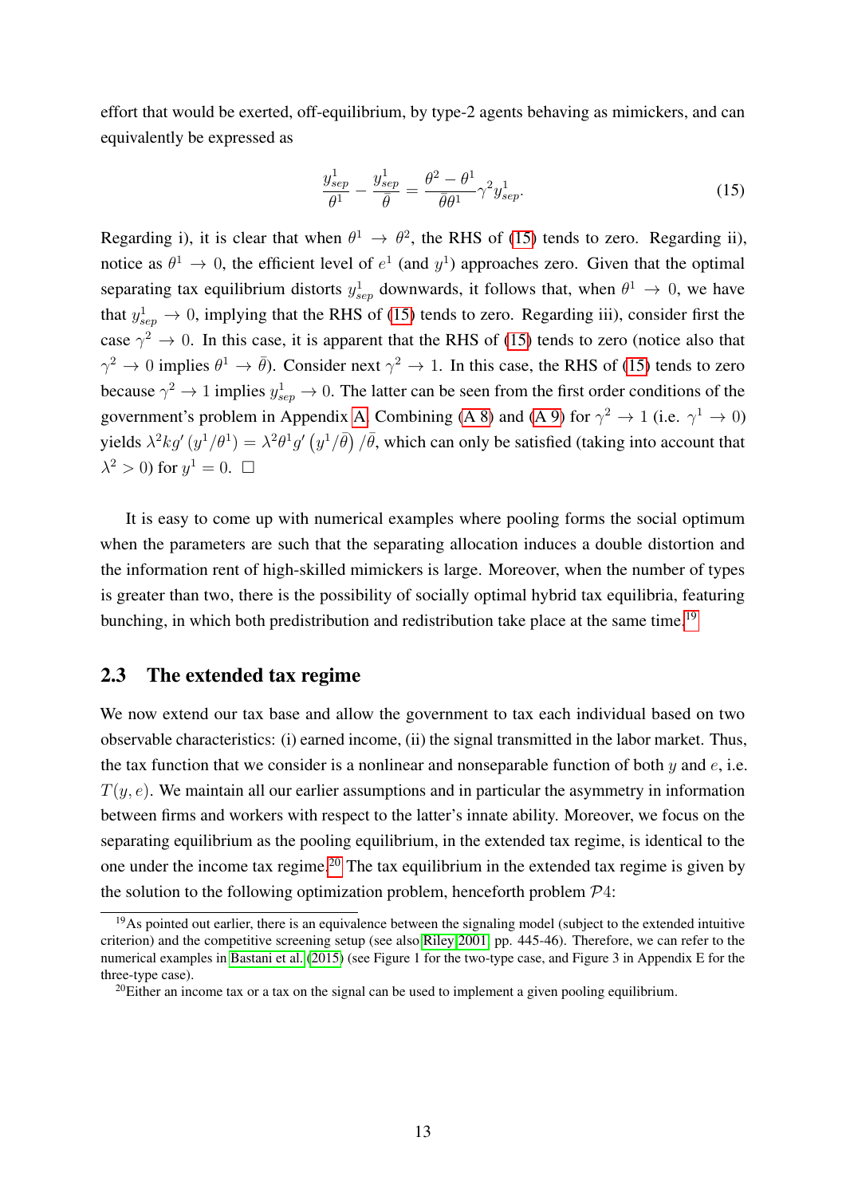effort that would be exerted, off-equilibrium, by type-2 agents behaving as mimickers, and can equivalently be expressed as

$$\frac{y^1_{sep}}{\theta^1} - \frac{y^1_{sep}}{\bar{\theta}} = \frac{\theta^2 - \theta^1}{\bar{\theta}\theta^1}\gamma^2 y^1_{sep}. \tag{15}$$

Regarding i), it is clear that when $\theta^1 \to \theta^2$, the RHS of (15) tends to zero. Regarding ii), notice as $\theta^1 \to 0$, the efficient level of $e^1$ (and $y^1$) approaches zero. Given that the optimal separating tax equilibrium distorts $y^1_{sep}$ downwards, it follows that, when $\theta^1 \to 0$, we have that $y^1_{sep} \to 0$, implying that the RHS of (15) tends to zero. Regarding iii), consider first the case $\gamma^2 \to 0$. In this case, it is apparent that the RHS of (15) tends to zero (notice also that $\gamma^2 \to 0$ implies $\theta^1 \to \bar{\theta}$). Consider next $\gamma^2 \to 1$. In this case, the RHS of (15) tends to zero because $\gamma^2 \to 1$ implies $y^1_{sep} \to 0$. The latter can be seen from the first order conditions of the government's problem in Appendix A. Combining (A 8) and (A 9) for $\gamma^2 \to 1$ (i.e. $\gamma^1 \to 0$) yields $\lambda^2 k g'(y^1/\theta^1) = \lambda^2 \theta^1 g'(y^1/\bar{\theta})/\bar{\theta}$, which can only be satisfied (taking into account that $\lambda^2 > 0$) for $y^1 = 0$. $\square$

It is easy to come up with numerical examples where pooling forms the social optimum when the parameters are such that the separating allocation induces a double distortion and the information rent of high-skilled mimickers is large. Moreover, when the number of types is greater than two, there is the possibility of socially optimal hybrid tax equilibria, featuring bunching, in which both predistribution and redistribution take place at the same time.[19]

## 2.3 The extended tax regime

We now extend our tax base and allow the government to tax each individual based on two observable characteristics: (i) earned income, (ii) the signal transmitted in the labor market. Thus, the tax function that we consider is a nonlinear and nonseparable function of both $y$ and $e$, i.e. $T(y, e)$. We maintain all our earlier assumptions and in particular the asymmetry in information between firms and workers with respect to the latter's innate ability. Moreover, we focus on the separating equilibrium as the pooling equilibrium, in the extended tax regime, is identical to the one under the income tax regime.[20] The tax equilibrium in the extended tax regime is given by the solution to the following optimization problem, henceforth problem $\mathcal{P}4$:

[19] As pointed out earlier, there is an equivalence between the signaling model (subject to the extended intuitive criterion) and the competitive screening setup (see also Riley 2001, pp. 445-46). Therefore, we can refer to the numerical examples in Bastani et al. (2015) (see Figure 1 for the two-type case, and Figure 3 in Appendix E for the three-type case).

[20] Either an income tax or a tax on the signal can be used to implement a given pooling equilibrium.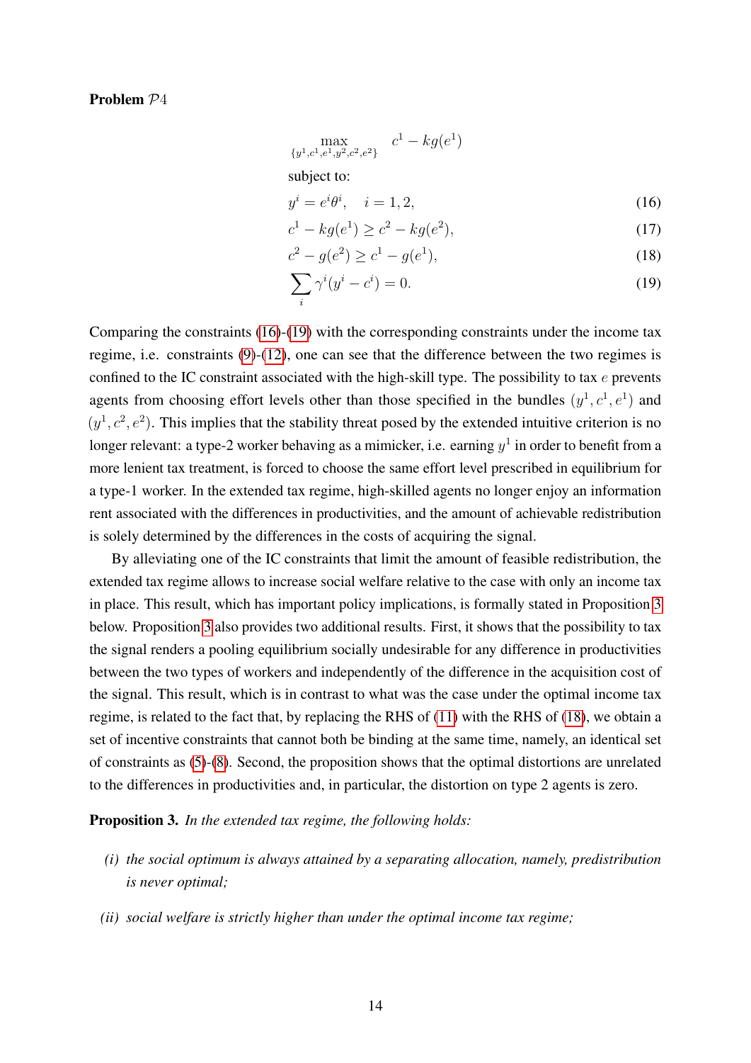**Problem $\mathcal{P}4$**

$$\max_{\{y^1,c^1,e^1,y^2,c^2,e^2\}} \quad c^1 - kg(e^1)$$

subject to:

$$y^i = e^i\theta^i, \quad i = 1, 2, \tag{16}$$

$$c^1 - kg(e^1) \geq c^2 - kg(e^2), \tag{17}$$

$$c^2 - g(e^2) \geq c^1 - g(e^1), \tag{18}$$

$$\sum_i \gamma^i(y^i - c^i) = 0. \tag{19}$$

Comparing the constraints (16)-(19) with the corresponding constraints under the income tax regime, i.e. constraints (9)-(12), one can see that the difference between the two regimes is confined to the IC constraint associated with the high-skill type. The possibility to tax $e$ prevents agents from choosing effort levels other than those specified in the bundles $(y^1, c^1, e^1)$ and $(y^1, c^2, e^2)$. This implies that the stability threat posed by the extended intuitive criterion is no longer relevant: a type-2 worker behaving as a mimicker, i.e. earning $y^1$ in order to benefit from a more lenient tax treatment, is forced to choose the same effort level prescribed in equilibrium for a type-1 worker. In the extended tax regime, high-skilled agents no longer enjoy an information rent associated with the differences in productivities, and the amount of achievable redistribution is solely determined by the differences in the costs of acquiring the signal.

By alleviating one of the IC constraints that limit the amount of feasible redistribution, the extended tax regime allows to increase social welfare relative to the case with only an income tax in place. This result, which has important policy implications, is formally stated in Proposition 3 below. Proposition 3 also provides two additional results. First, it shows that the possibility to tax the signal renders a pooling equilibrium socially undesirable for any difference in productivities between the two types of workers and independently of the difference in the acquisition cost of the signal. This result, which is in contrast to what was the case under the optimal income tax regime, is related to the fact that, by replacing the RHS of (11) with the RHS of (18), we obtain a set of incentive constraints that cannot both be binding at the same time, namely, an identical set of constraints as (5)-(8). Second, the proposition shows that the optimal distortions are unrelated to the differences in productivities and, in particular, the distortion on type 2 agents is zero.

**Proposition 3.** *In the extended tax regime, the following holds:*

*(i) the social optimum is always attained by a separating allocation, namely, predistribution is never optimal;*

*(ii) social welfare is strictly higher than under the optimal income tax regime;*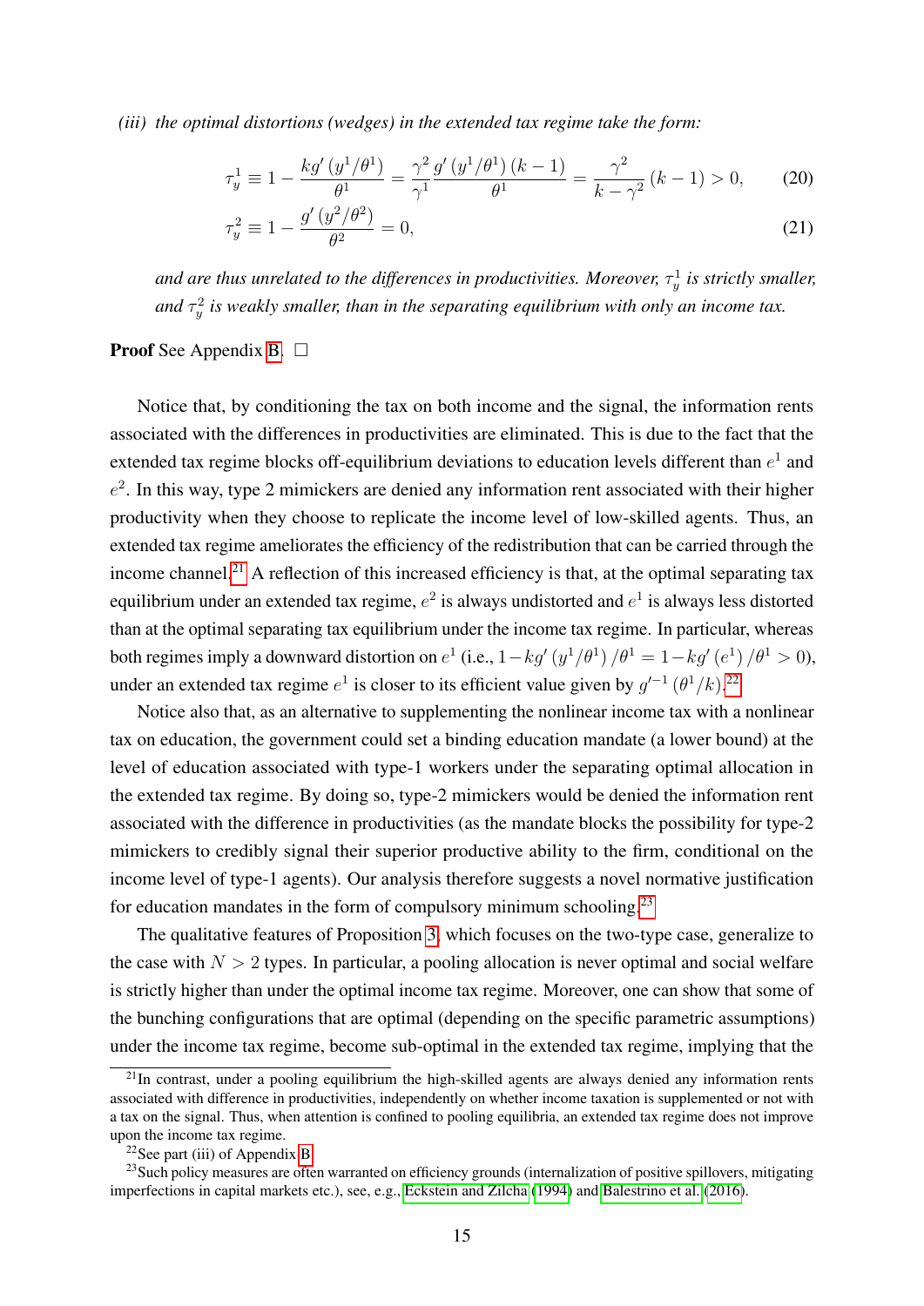*(iii) the optimal distortions (wedges) in the extended tax regime take the form:*

$$\tau_y^1 \equiv 1 - \frac{kg'\left(y^1/\theta^1\right)}{\theta^1} = \frac{\gamma^2}{\gamma^1}\frac{g'\left(y^1/\theta^1\right)(k-1)}{\theta^1} = \frac{\gamma^2}{k-\gamma^2}(k-1) > 0, \tag{20}$$

$$\tau_y^2 \equiv 1 - \frac{g'\left(y^2/\theta^2\right)}{\theta^2} = 0, \tag{21}$$

*and are thus unrelated to the differences in productivities. Moreover, $\tau_y^1$ is strictly smaller, and $\tau_y^2$ is weakly smaller, than in the separating equilibrium with only an income tax.*

**Proof** See Appendix B. □

Notice that, by conditioning the tax on both income and the signal, the information rents associated with the differences in productivities are eliminated. This is due to the fact that the extended tax regime blocks off-equilibrium deviations to education levels different than $e^1$ and $e^2$. In this way, type 2 mimickers are denied any information rent associated with their higher productivity when they choose to replicate the income level of low-skilled agents. Thus, an extended tax regime ameliorates the efficiency of the redistribution that can be carried through the income channel.[21] A reflection of this increased efficiency is that, at the optimal separating tax equilibrium under an extended tax regime, $e^2$ is always undistorted and $e^1$ is always less distorted than at the optimal separating tax equilibrium under the income tax regime. In particular, whereas both regimes imply a downward distortion on $e^1$ (i.e., $1-kg'\left(y^1/\theta^1\right)/\theta^1 = 1-kg'\left(e^1\right)/\theta^1 > 0$), under an extended tax regime $e^1$ is closer to its efficient value given by $g'^{-1}\left(\theta^1/k\right)$.[22]

Notice also that, as an alternative to supplementing the nonlinear income tax with a nonlinear tax on education, the government could set a binding education mandate (a lower bound) at the level of education associated with type-1 workers under the separating optimal allocation in the extended tax regime. By doing so, type-2 mimickers would be denied the information rent associated with the difference in productivities (as the mandate blocks the possibility for type-2 mimickers to credibly signal their superior productive ability to the firm, conditional on the income level of type-1 agents). Our analysis therefore suggests a novel normative justification for education mandates in the form of compulsory minimum schooling.[23]

The qualitative features of Proposition 3, which focuses on the two-type case, generalize to the case with $N > 2$ types. In particular, a pooling allocation is never optimal and social welfare is strictly higher than under the optimal income tax regime. Moreover, one can show that some of the bunching configurations that are optimal (depending on the specific parametric assumptions) under the income tax regime, become sub-optimal in the extended tax regime, implying that the

[21] In contrast, under a pooling equilibrium the high-skilled agents are always denied any information rents associated with difference in productivities, independently on whether income taxation is supplemented or not with a tax on the signal. Thus, when attention is confined to pooling equilibria, an extended tax regime does not improve upon the income tax regime.

[22] See part (iii) of Appendix B.

[23] Such policy measures are often warranted on efficiency grounds (internalization of positive spillovers, mitigating imperfections in capital markets etc.), see, e.g., Eckstein and Zilcha (1994) and Balestrino et al. (2016).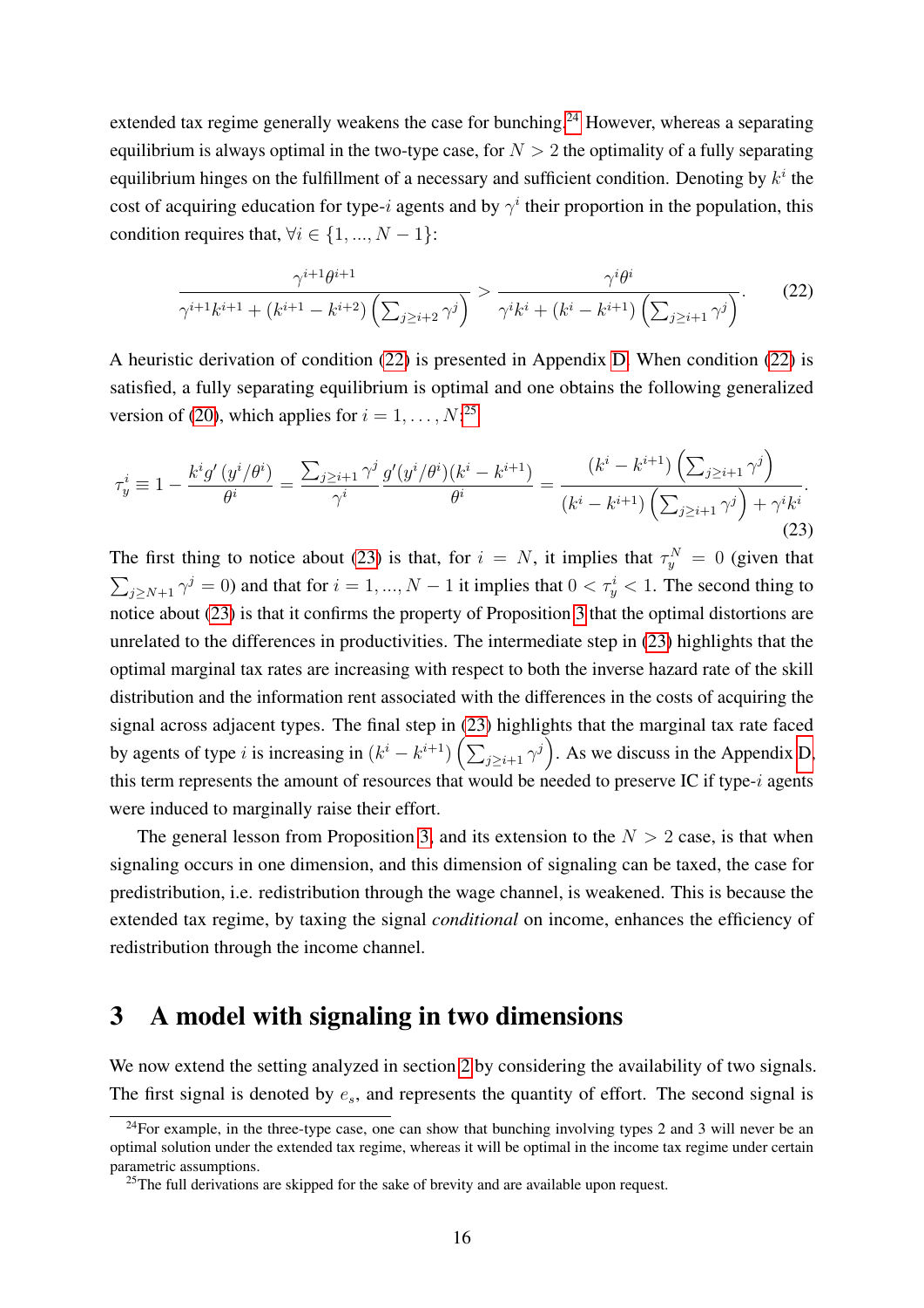extended tax regime generally weakens the case for bunching.[24] However, whereas a separating equilibrium is always optimal in the two-type case, for $N > 2$ the optimality of a fully separating equilibrium hinges on the fulfillment of a necessary and sufficient condition. Denoting by $k^i$ the cost of acquiring education for type-$i$ agents and by $\gamma^i$ their proportion in the population, this condition requires that, $\forall i \in \{1, ..., N-1\}$:

$$\frac{\gamma^{i+1}\theta^{i+1}}{\gamma^{i+1}k^{i+1} + \left(k^{i+1} - k^{i+2}\right)\left(\sum_{j \geq i+2} \gamma^j\right)} > \frac{\gamma^i \theta^i}{\gamma^i k^i + \left(k^i - k^{i+1}\right)\left(\sum_{j \geq i+1} \gamma^j\right)}. \tag{22}$$

A heuristic derivation of condition (22) is presented in Appendix D. When condition (22) is satisfied, a fully separating equilibrium is optimal and one obtains the following generalized version of (20), which applies for $i = 1, \ldots, N$:[25]

$$\tau_y^i \equiv 1 - \frac{k^i g'\left(y^i/\theta^i\right)}{\theta^i} = \frac{\sum_{j \geq i+1} \gamma^j}{\gamma^i} \frac{g'(y^i/\theta^i)(k^i - k^{i+1})}{\theta^i} = \frac{\left(k^i - k^{i+1}\right)\left(\sum_{j \geq i+1} \gamma^j\right)}{\left(k^i - k^{i+1}\right)\left(\sum_{j \geq i+1} \gamma^j\right) + \gamma^i k^i}. \tag{23}$$

The first thing to notice about (23) is that, for $i = N$, it implies that $\tau_y^N = 0$ (given that $\sum_{j \geq N+1} \gamma^j = 0$) and that for $i = 1, ..., N-1$ it implies that $0 < \tau_y^i < 1$. The second thing to notice about (23) is that it confirms the property of Proposition 3 that the optimal distortions are unrelated to the differences in productivities. The intermediate step in (23) highlights that the optimal marginal tax rates are increasing with respect to both the inverse hazard rate of the skill distribution and the information rent associated with the differences in the costs of acquiring the signal across adjacent types. The final step in (23) highlights that the marginal tax rate faced by agents of type $i$ is increasing in $\left(k^i - k^{i+1}\right)\left(\sum_{j \geq i+1} \gamma^j\right)$. As we discuss in the Appendix D, this term represents the amount of resources that would be needed to preserve IC if type-$i$ agents were induced to marginally raise their effort.

The general lesson from Proposition 3, and its extension to the $N > 2$ case, is that when signaling occurs in one dimension, and this dimension of signaling can be taxed, the case for predistribution, i.e. redistribution through the wage channel, is weakened. This is because the extended tax regime, by taxing the signal *conditional* on income, enhances the efficiency of redistribution through the income channel.

# 3 A model with signaling in two dimensions

We now extend the setting analyzed in section 2 by considering the availability of two signals. The first signal is denoted by $e_s$, and represents the quantity of effort. The second signal is

[24] For example, in the three-type case, one can show that bunching involving types 2 and 3 will never be an optimal solution under the extended tax regime, whereas it will be optimal in the income tax regime under certain parametric assumptions.

[25] The full derivations are skipped for the sake of brevity and are available upon request.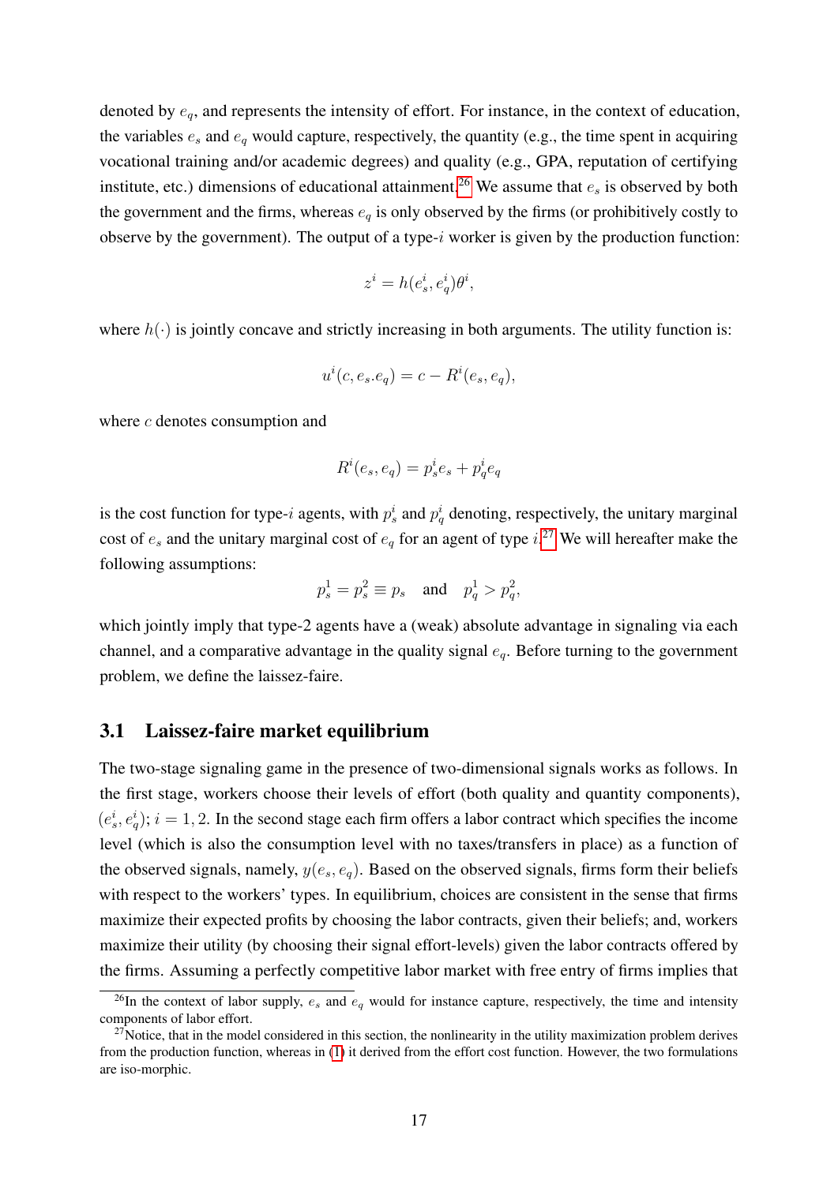denoted by $e_q$, and represents the intensity of effort. For instance, in the context of education, the variables $e_s$ and $e_q$ would capture, respectively, the quantity (e.g., the time spent in acquiring vocational training and/or academic degrees) and quality (e.g., GPA, reputation of certifying institute, etc.) dimensions of educational attainment.[26] We assume that $e_s$ is observed by both the government and the firms, whereas $e_q$ is only observed by the firms (or prohibitively costly to observe by the government). The output of a type-$i$ worker is given by the production function:

$$z^i = h(e_s^i, e_q^i)\theta^i,$$

where $h(\cdot)$ is jointly concave and strictly increasing in both arguments. The utility function is:

$$u^i(c, e_s.e_q) = c - R^i(e_s, e_q),$$

where $c$ denotes consumption and

$$R^i(e_s, e_q) = p_s^i e_s + p_q^i e_q$$

is the cost function for type-$i$ agents, with $p_s^i$ and $p_q^i$ denoting, respectively, the unitary marginal cost of $e_s$ and the unitary marginal cost of $e_q$ for an agent of type $i$.[27] We will hereafter make the following assumptions:

$$p_s^1 = p_s^2 \equiv p_s \quad \text{and} \quad p_q^1 > p_q^2,$$

which jointly imply that type-2 agents have a (weak) absolute advantage in signaling via each channel, and a comparative advantage in the quality signal $e_q$. Before turning to the government problem, we define the laissez-faire.

## 3.1 Laissez-faire market equilibrium

The two-stage signaling game in the presence of two-dimensional signals works as follows. In the first stage, workers choose their levels of effort (both quality and quantity components), $(e_s^i, e_q^i)$; $i = 1, 2$. In the second stage each firm offers a labor contract which specifies the income level (which is also the consumption level with no taxes/transfers in place) as a function of the observed signals, namely, $y(e_s, e_q)$. Based on the observed signals, firms form their beliefs with respect to the workers' types. In equilibrium, choices are consistent in the sense that firms maximize their expected profits by choosing the labor contracts, given their beliefs; and, workers maximize their utility (by choosing their signal effort-levels) given the labor contracts offered by the firms. Assuming a perfectly competitive labor market with free entry of firms implies that

[26] In the context of labor supply, $e_s$ and $e_q$ would for instance capture, respectively, the time and intensity components of labor effort.

[27] Notice, that in the model considered in this section, the nonlinearity in the utility maximization problem derives from the production function, whereas in (1) it derived from the effort cost function. However, the two formulations are iso-morphic.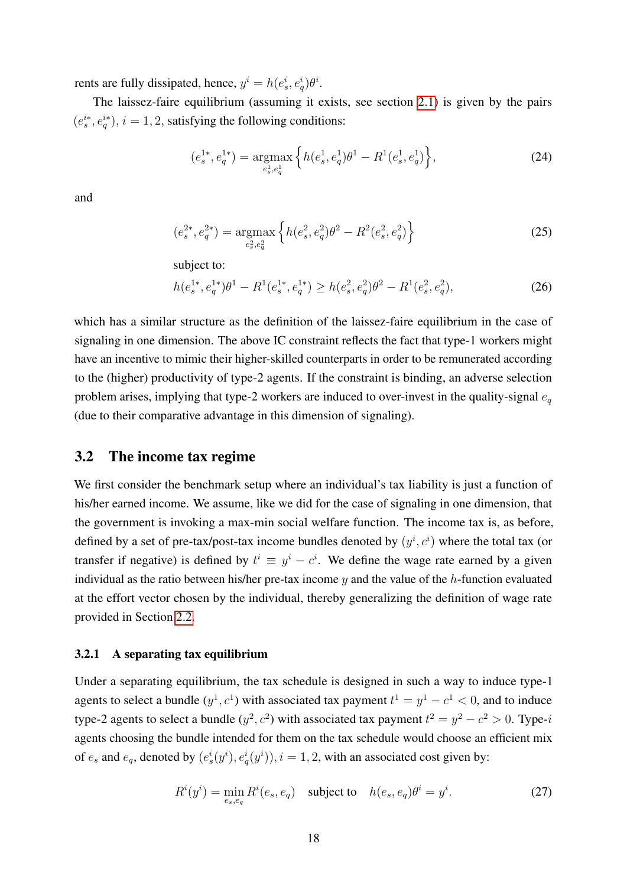rents are fully dissipated, hence, $y^i = h(e^i_s, e^i_q)\theta^i$.

The laissez-faire equilibrium (assuming it exists, see section 2.1) is given by the pairs $(e^{i*}_s, e^{i*}_q)$, $i = 1, 2$, satisfying the following conditions:

$$(e^{1*}_s, e^{1*}_q) = \underset{e^1_s, e^1_q}{\operatorname{argmax}} \Big\{ h(e^1_s, e^1_q)\theta^1 - R^1(e^1_s, e^1_q) \Big\}, \tag{24}$$

and

$$(e^{2*}_s, e^{2*}_q) = \underset{e^2_s, e^2_q}{\operatorname{argmax}} \Big\{ h(e^2_s, e^2_q)\theta^2 - R^2(e^2_s, e^2_q) \Big\} \tag{25}$$

subject to:

$$h(e^{1*}_s, e^{1*}_q)\theta^1 - R^1(e^{1*}_s, e^{1*}_q) \geq h(e^2_s, e^2_q)\theta^2 - R^1(e^2_s, e^2_q), \tag{26}$$

which has a similar structure as the definition of the laissez-faire equilibrium in the case of signaling in one dimension. The above IC constraint reflects the fact that type-1 workers might have an incentive to mimic their higher-skilled counterparts in order to be remunerated according to the (higher) productivity of type-2 agents. If the constraint is binding, an adverse selection problem arises, implying that type-2 workers are induced to over-invest in the quality-signal $e_q$ (due to their comparative advantage in this dimension of signaling).

## 3.2 The income tax regime

We first consider the benchmark setup where an individual's tax liability is just a function of his/her earned income. We assume, like we did for the case of signaling in one dimension, that the government is invoking a max-min social welfare function. The income tax is, as before, defined by a set of pre-tax/post-tax income bundles denoted by $(y^i, c^i)$ where the total tax (or transfer if negative) is defined by $t^i \equiv y^i - c^i$. We define the wage rate earned by a given individual as the ratio between his/her pre-tax income $y$ and the value of the $h$-function evaluated at the effort vector chosen by the individual, thereby generalizing the definition of wage rate provided in Section 2.2.

### 3.2.1 A separating tax equilibrium

Under a separating equilibrium, the tax schedule is designed in such a way to induce type-1 agents to select a bundle $(y^1, c^1)$ with associated tax payment $t^1 = y^1 - c^1 < 0$, and to induce type-2 agents to select a bundle $(y^2, c^2)$ with associated tax payment $t^2 = y^2 - c^2 > 0$. Type-$i$ agents choosing the bundle intended for them on the tax schedule would choose an efficient mix of $e_s$ and $e_q$, denoted by $(e^i_s(y^i), e^i_q(y^i))$, $i = 1, 2$, with an associated cost given by:

$$R^i(y^i) = \min_{e_s, e_q} R^i(e_s, e_q) \quad \text{subject to} \quad h(e_s, e_q)\theta^i = y^i. \tag{27}$$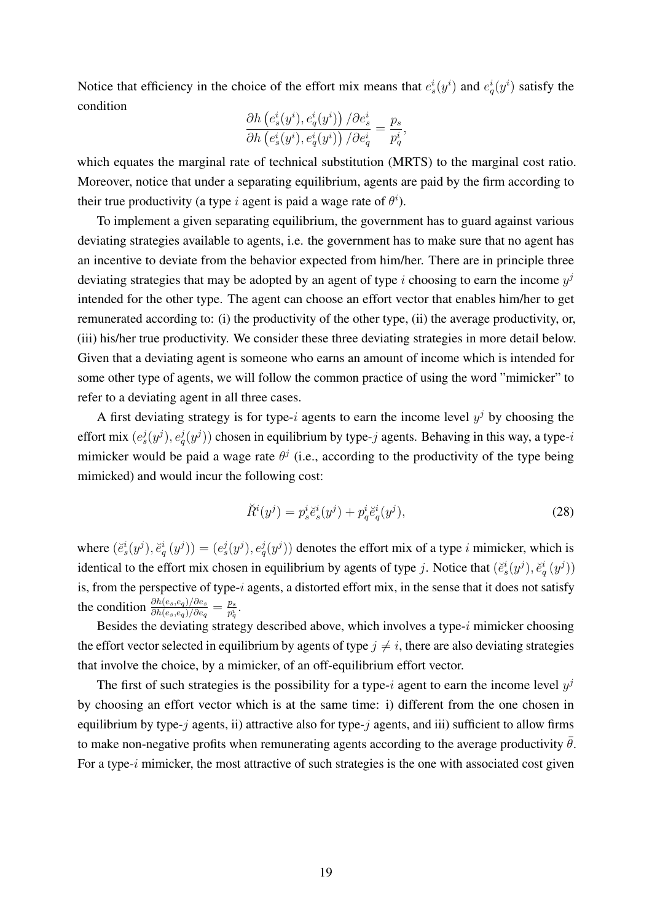Notice that efficiency in the choice of the effort mix means that $e_s^i(y^i)$ and $e_q^i(y^i)$ satisfy the condition

$$\frac{\partial h\left(e_s^i(y^i), e_q^i(y^i)\right)/\partial e_s^i}{\partial h\left(e_s^i(y^i), e_q^i(y^i)\right)/\partial e_q^i} = \frac{p_s}{p_q^i},$$

which equates the marginal rate of technical substitution (MRTS) to the marginal cost ratio. Moreover, notice that under a separating equilibrium, agents are paid by the firm according to their true productivity (a type $i$ agent is paid a wage rate of $\theta^i$).

To implement a given separating equilibrium, the government has to guard against various deviating strategies available to agents, i.e. the government has to make sure that no agent has an incentive to deviate from the behavior expected from him/her. There are in principle three deviating strategies that may be adopted by an agent of type $i$ choosing to earn the income $y^j$ intended for the other type. The agent can choose an effort vector that enables him/her to get remunerated according to: (i) the productivity of the other type, (ii) the average productivity, or, (iii) his/her true productivity. We consider these three deviating strategies in more detail below. Given that a deviating agent is someone who earns an amount of income which is intended for some other type of agents, we will follow the common practice of using the word "mimicker" to refer to a deviating agent in all three cases.

A first deviating strategy is for type-$i$ agents to earn the income level $y^j$ by choosing the effort mix $(e_s^j(y^j), e_q^j(y^j))$ chosen in equilibrium by type-$j$ agents. Behaving in this way, a type-$i$ mimicker would be paid a wage rate $\theta^j$ (i.e., according to the productivity of the type being mimicked) and would incur the following cost:

$$\breve{R}^i(y^j) = p_s^i \breve{e}_s^i(y^j) + p_q^i \breve{e}_q^i(y^j), \tag{28}$$

where $(\breve{e}_s^i(y^j), \breve{e}_q^i(y^j)) = (e_s^j(y^j), e_q^j(y^j))$ denotes the effort mix of a type $i$ mimicker, which is identical to the effort mix chosen in equilibrium by agents of type $j$. Notice that $(\breve{e}_s^i(y^j), \breve{e}_q^i(y^j))$ is, from the perspective of type-$i$ agents, a distorted effort mix, in the sense that it does not satisfy the condition $\frac{\partial h(e_s, e_q)/\partial e_s}{\partial h(e_s, e_q)/\partial e_q} = \frac{p_s}{p_q^i}$.

Besides the deviating strategy described above, which involves a type-$i$ mimicker choosing the effort vector selected in equilibrium by agents of type $j \neq i$, there are also deviating strategies that involve the choice, by a mimicker, of an off-equilibrium effort vector.

The first of such strategies is the possibility for a type-$i$ agent to earn the income level $y^j$ by choosing an effort vector which is at the same time: i) different from the one chosen in equilibrium by type-$j$ agents, ii) attractive also for type-$j$ agents, and iii) sufficient to allow firms to make non-negative profits when remunerating agents according to the average productivity $\bar{\theta}$. For a type-$i$ mimicker, the most attractive of such strategies is the one with associated cost given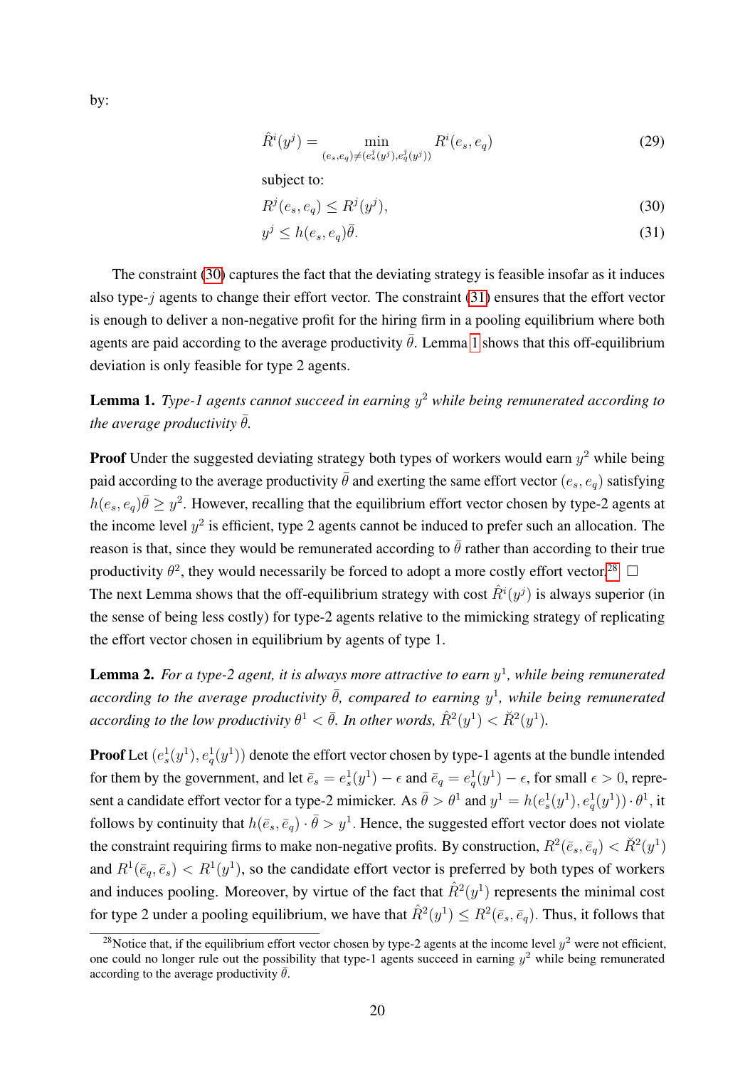by:

$$\hat{R}^i(y^j) = \min_{(e_s,e_q)\neq(e_s^j(y^j),e_q^j(y^j))} R^i(e_s,e_q) \tag{29}$$

subject to:

$$R^j(e_s,e_q) \leq R^j(y^j), \tag{30}$$

$$y^j \leq h(e_s,e_q)\bar{\theta}. \tag{31}$$

The constraint (30) captures the fact that the deviating strategy is feasible insofar as it induces also type-$j$ agents to change their effort vector. The constraint (31) ensures that the effort vector is enough to deliver a non-negative profit for the hiring firm in a pooling equilibrium where both agents are paid according to the average productivity $\bar{\theta}$. Lemma 1 shows that this off-equilibrium deviation is only feasible for type 2 agents.

**Lemma 1.** *Type-1 agents cannot succeed in earning $y^2$ while being remunerated according to the average productivity $\bar{\theta}$.*

**Proof** Under the suggested deviating strategy both types of workers would earn $y^2$ while being paid according to the average productivity $\bar{\theta}$ and exerting the same effort vector $(e_s, e_q)$ satisfying $h(e_s,e_q)\bar{\theta} \geq y^2$. However, recalling that the equilibrium effort vector chosen by type-2 agents at the income level $y^2$ is efficient, type 2 agents cannot be induced to prefer such an allocation. The reason is that, since they would be remunerated according to $\bar{\theta}$ rather than according to their true productivity $\theta^2$, they would necessarily be forced to adopt a more costly effort vector.[28] $\square$

The next Lemma shows that the off-equilibrium strategy with cost $\hat{R}^i(y^j)$ is always superior (in the sense of being less costly) for type-2 agents relative to the mimicking strategy of replicating the effort vector chosen in equilibrium by agents of type 1.

**Lemma 2.** *For a type-2 agent, it is always more attractive to earn $y^1$, while being remunerated according to the average productivity $\bar{\theta}$, compared to earning $y^1$, while being remunerated according to the low productivity $\theta^1 < \bar{\theta}$. In other words, $\hat{R}^2(y^1) < \breve{R}^2(y^1)$.*

**Proof** Let $(e_s^1(y^1), e_q^1(y^1))$ denote the effort vector chosen by type-1 agents at the bundle intended for them by the government, and let $\bar{e}_s = e_s^1(y^1) - \epsilon$ and $\bar{e}_q = e_q^1(y^1) - \epsilon$, for small $\epsilon > 0$, represent a candidate effort vector for a type-2 mimicker. As $\bar{\theta} > \theta^1$ and $y^1 = h(e_s^1(y^1), e_q^1(y^1)) \cdot \theta^1$, it follows by continuity that $h(\bar{e}_s, \bar{e}_q) \cdot \bar{\theta} > y^1$. Hence, the suggested effort vector does not violate the constraint requiring firms to make non-negative profits. By construction, $R^2(\bar{e}_s, \bar{e}_q) < \breve{R}^2(y^1)$ and $R^1(\bar{e}_q, \bar{e}_s) < R^1(y^1)$, so the candidate effort vector is preferred by both types of workers and induces pooling. Moreover, by virtue of the fact that $\hat{R}^2(y^1)$ represents the minimal cost for type 2 under a pooling equilibrium, we have that $\hat{R}^2(y^1) \leq R^2(\bar{e}_s, \bar{e}_q)$. Thus, it follows that

[28] Notice that, if the equilibrium effort vector chosen by type-2 agents at the income level $y^2$ were not efficient, one could no longer rule out the possibility that type-1 agents succeed in earning $y^2$ while being remunerated according to the average productivity $\bar{\theta}$.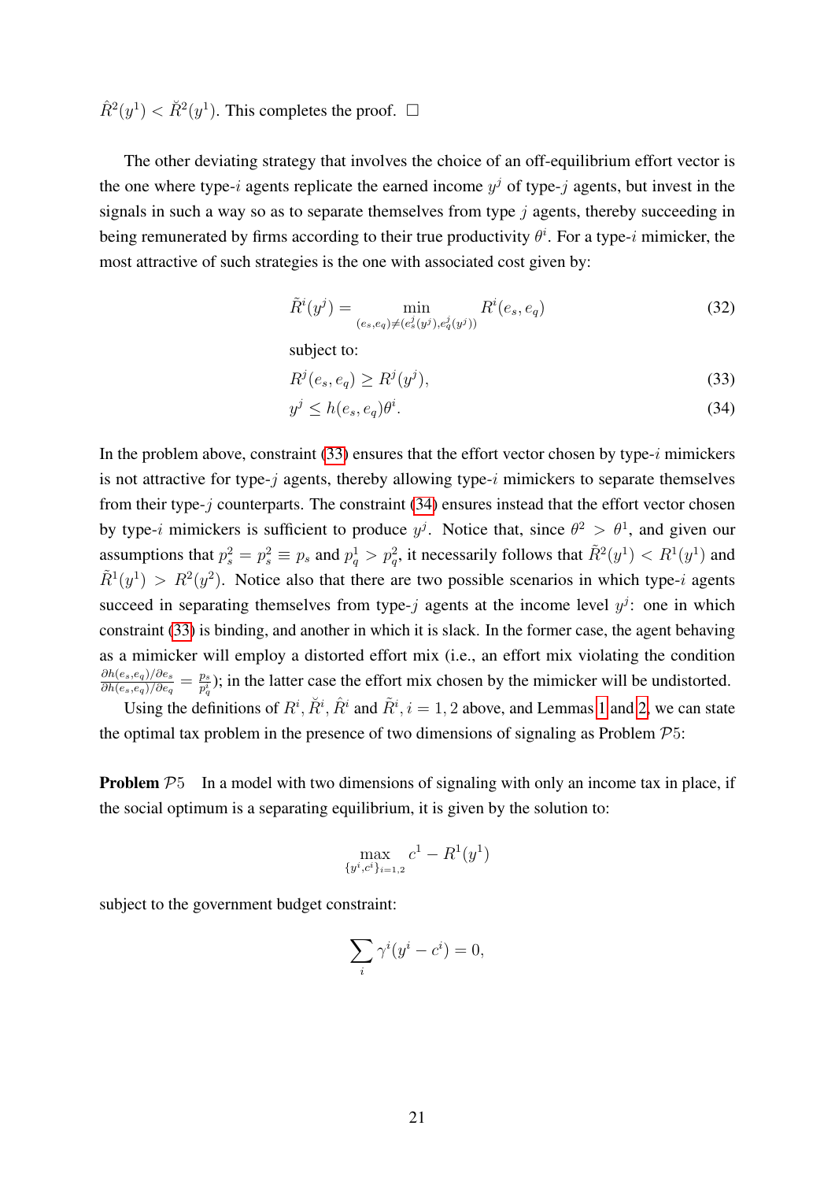$\hat{R}^2(y^1) < \breve{R}^2(y^1)$. This completes the proof. $\square$

The other deviating strategy that involves the choice of an off-equilibrium effort vector is the one where type-$i$ agents replicate the earned income $y^j$ of type-$j$ agents, but invest in the signals in such a way so as to separate themselves from type $j$ agents, thereby succeeding in being remunerated by firms according to their true productivity $\theta^i$. For a type-$i$ mimicker, the most attractive of such strategies is the one with associated cost given by:

$$\tilde{R}^i(y^j) = \min_{(e_s, e_q) \neq (e_s^j(y^j), e_q^j(y^j))} R^i(e_s, e_q) \tag{32}$$

subject to:

$$R^j(e_s, e_q) \geq R^j(y^j), \tag{33}$$

$$y^j \leq h(e_s, e_q)\theta^i. \tag{34}$$

In the problem above, constraint (33) ensures that the effort vector chosen by type-$i$ mimickers is not attractive for type-$j$ agents, thereby allowing type-$i$ mimickers to separate themselves from their type-$j$ counterparts. The constraint (34) ensures instead that the effort vector chosen by type-$i$ mimickers is sufficient to produce $y^j$. Notice that, since $\theta^2 > \theta^1$, and given our assumptions that $p_s^2 = p_s^2 \equiv p_s$ and $p_q^1 > p_q^2$, it necessarily follows that $\tilde{R}^2(y^1) < R^1(y^1)$ and $\tilde{R}^1(y^1) > R^2(y^2)$. Notice also that there are two possible scenarios in which type-$i$ agents succeed in separating themselves from type-$j$ agents at the income level $y^j$: one in which constraint (33) is binding, and another in which it is slack. In the former case, the agent behaving as a mimicker will employ a distorted effort mix (i.e., an effort mix violating the condition $\frac{\partial h(e_s,e_q)/\partial e_s}{\partial h(e_s,e_q)/\partial e_q} = \frac{p_s}{p_q^i}$); in the latter case the effort mix chosen by the mimicker will be undistorted.

Using the definitions of $R^i$, $\breve{R}^i$, $\hat{R}^i$ and $\tilde{R}^i$, $i = 1, 2$ above, and Lemmas 1 and 2, we can state the optimal tax problem in the presence of two dimensions of signaling as Problem $\mathcal{P}5$:

**Problem** $\mathcal{P}5$ In a model with two dimensions of signaling with only an income tax in place, if the social optimum is a separating equilibrium, it is given by the solution to:

$$\max_{\{y^i, c^i\}_{i=1,2}} c^1 - R^1(y^1)$$

subject to the government budget constraint:

$$\sum_i \gamma^i (y^i - c^i) = 0,$$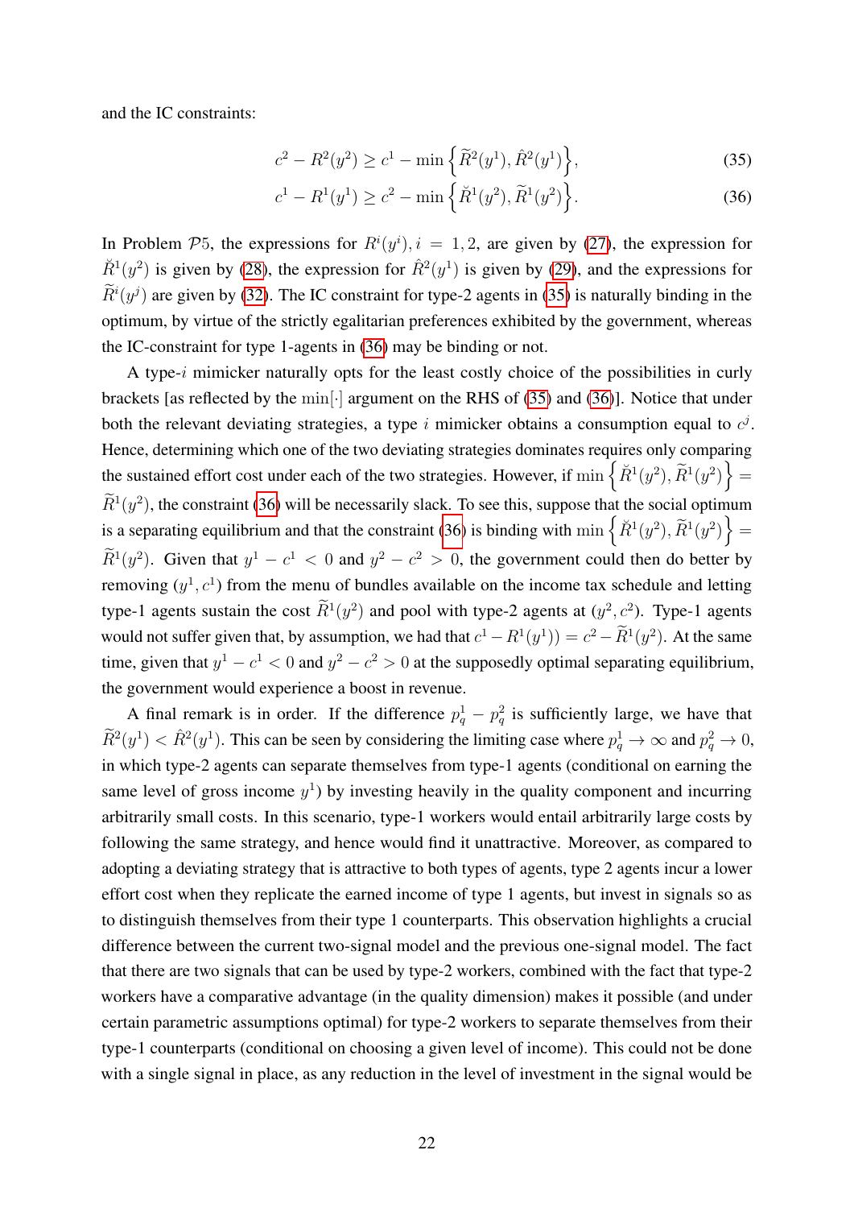and the IC constraints:

$$c^2 - R^2(y^2) \geq c^1 - \min\left\{\widetilde{R}^2(y^1), \hat{R}^2(y^1)\right\}, \tag{35}$$

$$c^1 - R^1(y^1) \geq c^2 - \min\left\{\breve{R}^1(y^2), \widetilde{R}^1(y^2)\right\}. \tag{36}$$

In Problem $\mathcal{P}5$, the expressions for $R^i(y^i), i = 1, 2$, are given by (27), the expression for $\breve{R}^1(y^2)$ is given by (28), the expression for $\hat{R}^2(y^1)$ is given by (29), and the expressions for $\widetilde{R}^i(y^j)$ are given by (32). The IC constraint for type-2 agents in (35) is naturally binding in the optimum, by virtue of the strictly egalitarian preferences exhibited by the government, whereas the IC-constraint for type 1-agents in (36) may be binding or not.

A type-$i$ mimicker naturally opts for the least costly choice of the possibilities in curly brackets [as reflected by the $\min[\cdot]$ argument on the RHS of (35) and (36)]. Notice that under both the relevant deviating strategies, a type $i$ mimicker obtains a consumption equal to $c^j$. Hence, determining which one of the two deviating strategies dominates requires only comparing the sustained effort cost under each of the two strategies. However, if $\min\left\{\breve{R}^1(y^2), \widetilde{R}^1(y^2)\right\} = \widetilde{R}^1(y^2)$, the constraint (36) will be necessarily slack. To see this, suppose that the social optimum is a separating equilibrium and that the constraint (36) is binding with $\min\left\{\breve{R}^1(y^2), \widetilde{R}^1(y^2)\right\} = \widetilde{R}^1(y^2)$. Given that $y^1 - c^1 < 0$ and $y^2 - c^2 > 0$, the government could then do better by removing $(y^1, c^1)$ from the menu of bundles available on the income tax schedule and letting type-1 agents sustain the cost $\widetilde{R}^1(y^2)$ and pool with type-2 agents at $(y^2, c^2)$. Type-1 agents would not suffer given that, by assumption, we had that $c^1 - R^1(y^1)) = c^2 - \widetilde{R}^1(y^2)$. At the same time, given that $y^1 - c^1 < 0$ and $y^2 - c^2 > 0$ at the supposedly optimal separating equilibrium, the government would experience a boost in revenue.

A final remark is in order. If the difference $p_q^1 - p_q^2$ is sufficiently large, we have that $\widetilde{R}^2(y^1) < \hat{R}^2(y^1)$. This can be seen by considering the limiting case where $p_q^1 \to \infty$ and $p_q^2 \to 0$, in which type-2 agents can separate themselves from type-1 agents (conditional on earning the same level of gross income $y^1$) by investing heavily in the quality component and incurring arbitrarily small costs. In this scenario, type-1 workers would entail arbitrarily large costs by following the same strategy, and hence would find it unattractive. Moreover, as compared to adopting a deviating strategy that is attractive to both types of agents, type 2 agents incur a lower effort cost when they replicate the earned income of type 1 agents, but invest in signals so as to distinguish themselves from their type 1 counterparts. This observation highlights a crucial difference between the current two-signal model and the previous one-signal model. The fact that there are two signals that can be used by type-2 workers, combined with the fact that type-2 workers have a comparative advantage (in the quality dimension) makes it possible (and under certain parametric assumptions optimal) for type-2 workers to separate themselves from their type-1 counterparts (conditional on choosing a given level of income). This could not be done with a single signal in place, as any reduction in the level of investment in the signal would be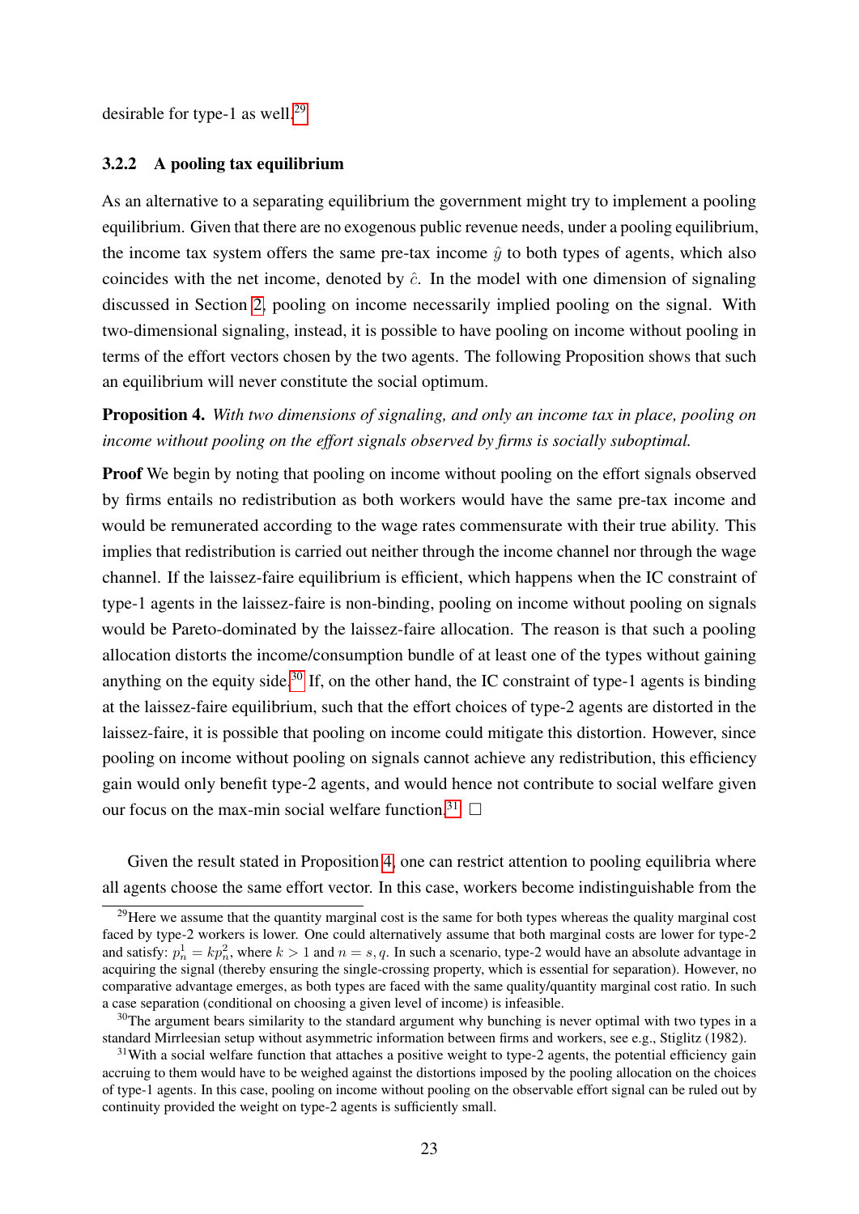desirable for type-1 as well.[29]

### 3.2.2 A pooling tax equilibrium

As an alternative to a separating equilibrium the government might try to implement a pooling equilibrium. Given that there are no exogenous public revenue needs, under a pooling equilibrium, the income tax system offers the same pre-tax income $\hat{y}$ to both types of agents, which also coincides with the net income, denoted by $\hat{c}$. In the model with one dimension of signaling discussed in Section 2, pooling on income necessarily implied pooling on the signal. With two-dimensional signaling, instead, it is possible to have pooling on income without pooling in terms of the effort vectors chosen by the two agents. The following Proposition shows that such an equilibrium will never constitute the social optimum.

**Proposition 4.** *With two dimensions of signaling, and only an income tax in place, pooling on income without pooling on the effort signals observed by firms is socially suboptimal.*

**Proof** We begin by noting that pooling on income without pooling on the effort signals observed by firms entails no redistribution as both workers would have the same pre-tax income and would be remunerated according to the wage rates commensurate with their true ability. This implies that redistribution is carried out neither through the income channel nor through the wage channel. If the laissez-faire equilibrium is efficient, which happens when the IC constraint of type-1 agents in the laissez-faire is non-binding, pooling on income without pooling on signals would be Pareto-dominated by the laissez-faire allocation. The reason is that such a pooling allocation distorts the income/consumption bundle of at least one of the types without gaining anything on the equity side.[30] If, on the other hand, the IC constraint of type-1 agents is binding at the laissez-faire equilibrium, such that the effort choices of type-2 agents are distorted in the laissez-faire, it is possible that pooling on income could mitigate this distortion. However, since pooling on income without pooling on signals cannot achieve any redistribution, this efficiency gain would only benefit type-2 agents, and would hence not contribute to social welfare given our focus on the max-min social welfare function.[31] □

Given the result stated in Proposition 4, one can restrict attention to pooling equilibria where all agents choose the same effort vector. In this case, workers become indistinguishable from the

---

[29] Here we assume that the quantity marginal cost is the same for both types whereas the quality marginal cost faced by type-2 workers is lower. One could alternatively assume that both marginal costs are lower for type-2 and satisfy: $p_n^1 = kp_n^2$, where $k > 1$ and $n = s, q$. In such a scenario, type-2 would have an absolute advantage in acquiring the signal (thereby ensuring the single-crossing property, which is essential for separation). However, no comparative advantage emerges, as both types are faced with the same quality/quantity marginal cost ratio. In such a case separation (conditional on choosing a given level of income) is infeasible.

[30] The argument bears similarity to the standard argument why bunching is never optimal with two types in a standard Mirrleesian setup without asymmetric information between firms and workers, see e.g., Stiglitz (1982).

[31] With a social welfare function that attaches a positive weight to type-2 agents, the potential efficiency gain accruing to them would have to be weighed against the distortions imposed by the pooling allocation on the choices of type-1 agents. In this case, pooling on income without pooling on the observable effort signal can be ruled out by continuity provided the weight on type-2 agents is sufficiently small.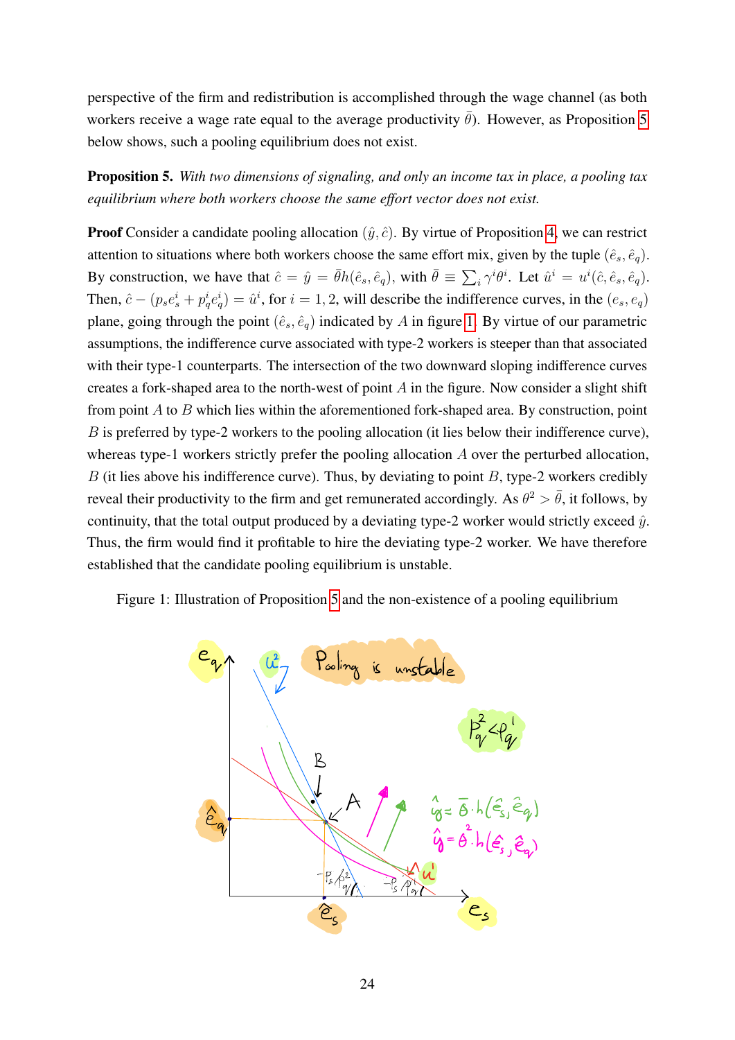perspective of the firm and redistribution is accomplished through the wage channel (as both workers receive a wage rate equal to the average productivity $\bar{\theta}$). However, as Proposition 5 below shows, such a pooling equilibrium does not exist.

**Proposition 5.** *With two dimensions of signaling, and only an income tax in place, a pooling tax equilibrium where both workers choose the same effort vector does not exist.*

**Proof** Consider a candidate pooling allocation $(\hat{y}, \hat{c})$. By virtue of Proposition 4, we can restrict attention to situations where both workers choose the same effort mix, given by the tuple $(\hat{e}_s, \hat{e}_q)$. By construction, we have that $\hat{c} = \hat{y} = \bar{\theta} h(\hat{e}_s, \hat{e}_q)$, with $\bar{\theta} \equiv \sum_i \gamma^i \theta^i$. Let $\hat{u}^i = u^i(\hat{c}, \hat{e}_s, \hat{e}_q)$. Then, $\hat{c} - (p_s e_s^i + p_q^i e_q^i) = \hat{u}^i$, for $i = 1, 2$, will describe the indifference curves, in the $(e_s, e_q)$ plane, going through the point $(\hat{e}_s, \hat{e}_q)$ indicated by $A$ in figure 1. By virtue of our parametric assumptions, the indifference curve associated with type-2 workers is steeper than that associated with their type-1 counterparts. The intersection of the two downward sloping indifference curves creates a fork-shaped area to the north-west of point $A$ in the figure. Now consider a slight shift from point $A$ to $B$ which lies within the aforementioned fork-shaped area. By construction, point $B$ is preferred by type-2 workers to the pooling allocation (it lies below their indifference curve), whereas type-1 workers strictly prefer the pooling allocation $A$ over the perturbed allocation, $B$ (it lies above his indifference curve). Thus, by deviating to point $B$, type-2 workers credibly reveal their productivity to the firm and get remunerated accordingly. As $\theta^2 > \bar{\theta}$, it follows, by continuity, that the total output produced by a deviating type-2 worker would strictly exceed $\hat{y}$. Thus, the firm would find it profitable to hire the deviating type-2 worker. We have therefore established that the candidate pooling equilibrium is unstable.

Figure 1: Illustration of Proposition 5 and the non-existence of a pooling equilibrium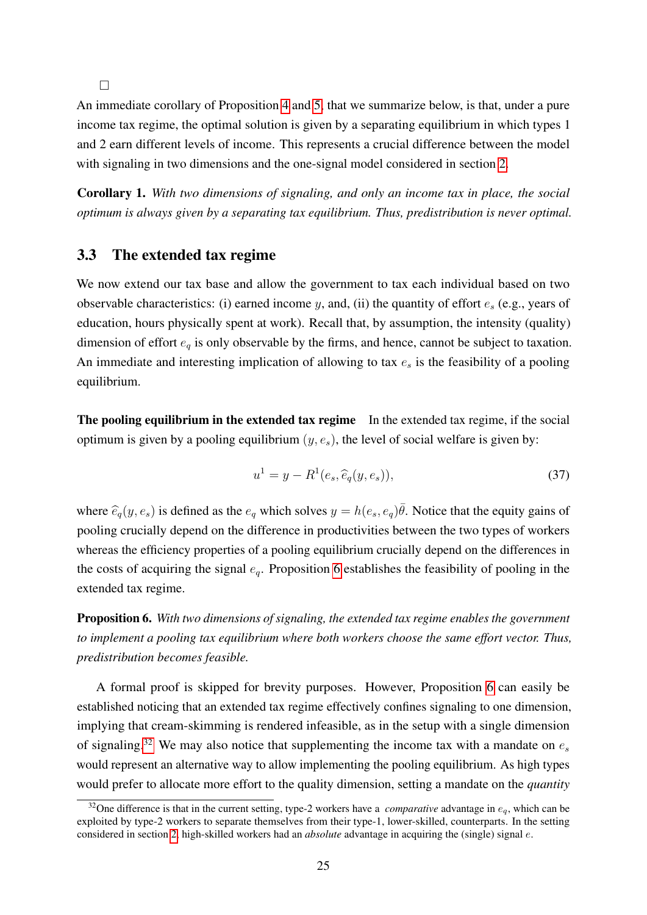□

An immediate corollary of Proposition 4 and 5, that we summarize below, is that, under a pure income tax regime, the optimal solution is given by a separating equilibrium in which types 1 and 2 earn different levels of income. This represents a crucial difference between the model with signaling in two dimensions and the one-signal model considered in section 2.

**Corollary 1.** *With two dimensions of signaling, and only an income tax in place, the social optimum is always given by a separating tax equilibrium. Thus, predistribution is never optimal.*

### 3.3 The extended tax regime

We now extend our tax base and allow the government to tax each individual based on two observable characteristics: (i) earned income $y$, and, (ii) the quantity of effort $e_s$ (e.g., years of education, hours physically spent at work). Recall that, by assumption, the intensity (quality) dimension of effort $e_q$ is only observable by the firms, and hence, cannot be subject to taxation. An immediate and interesting implication of allowing to tax $e_s$ is the feasibility of a pooling equilibrium.

**The pooling equilibrium in the extended tax regime** In the extended tax regime, if the social optimum is given by a pooling equilibrium $(y, e_s)$, the level of social welfare is given by:

$$u^1 = y - R^1(e_s, \widehat{e}_q(y, e_s)), \tag{37}$$

where $\widehat{e}_q(y, e_s)$ is defined as the $e_q$ which solves $y = h(e_s, e_q)\bar{\theta}$. Notice that the equity gains of pooling crucially depend on the difference in productivities between the two types of workers whereas the efficiency properties of a pooling equilibrium crucially depend on the differences in the costs of acquiring the signal $e_q$. Proposition 6 establishes the feasibility of pooling in the extended tax regime.

**Proposition 6.** *With two dimensions of signaling, the extended tax regime enables the government to implement a pooling tax equilibrium where both workers choose the same effort vector. Thus, predistribution becomes feasible.*

A formal proof is skipped for brevity purposes. However, Proposition 6 can easily be established noticing that an extended tax regime effectively confines signaling to one dimension, implying that cream-skimming is rendered infeasible, as in the setup with a single dimension of signaling.[32] We may also notice that supplementing the income tax with a mandate on $e_s$ would represent an alternative way to allow implementing the pooling equilibrium. As high types would prefer to allocate more effort to the quality dimension, setting a mandate on the *quantity*

[32] One difference is that in the current setting, type-2 workers have a *comparative* advantage in $e_q$, which can be exploited by type-2 workers to separate themselves from their type-1, lower-skilled, counterparts. In the setting considered in section 2, high-skilled workers had an *absolute* advantage in acquiring the (single) signal $e$.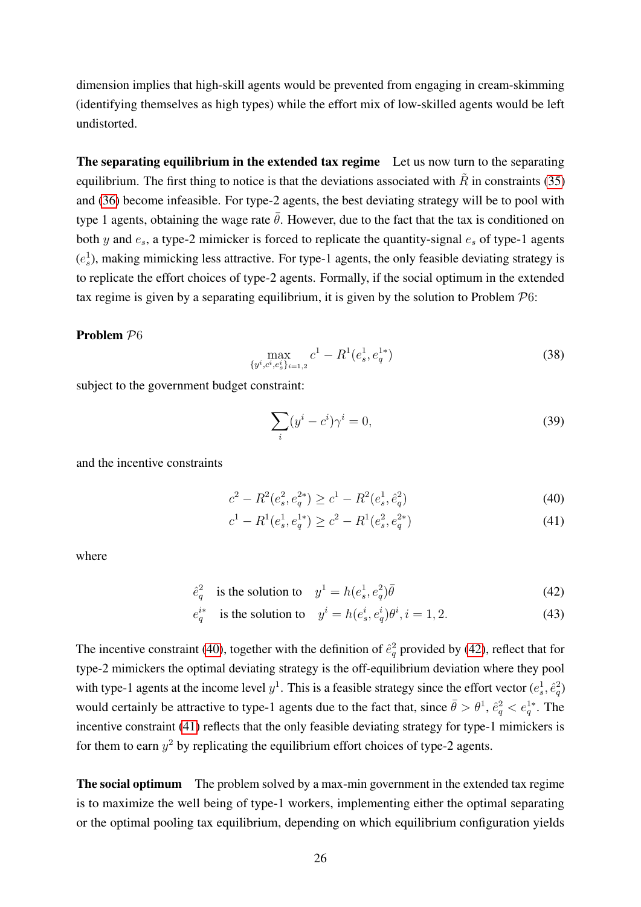dimension implies that high-skill agents would be prevented from engaging in cream-skimming (identifying themselves as high types) while the effort mix of low-skilled agents would be left undistorted.

**The separating equilibrium in the extended tax regime** Let us now turn to the separating equilibrium. The first thing to notice is that the deviations associated with $\tilde{R}$ in constraints (35) and (36) become infeasible. For type-2 agents, the best deviating strategy will be to pool with type 1 agents, obtaining the wage rate $\bar{\theta}$. However, due to the fact that the tax is conditioned on both $y$ and $e_s$, a type-2 mimicker is forced to replicate the quantity-signal $e_s$ of type-1 agents ($e_s^1$), making mimicking less attractive. For type-1 agents, the only feasible deviating strategy is to replicate the effort choices of type-2 agents. Formally, if the social optimum in the extended tax regime is given by a separating equilibrium, it is given by the solution to Problem $\mathcal{P}6$:

**Problem** $\mathcal{P}6$

$$\max_{\{y^i, c^i, e_s^i\}_{i=1,2}} \quad c^1 - R^1(e_s^1, e_q^{1*}) \tag{38}$$

subject to the government budget constraint:

$$\sum_i (y^i - c^i)\gamma^i = 0, \tag{39}$$

and the incentive constraints

$$c^2 - R^2(e_s^2, e_q^{2*}) \geq c^1 - R^2(e_s^1, \hat{e}_q^2) \tag{40}$$

$$c^1 - R^1(e_s^1, e_q^{1*}) \geq c^2 - R^1(e_s^2, e_q^{2*}) \tag{41}$$

where

$$\hat{e}_q^2 \quad \text{is the solution to} \quad y^1 = h(e_s^1, e_q^2)\bar{\theta} \tag{42}$$

$$e_q^{i*} \quad \text{is the solution to} \quad y^i = h(e_s^i, e_q^i)\theta^i, i = 1, 2. \tag{43}$$

The incentive constraint (40), together with the definition of $\hat{e}_q^2$ provided by (42), reflect that for type-2 mimickers the optimal deviating strategy is the off-equilibrium deviation where they pool with type-1 agents at the income level $y^1$. This is a feasible strategy since the effort vector $(e_s^1, \hat{e}_q^2)$ would certainly be attractive to type-1 agents due to the fact that, since $\bar{\theta} > \theta^1$, $\hat{e}_q^2 < e_q^{1*}$. The incentive constraint (41) reflects that the only feasible deviating strategy for type-1 mimickers is for them to earn $y^2$ by replicating the equilibrium effort choices of type-2 agents.

**The social optimum** The problem solved by a max-min government in the extended tax regime is to maximize the well being of type-1 workers, implementing either the optimal separating or the optimal pooling tax equilibrium, depending on which equilibrium configuration yields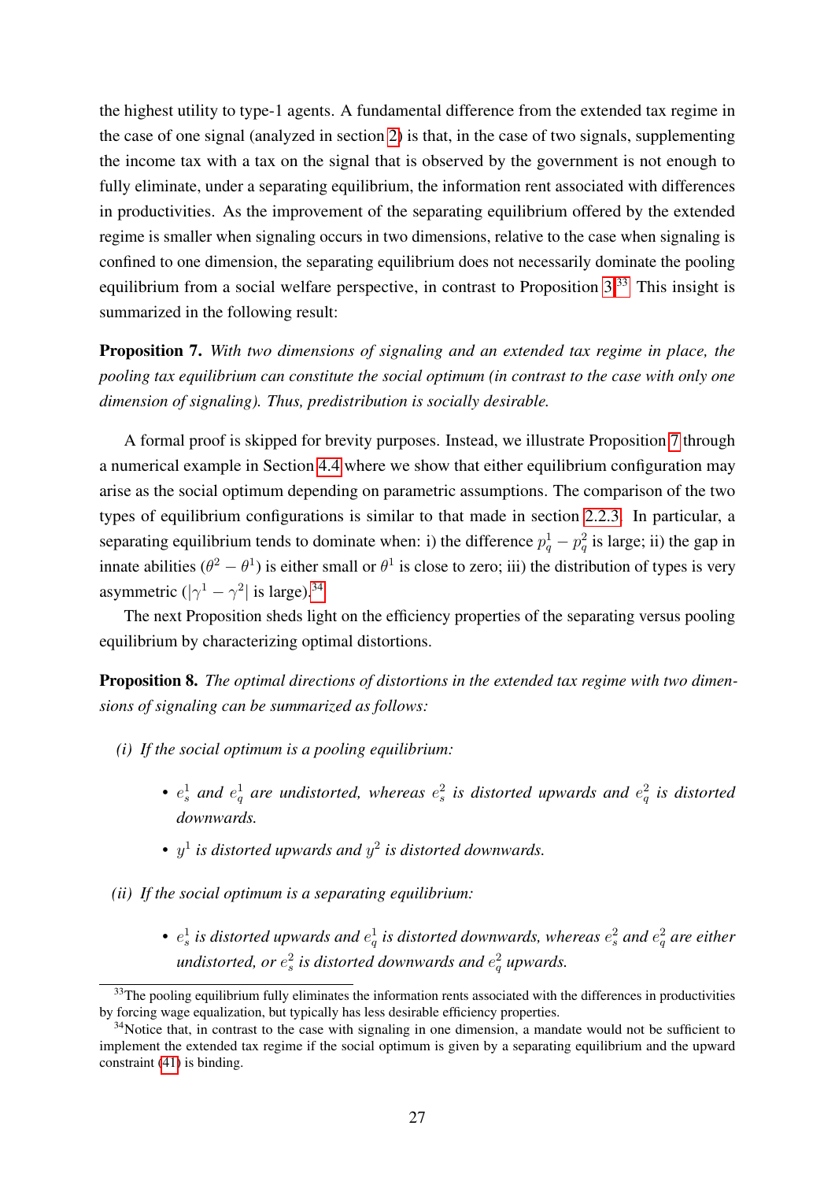the highest utility to type-1 agents. A fundamental difference from the extended tax regime in the case of one signal (analyzed in section 2) is that, in the case of two signals, supplementing the income tax with a tax on the signal that is observed by the government is not enough to fully eliminate, under a separating equilibrium, the information rent associated with differences in productivities. As the improvement of the separating equilibrium offered by the extended regime is smaller when signaling occurs in two dimensions, relative to the case when signaling is confined to one dimension, the separating equilibrium does not necessarily dominate the pooling equilibrium from a social welfare perspective, in contrast to Proposition 3.[33] This insight is summarized in the following result:

**Proposition 7.** *With two dimensions of signaling and an extended tax regime in place, the pooling tax equilibrium can constitute the social optimum (in contrast to the case with only one dimension of signaling). Thus, predistribution is socially desirable.*

A formal proof is skipped for brevity purposes. Instead, we illustrate Proposition 7 through a numerical example in Section 4.4 where we show that either equilibrium configuration may arise as the social optimum depending on parametric assumptions. The comparison of the two types of equilibrium configurations is similar to that made in section 2.2.3. In particular, a separating equilibrium tends to dominate when: i) the difference $p_q^1 - p_q^2$ is large; ii) the gap in innate abilities $(\theta^2 - \theta^1)$ is either small or $\theta^1$ is close to zero; iii) the distribution of types is very asymmetric ($|\gamma^1 - \gamma^2|$ is large).[34]

The next Proposition sheds light on the efficiency properties of the separating versus pooling equilibrium by characterizing optimal distortions.

**Proposition 8.** *The optimal directions of distortions in the extended tax regime with two dimensions of signaling can be summarized as follows:*

*(i) If the social optimum is a pooling equilibrium:*

- $e_s^1$ *and* $e_q^1$ *are undistorted, whereas* $e_s^2$ *is distorted upwards and* $e_q^2$ *is distorted downwards.*
- $y^1$ *is distorted upwards and* $y^2$ *is distorted downwards.*

*(ii) If the social optimum is a separating equilibrium:*

- $e_s^1$ *is distorted upwards and* $e_q^1$ *is distorted downwards, whereas* $e_s^2$ *and* $e_q^2$ *are either undistorted, or* $e_s^2$ *is distorted downwards and* $e_q^2$ *upwards.*

[33] The pooling equilibrium fully eliminates the information rents associated with the differences in productivities by forcing wage equalization, but typically has less desirable efficiency properties.

[34] Notice that, in contrast to the case with signaling in one dimension, a mandate would not be sufficient to implement the extended tax regime if the social optimum is given by a separating equilibrium and the upward constraint (41) is binding.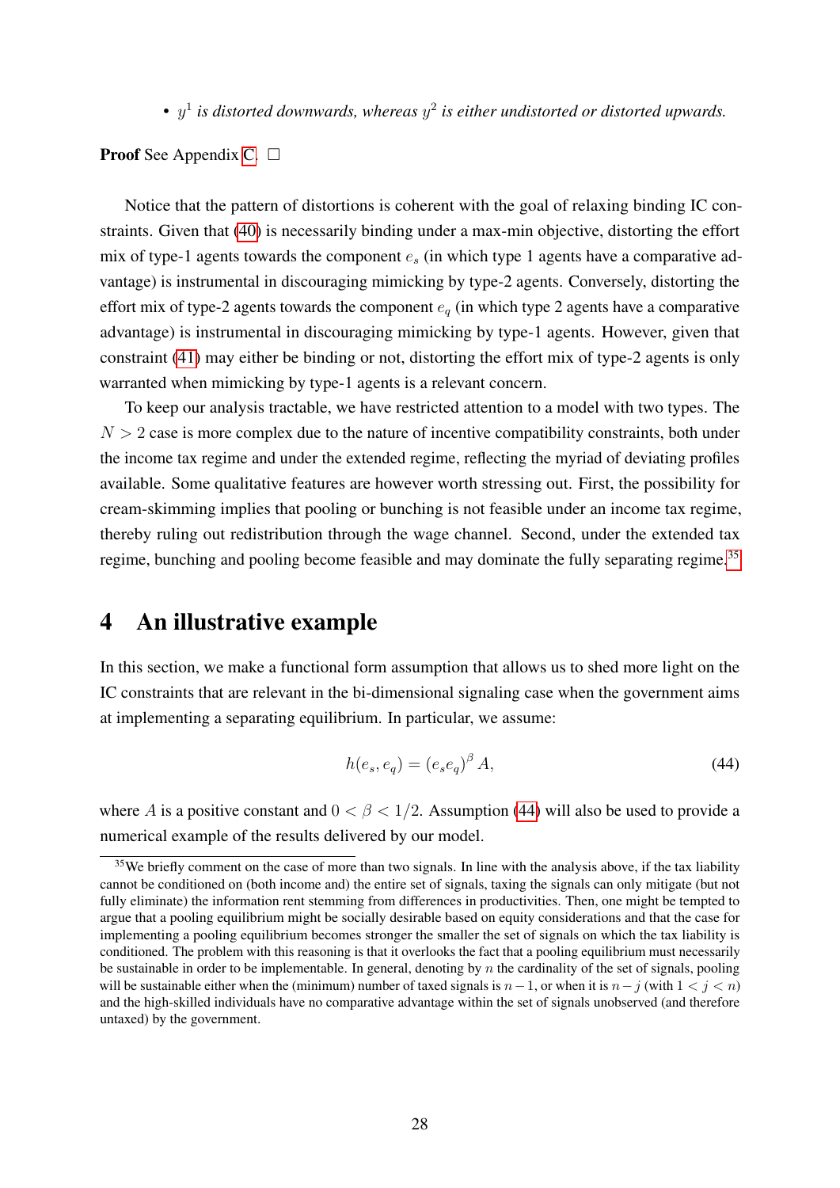- $y^1$ *is distorted downwards, whereas* $y^2$ *is either undistorted or distorted upwards.*

**Proof** See Appendix C. □

Notice that the pattern of distortions is coherent with the goal of relaxing binding IC constraints. Given that (40) is necessarily binding under a max-min objective, distorting the effort mix of type-1 agents towards the component $e_s$ (in which type 1 agents have a comparative advantage) is instrumental in discouraging mimicking by type-2 agents. Conversely, distorting the effort mix of type-2 agents towards the component $e_q$ (in which type 2 agents have a comparative advantage) is instrumental in discouraging mimicking by type-1 agents. However, given that constraint (41) may either be binding or not, distorting the effort mix of type-2 agents is only warranted when mimicking by type-1 agents is a relevant concern.

To keep our analysis tractable, we have restricted attention to a model with two types. The $N > 2$ case is more complex due to the nature of incentive compatibility constraints, both under the income tax regime and under the extended regime, reflecting the myriad of deviating profiles available. Some qualitative features are however worth stressing out. First, the possibility for cream-skimming implies that pooling or bunching is not feasible under an income tax regime, thereby ruling out redistribution through the wage channel. Second, under the extended tax regime, bunching and pooling become feasible and may dominate the fully separating regime.[35]

# 4 An illustrative example

In this section, we make a functional form assumption that allows us to shed more light on the IC constraints that are relevant in the bi-dimensional signaling case when the government aims at implementing a separating equilibrium. In particular, we assume:

$$h(e_s, e_q) = (e_s e_q)^{\beta} A, \tag{44}$$

where $A$ is a positive constant and $0 < \beta < 1/2$. Assumption (44) will also be used to provide a numerical example of the results delivered by our model.

[35] We briefly comment on the case of more than two signals. In line with the analysis above, if the tax liability cannot be conditioned on (both income and) the entire set of signals, taxing the signals can only mitigate (but not fully eliminate) the information rent stemming from differences in productivities. Then, one might be tempted to argue that a pooling equilibrium might be socially desirable based on equity considerations and that the case for implementing a pooling equilibrium becomes stronger the smaller the set of signals on which the tax liability is conditioned. The problem with this reasoning is that it overlooks the fact that a pooling equilibrium must necessarily be sustainable in order to be implementable. In general, denoting by $n$ the cardinality of the set of signals, pooling will be sustainable either when the (minimum) number of taxed signals is $n-1$, or when it is $n-j$ (with $1 < j < n$) and the high-skilled individuals have no comparative advantage within the set of signals unobserved (and therefore untaxed) by the government.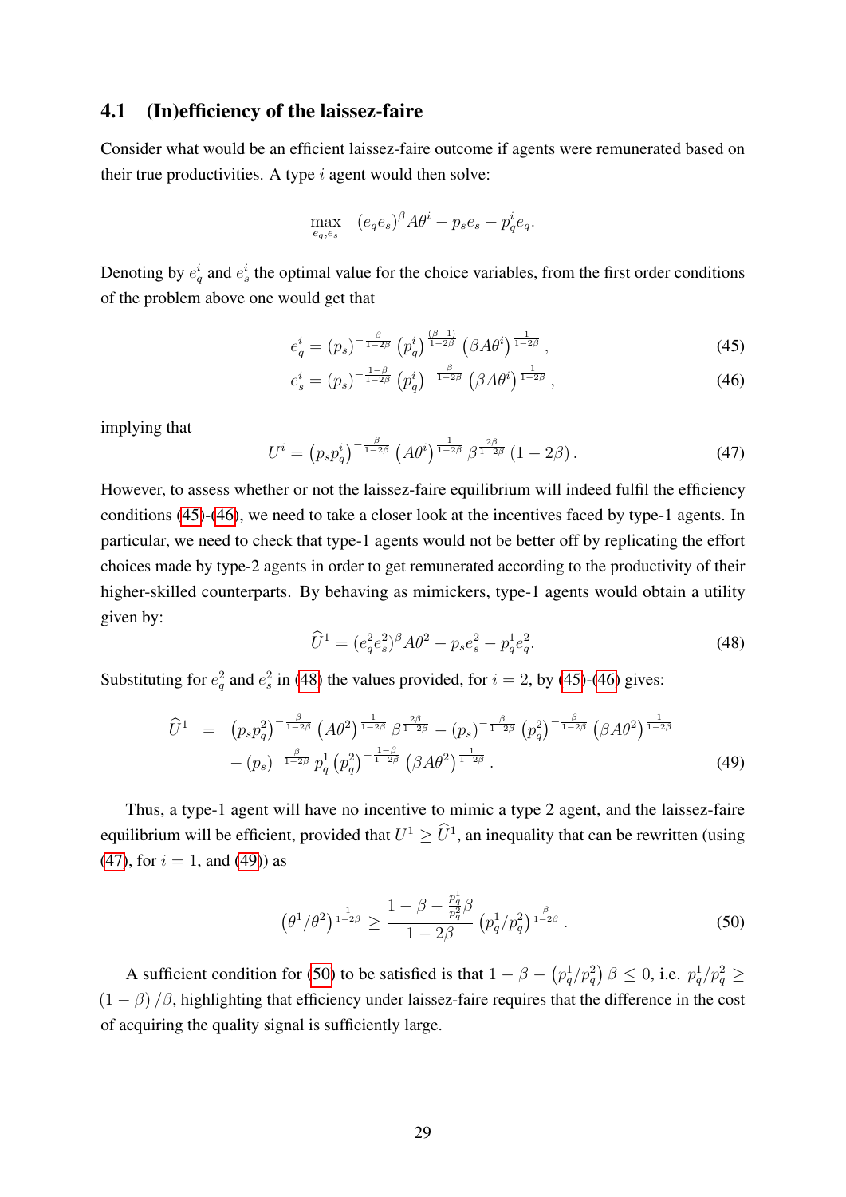### 4.1 (In)efficiency of the laissez-faire

Consider what would be an efficient laissez-faire outcome if agents were remunerated based on their true productivities. A type $i$ agent would then solve:

$$\max_{e_q, e_s} \quad (e_q e_s)^\beta A\theta^i - p_s e_s - p_q^i e_q.$$

Denoting by $e_q^i$ and $e_s^i$ the optimal value for the choice variables, from the first order conditions of the problem above one would get that

$$e_q^i = (p_s)^{-\frac{\beta}{1-2\beta}} \left(p_q^i\right)^{\frac{(\beta-1)}{1-2\beta}} \left(\beta A\theta^i\right)^{\frac{1}{1-2\beta}}, \tag{45}$$

$$e_s^i = (p_s)^{-\frac{1-\beta}{1-2\beta}} \left(p_q^i\right)^{-\frac{\beta}{1-2\beta}} \left(\beta A\theta^i\right)^{\frac{1}{1-2\beta}}, \tag{46}$$

implying that

$$U^i = \left(p_s p_q^i\right)^{-\frac{\beta}{1-2\beta}} \left(A\theta^i\right)^{\frac{1}{1-2\beta}} \beta^{\frac{2\beta}{1-2\beta}} (1-2\beta). \tag{47}$$

However, to assess whether or not the laissez-faire equilibrium will indeed fulfil the efficiency conditions (45)-(46), we need to take a closer look at the incentives faced by type-1 agents. In particular, we need to check that type-1 agents would not be better off by replicating the effort choices made by type-2 agents in order to get remunerated according to the productivity of their higher-skilled counterparts. By behaving as mimickers, type-1 agents would obtain a utility given by:

$$\widehat{U}^1 = (e_q^2 e_s^2)^\beta A\theta^2 - p_s e_s^2 - p_q^1 e_q^2. \tag{48}$$

Substituting for $e_q^2$ and $e_s^2$ in (48) the values provided, for $i = 2$, by (45)-(46) gives:

$$\begin{aligned}
\widehat{U}^1 \quad = \quad & \left(p_s p_q^2\right)^{-\frac{\beta}{1-2\beta}} \left(A\theta^2\right)^{\frac{1}{1-2\beta}} \beta^{\frac{2\beta}{1-2\beta}} - (p_s)^{-\frac{\beta}{1-2\beta}} \left(p_q^2\right)^{-\frac{\beta}{1-2\beta}} \left(\beta A\theta^2\right)^{\frac{1}{1-2\beta}} \\
& - (p_s)^{-\frac{\beta}{1-2\beta}} p_q^1 \left(p_q^2\right)^{-\frac{1-\beta}{1-2\beta}} \left(\beta A\theta^2\right)^{\frac{1}{1-2\beta}}.
\end{aligned} \tag{49}$$

Thus, a type-1 agent will have no incentive to mimic a type 2 agent, and the laissez-faire equilibrium will be efficient, provided that $U^1 \geq \widehat{U}^1$, an inequality that can be rewritten (using (47), for $i = 1$, and (49)) as

$$\left(\theta^1/\theta^2\right)^{\frac{1}{1-2\beta}} \geq \frac{1-\beta-\frac{p_q^1}{p_q^2}\beta}{1-2\beta} \left(p_q^1/p_q^2\right)^{\frac{\beta}{1-2\beta}}. \tag{50}$$

A sufficient condition for (50) to be satisfied is that $1-\beta-\left(p_q^1/p_q^2\right)\beta \leq 0$, i.e. $p_q^1/p_q^2 \geq (1-\beta)/\beta$, highlighting that efficiency under laissez-faire requires that the difference in the cost of acquiring the quality signal is sufficiently large.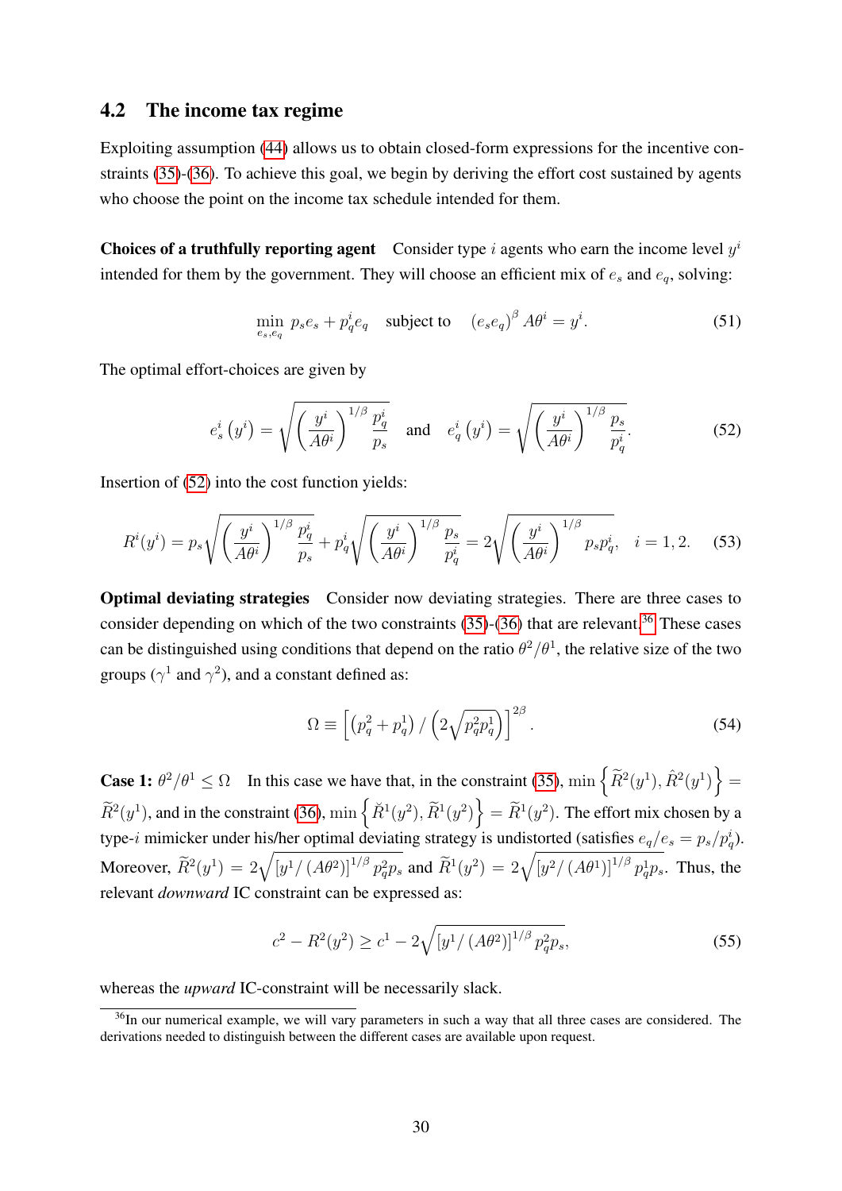## 4.2 The income tax regime

Exploiting assumption (44) allows us to obtain closed-form expressions for the incentive constraints (35)-(36). To achieve this goal, we begin by deriving the effort cost sustained by agents who choose the point on the income tax schedule intended for them.

**Choices of a truthfully reporting agent** Consider type $i$ agents who earn the income level $y^i$ intended for them by the government. They will choose an efficient mix of $e_s$ and $e_q$, solving:

$$\min_{e_s, e_q} \; p_s e_s + p_q^i e_q \quad \text{subject to} \quad (e_s e_q)^\beta A\theta^i = y^i. \tag{51}$$

The optimal effort-choices are given by

$$e_s^i\left(y^i\right) = \sqrt{\left(\frac{y^i}{A\theta^i}\right)^{1/\beta} \frac{p_q^i}{p_s}} \quad \text{and} \quad e_q^i\left(y^i\right) = \sqrt{\left(\frac{y^i}{A\theta^i}\right)^{1/\beta} \frac{p_s}{p_q^i}}. \tag{52}$$

Insertion of (52) into the cost function yields:

$$R^i(y^i) = p_s\sqrt{\left(\frac{y^i}{A\theta^i}\right)^{1/\beta} \frac{p_q^i}{p_s}} + p_q^i\sqrt{\left(\frac{y^i}{A\theta^i}\right)^{1/\beta} \frac{p_s}{p_q^i}} = 2\sqrt{\left(\frac{y^i}{A\theta^i}\right)^{1/\beta} p_s p_q^i}, \quad i = 1, 2. \tag{53}$$

**Optimal deviating strategies** Consider now deviating strategies. There are three cases to consider depending on which of the two constraints (35)-(36) that are relevant.[36] These cases can be distinguished using conditions that depend on the ratio $\theta^2/\theta^1$, the relative size of the two groups ($\gamma^1$ and $\gamma^2$), and a constant defined as:

$$\Omega \equiv \left[\left(p_q^2 + p_q^1\right) / \left(2\sqrt{p_q^2 p_q^1}\right)\right]^{2\beta}. \tag{54}$$

**Case 1:** $\theta^2/\theta^1 \leq \Omega$ In this case we have that, in the constraint (35), $\min\left\{\widetilde{R}^2(y^1), \hat{R}^2(y^1)\right\} = \widetilde{R}^2(y^1)$, and in the constraint (36), $\min\left\{\check{R}^1(y^2), \widetilde{R}^1(y^2)\right\} = \widetilde{R}^1(y^2)$. The effort mix chosen by a type-$i$ mimicker under his/her optimal deviating strategy is undistorted (satisfies $e_q/e_s = p_s/p_q^i$). Moreover, $\widetilde{R}^2(y^1) = 2\sqrt{\left[y^1/\left(A\theta^2\right)\right]^{1/\beta} p_q^2 p_s}$ and $\widetilde{R}^1(y^2) = 2\sqrt{\left[y^2/\left(A\theta^1\right)\right]^{1/\beta} p_q^1 p_s}$. Thus, the relevant *downward* IC constraint can be expressed as:

$$c^2 - R^2(y^2) \geq c^1 - 2\sqrt{\left[y^1/\left(A\theta^2\right)\right]^{1/\beta} p_q^2 p_s}, \tag{55}$$

whereas the *upward* IC-constraint will be necessarily slack.

[36] In our numerical example, we will vary parameters in such a way that all three cases are considered. The derivations needed to distinguish between the different cases are available upon request.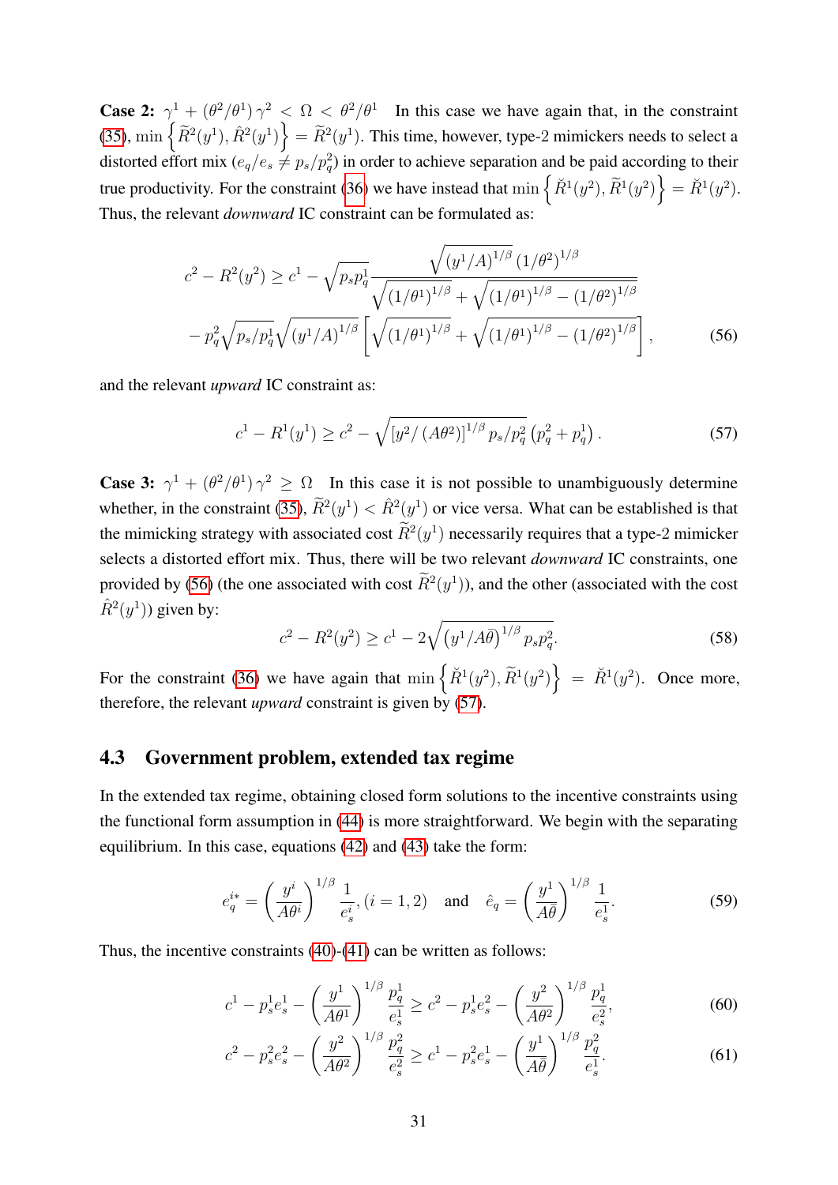**Case 2:** $\gamma^1 + (\theta^2/\theta^1)\gamma^2 < \Omega < \theta^2/\theta^1$ In this case we have again that, in the constraint (35), $\min\left\{\widetilde{R}^2(y^1), \hat{R}^2(y^1)\right\} = \widetilde{R}^2(y^1)$. This time, however, type-2 mimickers needs to select a distorted effort mix ($e_q/e_s \neq p_s/p_q^2$) in order to achieve separation and be paid according to their true productivity. For the constraint (36) we have instead that $\min\left\{\breve{R}^1(y^2), \widetilde{R}^1(y^2)\right\} = \breve{R}^1(y^2)$. Thus, the relevant *downward* IC constraint can be formulated as:

$$
\begin{aligned}
c^2 - R^2(y^2) \geq\ & c^1 - \sqrt{p_s p_q^1}\frac{\sqrt{(y^1/A)^{1/\beta}}\,(1/\theta^2)^{1/\beta}}{\sqrt{(1/\theta^1)^{1/\beta}} + \sqrt{(1/\theta^1)^{1/\beta} - (1/\theta^2)^{1/\beta}}} \\
& - p_q^2\sqrt{p_s/p_q^1}\sqrt{(y^1/A)^{1/\beta}}\left[\sqrt{(1/\theta^1)^{1/\beta}} + \sqrt{(1/\theta^1)^{1/\beta} - (1/\theta^2)^{1/\beta}}\right],
\end{aligned}
\tag{56}
$$

and the relevant *upward* IC constraint as:

$$
c^1 - R^1(y^1) \geq c^2 - \sqrt{\left[y^2/\left(A\theta^2\right)\right]^{1/\beta} p_s/p_q^2}\,\left(p_q^2 + p_q^1\right). \tag{57}
$$

**Case 3:** $\gamma^1 + (\theta^2/\theta^1)\gamma^2 \geq \Omega$ In this case it is not possible to unambiguously determine whether, in the constraint (35), $\widetilde{R}^2(y^1) < \hat{R}^2(y^1)$ or vice versa. What can be established is that the mimicking strategy with associated cost $\widetilde{R}^2(y^1)$ necessarily requires that a type-2 mimicker selects a distorted effort mix. Thus, there will be two relevant *downward* IC constraints, one provided by (56) (the one associated with cost $\widetilde{R}^2(y^1)$), and the other (associated with the cost $\hat{R}^2(y^1)$) given by:

$$
c^2 - R^2(y^2) \geq c^1 - 2\sqrt{\left(y^1/A\bar{\theta}\right)^{1/\beta} p_s p_q^2}. \tag{58}
$$

For the constraint (36) we have again that $\min\left\{\breve{R}^1(y^2), \widetilde{R}^1(y^2)\right\} = \breve{R}^1(y^2)$. Once more, therefore, the relevant *upward* constraint is given by (57).

## 4.3 Government problem, extended tax regime

In the extended tax regime, obtaining closed form solutions to the incentive constraints using the functional form assumption in (44) is more straightforward. We begin with the separating equilibrium. In this case, equations (42) and (43) take the form:

$$
e_q^{i*} = \left(\frac{y^i}{A\theta^i}\right)^{1/\beta}\frac{1}{e_s^i}, (i = 1, 2) \quad \text{and} \quad \hat{e}_q = \left(\frac{y^1}{A\bar{\theta}}\right)^{1/\beta}\frac{1}{e_s^1}. \tag{59}
$$

Thus, the incentive constraints (40)-(41) can be written as follows:

$$
c^1 - p_s^1 e_s^1 - \left(\frac{y^1}{A\theta^1}\right)^{1/\beta}\frac{p_q^1}{e_s^1} \geq c^2 - p_s^1 e_s^2 - \left(\frac{y^2}{A\theta^2}\right)^{1/\beta}\frac{p_q^1}{e_s^2}, \tag{60}
$$

$$
c^2 - p_s^2 e_s^2 - \left(\frac{y^2}{A\theta^2}\right)^{1/\beta}\frac{p_q^2}{e_s^2} \geq c^1 - p_s^2 e_s^1 - \left(\frac{y^1}{A\bar{\theta}}\right)^{1/\beta}\frac{p_q^2}{e_s^1}. \tag{61}
$$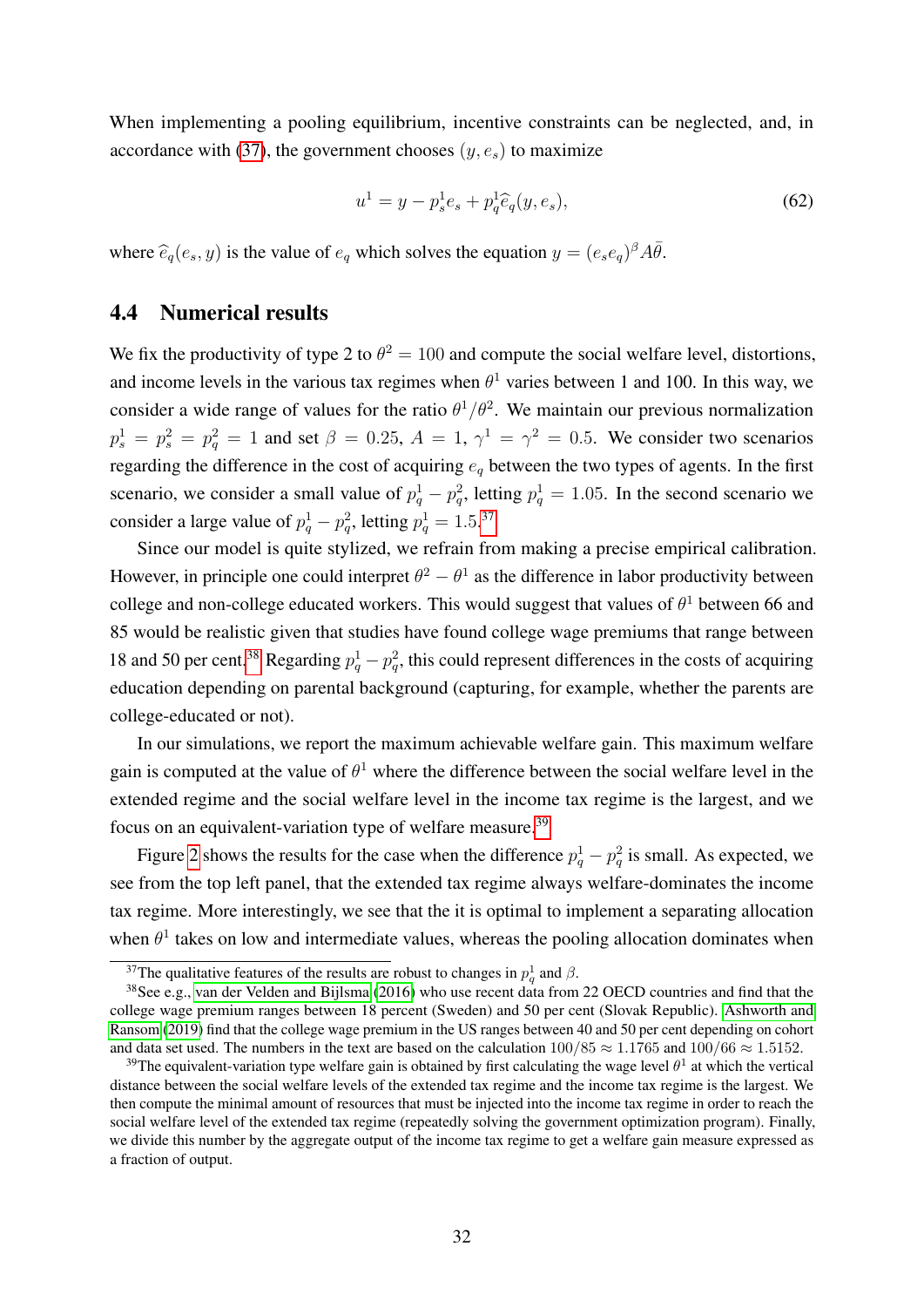When implementing a pooling equilibrium, incentive constraints can be neglected, and, in accordance with (37), the government chooses $(y, e_s)$ to maximize

$$u^1 = y - p_s^1 e_s + p_q^1 \widehat{e}_q(y, e_s), \tag{62}$$

where $\widehat{e}_q(e_s, y)$ is the value of $e_q$ which solves the equation $y = (e_s e_q)^\beta A\bar{\theta}$.

## 4.4 Numerical results

We fix the productivity of type 2 to $\theta^2 = 100$ and compute the social welfare level, distortions, and income levels in the various tax regimes when $\theta^1$ varies between 1 and 100. In this way, we consider a wide range of values for the ratio $\theta^1/\theta^2$. We maintain our previous normalization $p_s^1 = p_s^2 = p_q^2 = 1$ and set $\beta = 0.25$, $A = 1$, $\gamma^1 = \gamma^2 = 0.5$. We consider two scenarios regarding the difference in the cost of acquiring $e_q$ between the two types of agents. In the first scenario, we consider a small value of $p_q^1 - p_q^2$, letting $p_q^1 = 1.05$. In the second scenario we consider a large value of $p_q^1 - p_q^2$, letting $p_q^1 = 1.5$.[37]

Since our model is quite stylized, we refrain from making a precise empirical calibration. However, in principle one could interpret $\theta^2 - \theta^1$ as the difference in labor productivity between college and non-college educated workers. This would suggest that values of $\theta^1$ between 66 and 85 would be realistic given that studies have found college wage premiums that range between 18 and 50 per cent.[38] Regarding $p_q^1 - p_q^2$, this could represent differences in the costs of acquiring education depending on parental background (capturing, for example, whether the parents are college-educated or not).

In our simulations, we report the maximum achievable welfare gain. This maximum welfare gain is computed at the value of $\theta^1$ where the difference between the social welfare level in the extended regime and the social welfare level in the income tax regime is the largest, and we focus on an equivalent-variation type of welfare measure.[39]

Figure 2 shows the results for the case when the difference $p_q^1 - p_q^2$ is small. As expected, we see from the top left panel, that the extended tax regime always welfare-dominates the income tax regime. More interestingly, we see that the it is optimal to implement a separating allocation when $\theta^1$ takes on low and intermediate values, whereas the pooling allocation dominates when

---

[37] The qualitative features of the results are robust to changes in $p_q^1$ and $\beta$.

[38] See e.g., van der Velden and Bijlsma (2016) who use recent data from 22 OECD countries and find that the college wage premium ranges between 18 percent (Sweden) and 50 per cent (Slovak Republic). Ashworth and Ransom (2019) find that the college wage premium in the US ranges between 40 and 50 per cent depending on cohort and data set used. The numbers in the text are based on the calculation $100/85 \approx 1.1765$ and $100/66 \approx 1.5152$.

[39] The equivalent-variation type welfare gain is obtained by first calculating the wage level $\theta^1$ at which the vertical distance between the social welfare levels of the extended tax regime and the income tax regime is the largest. We then compute the minimal amount of resources that must be injected into the income tax regime in order to reach the social welfare level of the extended tax regime (repeatedly solving the government optimization program). Finally, we divide this number by the aggregate output of the income tax regime to get a welfare gain measure expressed as a fraction of output.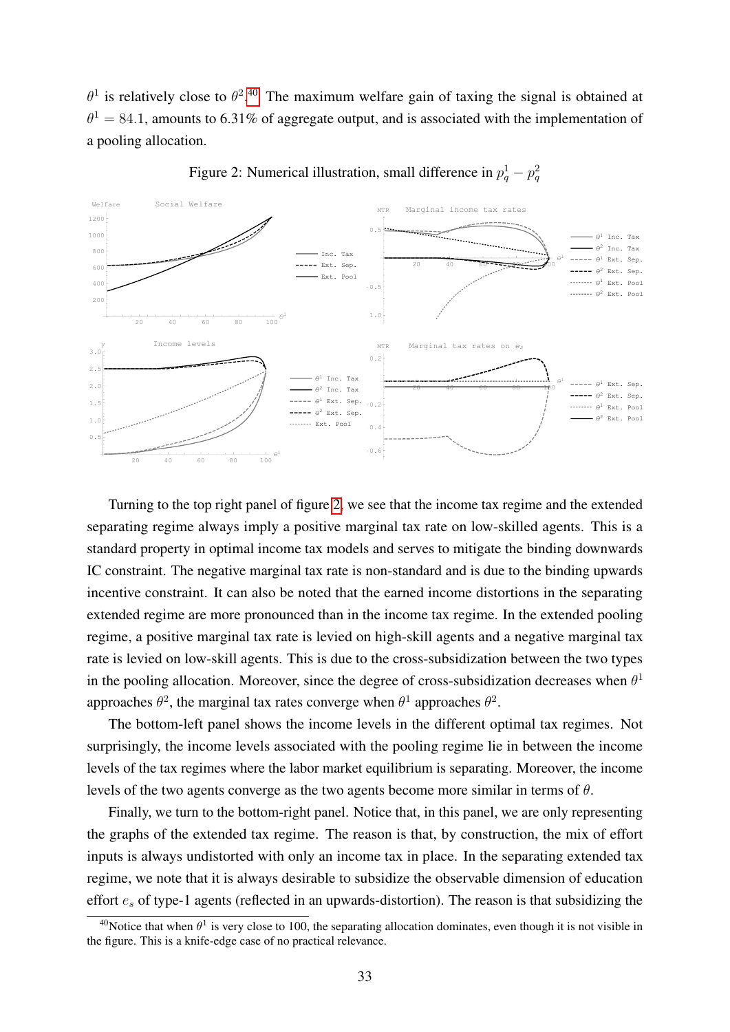$\theta^1$ is relatively close to $\theta^2$.[40] The maximum welfare gain of taxing the signal is obtained at $\theta^1 = 84.1$, amounts to 6.31% of aggregate output, and is associated with the implementation of a pooling allocation.

Figure 2: Numerical illustration, small difference in $p_q^1 - p_q^2$

Turning to the top right panel of figure 2, we see that the income tax regime and the extended separating regime always imply a positive marginal tax rate on low-skilled agents. This is a standard property in optimal income tax models and serves to mitigate the binding downwards IC constraint. The negative marginal tax rate is non-standard and is due to the binding upwards incentive constraint. It can also be noted that the earned income distortions in the separating extended regime are more pronounced than in the income tax regime. In the extended pooling regime, a positive marginal tax rate is levied on high-skill agents and a negative marginal tax rate is levied on low-skill agents. This is due to the cross-subsidization between the two types in the pooling allocation. Moreover, since the degree of cross-subsidization decreases when $\theta^1$ approaches $\theta^2$, the marginal tax rates converge when $\theta^1$ approaches $\theta^2$.

The bottom-left panel shows the income levels in the different optimal tax regimes. Not surprisingly, the income levels associated with the pooling regime lie in between the income levels of the tax regimes where the labor market equilibrium is separating. Moreover, the income levels of the two agents converge as the two agents become more similar in terms of $\theta$.

Finally, we turn to the bottom-right panel. Notice that, in this panel, we are only representing the graphs of the extended tax regime. The reason is that, by construction, the mix of effort inputs is always undistorted with only an income tax in place. In the separating extended tax regime, we note that it is always desirable to subsidize the observable dimension of education effort $e_s$ of type-1 agents (reflected in an upwards-distortion). The reason is that subsidizing the

[40]Notice that when $\theta^1$ is very close to 100, the separating allocation dominates, even though it is not visible in the figure. This is a knife-edge case of no practical relevance.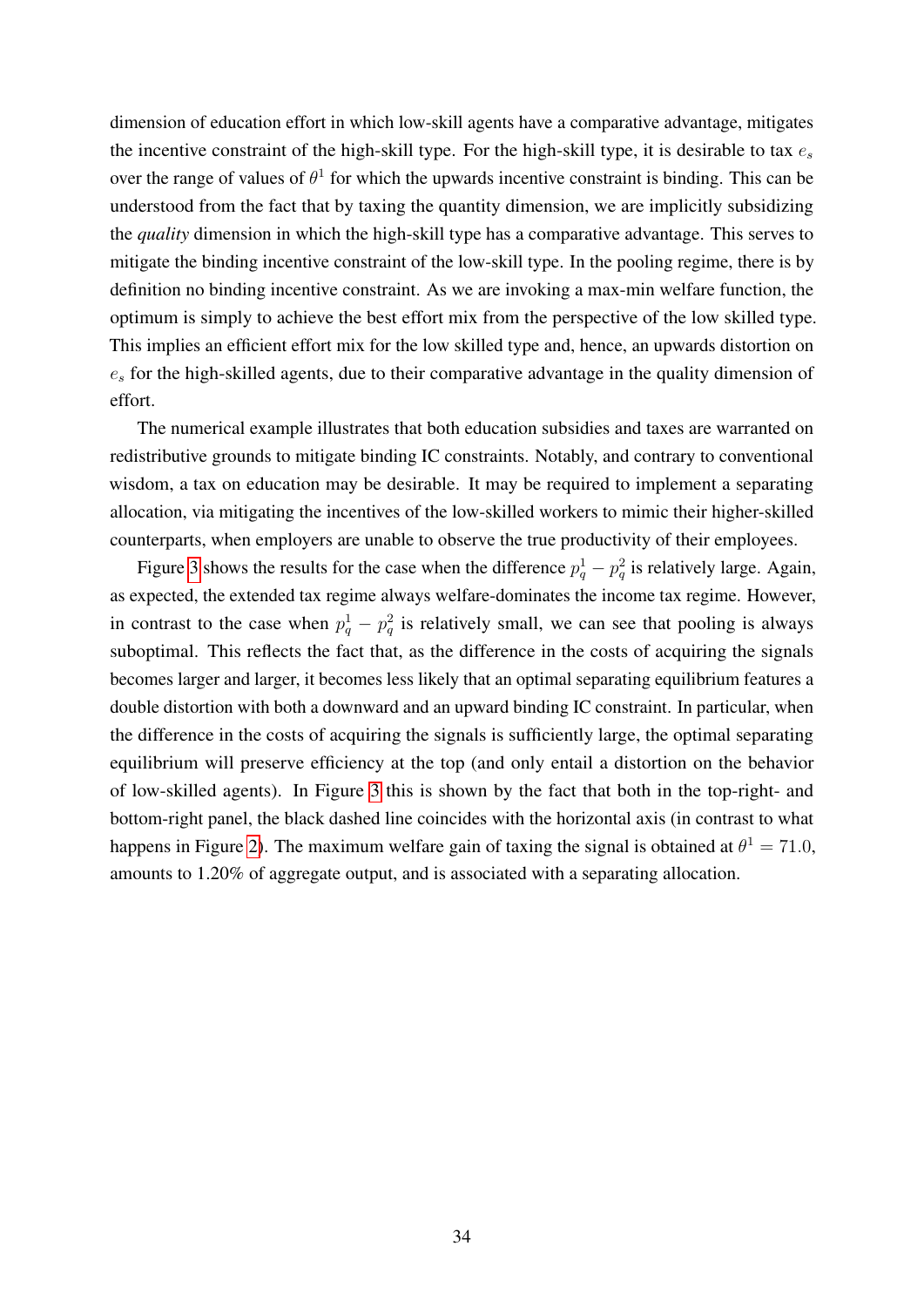dimension of education effort in which low-skill agents have a comparative advantage, mitigates the incentive constraint of the high-skill type. For the high-skill type, it is desirable to tax $e_s$ over the range of values of $\theta^1$ for which the upwards incentive constraint is binding. This can be understood from the fact that by taxing the quantity dimension, we are implicitly subsidizing the *quality* dimension in which the high-skill type has a comparative advantage. This serves to mitigate the binding incentive constraint of the low-skill type. In the pooling regime, there is by definition no binding incentive constraint. As we are invoking a max-min welfare function, the optimum is simply to achieve the best effort mix from the perspective of the low skilled type. This implies an efficient effort mix for the low skilled type and, hence, an upwards distortion on $e_s$ for the high-skilled agents, due to their comparative advantage in the quality dimension of effort.

The numerical example illustrates that both education subsidies and taxes are warranted on redistributive grounds to mitigate binding IC constraints. Notably, and contrary to conventional wisdom, a tax on education may be desirable. It may be required to implement a separating allocation, via mitigating the incentives of the low-skilled workers to mimic their higher-skilled counterparts, when employers are unable to observe the true productivity of their employees.

Figure 3 shows the results for the case when the difference $p_q^1 - p_q^2$ is relatively large. Again, as expected, the extended tax regime always welfare-dominates the income tax regime. However, in contrast to the case when $p_q^1 - p_q^2$ is relatively small, we can see that pooling is always suboptimal. This reflects the fact that, as the difference in the costs of acquiring the signals becomes larger and larger, it becomes less likely that an optimal separating equilibrium features a double distortion with both a downward and an upward binding IC constraint. In particular, when the difference in the costs of acquiring the signals is sufficiently large, the optimal separating equilibrium will preserve efficiency at the top (and only entail a distortion on the behavior of low-skilled agents). In Figure 3 this is shown by the fact that both in the top-right- and bottom-right panel, the black dashed line coincides with the horizontal axis (in contrast to what happens in Figure 2). The maximum welfare gain of taxing the signal is obtained at $\theta^1 = 71.0$, amounts to 1.20% of aggregate output, and is associated with a separating allocation.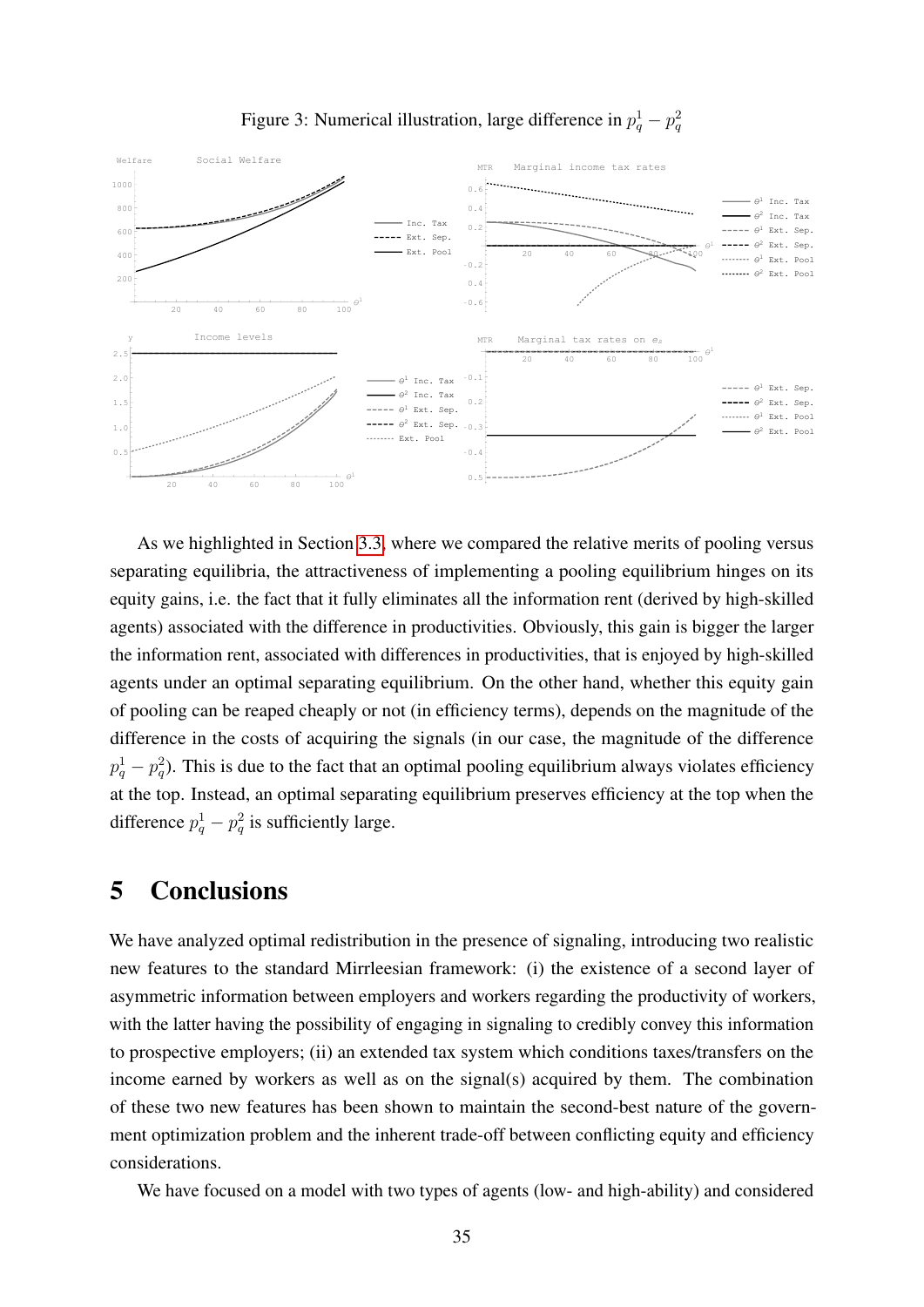Figure 3: Numerical illustration, large difference in $p_q^1 - p_q^2$

As we highlighted in Section 3.3, where we compared the relative merits of pooling versus separating equilibria, the attractiveness of implementing a pooling equilibrium hinges on its equity gains, i.e. the fact that it fully eliminates all the information rent (derived by high-skilled agents) associated with the difference in productivities. Obviously, this gain is bigger the larger the information rent, associated with differences in productivities, that is enjoyed by high-skilled agents under an optimal separating equilibrium. On the other hand, whether this equity gain of pooling can be reaped cheaply or not (in efficiency terms), depends on the magnitude of the difference in the costs of acquiring the signals (in our case, the magnitude of the difference $p_q^1 - p_q^2$). This is due to the fact that an optimal pooling equilibrium always violates efficiency at the top. Instead, an optimal separating equilibrium preserves efficiency at the top when the difference $p_q^1 - p_q^2$ is sufficiently large.

# 5 Conclusions

We have analyzed optimal redistribution in the presence of signaling, introducing two realistic new features to the standard Mirrleesian framework: (i) the existence of a second layer of asymmetric information between employers and workers regarding the productivity of workers, with the latter having the possibility of engaging in signaling to credibly convey this information to prospective employers; (ii) an extended tax system which conditions taxes/transfers on the income earned by workers as well as on the signal(s) acquired by them. The combination of these two new features has been shown to maintain the second-best nature of the government optimization problem and the inherent trade-off between conflicting equity and efficiency considerations.

We have focused on a model with two types of agents (low- and high-ability) and considered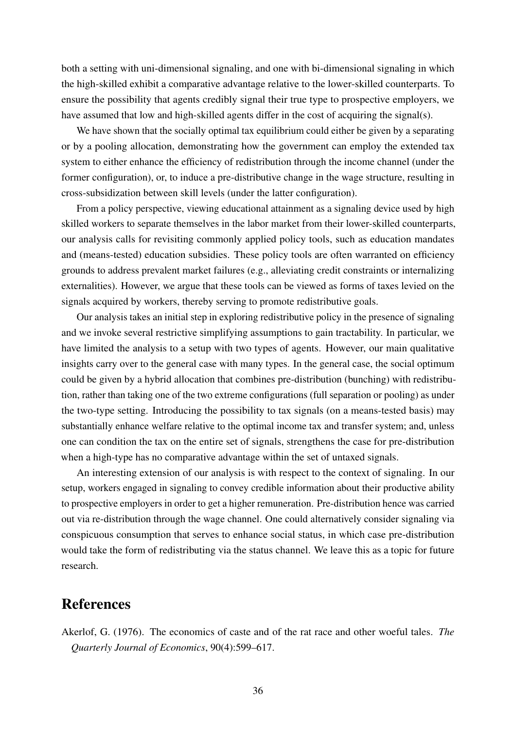both a setting with uni-dimensional signaling, and one with bi-dimensional signaling in which the high-skilled exhibit a comparative advantage relative to the lower-skilled counterparts. To ensure the possibility that agents credibly signal their true type to prospective employers, we have assumed that low and high-skilled agents differ in the cost of acquiring the signal(s).

We have shown that the socially optimal tax equilibrium could either be given by a separating or by a pooling allocation, demonstrating how the government can employ the extended tax system to either enhance the efficiency of redistribution through the income channel (under the former configuration), or, to induce a pre-distributive change in the wage structure, resulting in cross-subsidization between skill levels (under the latter configuration).

From a policy perspective, viewing educational attainment as a signaling device used by high skilled workers to separate themselves in the labor market from their lower-skilled counterparts, our analysis calls for revisiting commonly applied policy tools, such as education mandates and (means-tested) education subsidies. These policy tools are often warranted on efficiency grounds to address prevalent market failures (e.g., alleviating credit constraints or internalizing externalities). However, we argue that these tools can be viewed as forms of taxes levied on the signals acquired by workers, thereby serving to promote redistributive goals.

Our analysis takes an initial step in exploring redistributive policy in the presence of signaling and we invoke several restrictive simplifying assumptions to gain tractability. In particular, we have limited the analysis to a setup with two types of agents. However, our main qualitative insights carry over to the general case with many types. In the general case, the social optimum could be given by a hybrid allocation that combines pre-distribution (bunching) with redistribution, rather than taking one of the two extreme configurations (full separation or pooling) as under the two-type setting. Introducing the possibility to tax signals (on a means-tested basis) may substantially enhance welfare relative to the optimal income tax and transfer system; and, unless one can condition the tax on the entire set of signals, strengthens the case for pre-distribution when a high-type has no comparative advantage within the set of untaxed signals.

An interesting extension of our analysis is with respect to the context of signaling. In our setup, workers engaged in signaling to convey credible information about their productive ability to prospective employers in order to get a higher remuneration. Pre-distribution hence was carried out via re-distribution through the wage channel. One could alternatively consider signaling via conspicuous consumption that serves to enhance social status, in which case pre-distribution would take the form of redistributing via the status channel. We leave this as a topic for future research.

# References

Akerlof, G. (1976). The economics of caste and of the rat race and other woeful tales. *The Quarterly Journal of Economics*, 90(4):599–617.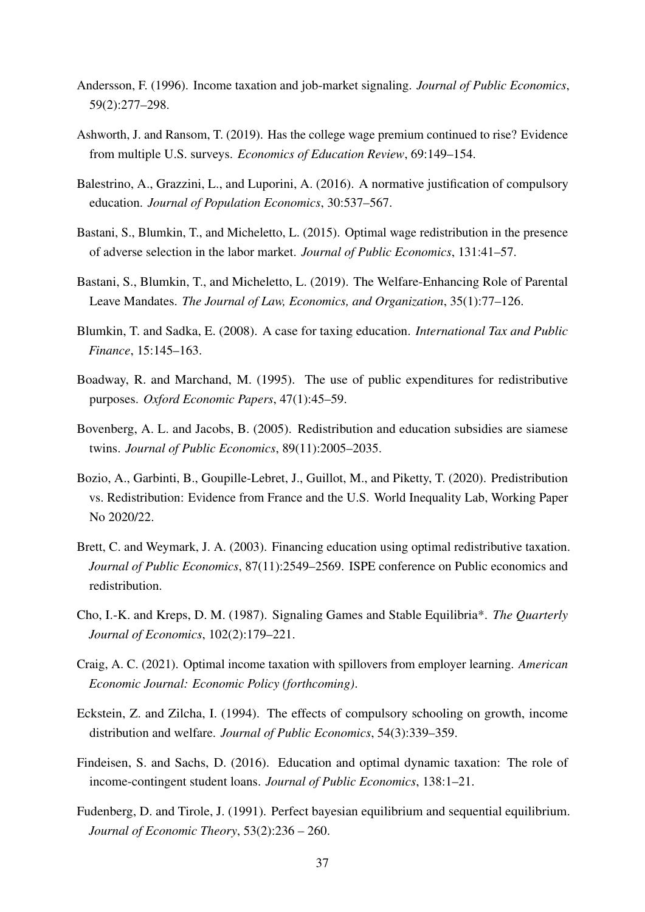Andersson, F. (1996). Income taxation and job-market signaling. *Journal of Public Economics*, 59(2):277–298.

Ashworth, J. and Ransom, T. (2019). Has the college wage premium continued to rise? Evidence from multiple U.S. surveys. *Economics of Education Review*, 69:149–154.

Balestrino, A., Grazzini, L., and Luporini, A. (2016). A normative justification of compulsory education. *Journal of Population Economics*, 30:537–567.

Bastani, S., Blumkin, T., and Micheletto, L. (2015). Optimal wage redistribution in the presence of adverse selection in the labor market. *Journal of Public Economics*, 131:41–57.

Bastani, S., Blumkin, T., and Micheletto, L. (2019). The Welfare-Enhancing Role of Parental Leave Mandates. *The Journal of Law, Economics, and Organization*, 35(1):77–126.

Blumkin, T. and Sadka, E. (2008). A case for taxing education. *International Tax and Public Finance*, 15:145–163.

Boadway, R. and Marchand, M. (1995). The use of public expenditures for redistributive purposes. *Oxford Economic Papers*, 47(1):45–59.

Bovenberg, A. L. and Jacobs, B. (2005). Redistribution and education subsidies are siamese twins. *Journal of Public Economics*, 89(11):2005–2035.

Bozio, A., Garbinti, B., Goupille-Lebret, J., Guillot, M., and Piketty, T. (2020). Predistribution vs. Redistribution: Evidence from France and the U.S. World Inequality Lab, Working Paper No 2020/22.

Brett, C. and Weymark, J. A. (2003). Financing education using optimal redistributive taxation. *Journal of Public Economics*, 87(11):2549–2569. ISPE conference on Public economics and redistribution.

Cho, I.-K. and Kreps, D. M. (1987). Signaling Games and Stable Equilibria*. *The Quarterly Journal of Economics*, 102(2):179–221.

Craig, A. C. (2021). Optimal income taxation with spillovers from employer learning. *American Economic Journal: Economic Policy (forthcoming)*.

Eckstein, Z. and Zilcha, I. (1994). The effects of compulsory schooling on growth, income distribution and welfare. *Journal of Public Economics*, 54(3):339–359.

Findeisen, S. and Sachs, D. (2016). Education and optimal dynamic taxation: The role of income-contingent student loans. *Journal of Public Economics*, 138:1–21.

Fudenberg, D. and Tirole, J. (1991). Perfect bayesian equilibrium and sequential equilibrium. *Journal of Economic Theory*, 53(2):236 – 260.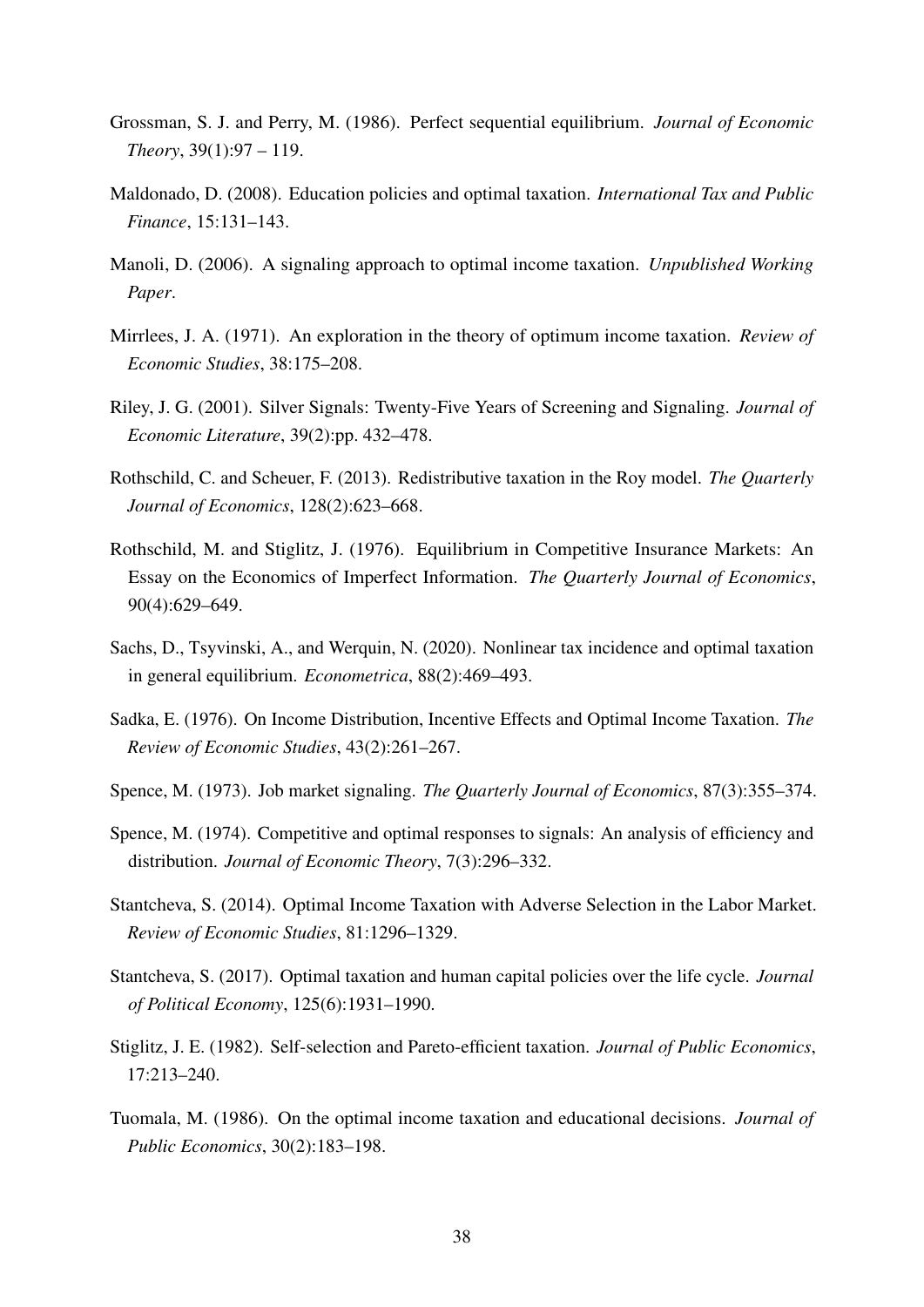Grossman, S. J. and Perry, M. (1986). Perfect sequential equilibrium. *Journal of Economic Theory*, 39(1):97 – 119.

Maldonado, D. (2008). Education policies and optimal taxation. *International Tax and Public Finance*, 15:131–143.

Manoli, D. (2006). A signaling approach to optimal income taxation. *Unpublished Working Paper*.

Mirrlees, J. A. (1971). An exploration in the theory of optimum income taxation. *Review of Economic Studies*, 38:175–208.

Riley, J. G. (2001). Silver Signals: Twenty-Five Years of Screening and Signaling. *Journal of Economic Literature*, 39(2):pp. 432–478.

Rothschild, C. and Scheuer, F. (2013). Redistributive taxation in the Roy model. *The Quarterly Journal of Economics*, 128(2):623–668.

Rothschild, M. and Stiglitz, J. (1976). Equilibrium in Competitive Insurance Markets: An Essay on the Economics of Imperfect Information. *The Quarterly Journal of Economics*, 90(4):629–649.

Sachs, D., Tsyvinski, A., and Werquin, N. (2020). Nonlinear tax incidence and optimal taxation in general equilibrium. *Econometrica*, 88(2):469–493.

Sadka, E. (1976). On Income Distribution, Incentive Effects and Optimal Income Taxation. *The Review of Economic Studies*, 43(2):261–267.

Spence, M. (1973). Job market signaling. *The Quarterly Journal of Economics*, 87(3):355–374.

Spence, M. (1974). Competitive and optimal responses to signals: An analysis of efficiency and distribution. *Journal of Economic Theory*, 7(3):296–332.

Stantcheva, S. (2014). Optimal Income Taxation with Adverse Selection in the Labor Market. *Review of Economic Studies*, 81:1296–1329.

Stantcheva, S. (2017). Optimal taxation and human capital policies over the life cycle. *Journal of Political Economy*, 125(6):1931–1990.

Stiglitz, J. E. (1982). Self-selection and Pareto-efficient taxation. *Journal of Public Economics*, 17:213–240.

Tuomala, M. (1986). On the optimal income taxation and educational decisions. *Journal of Public Economics*, 30(2):183–198.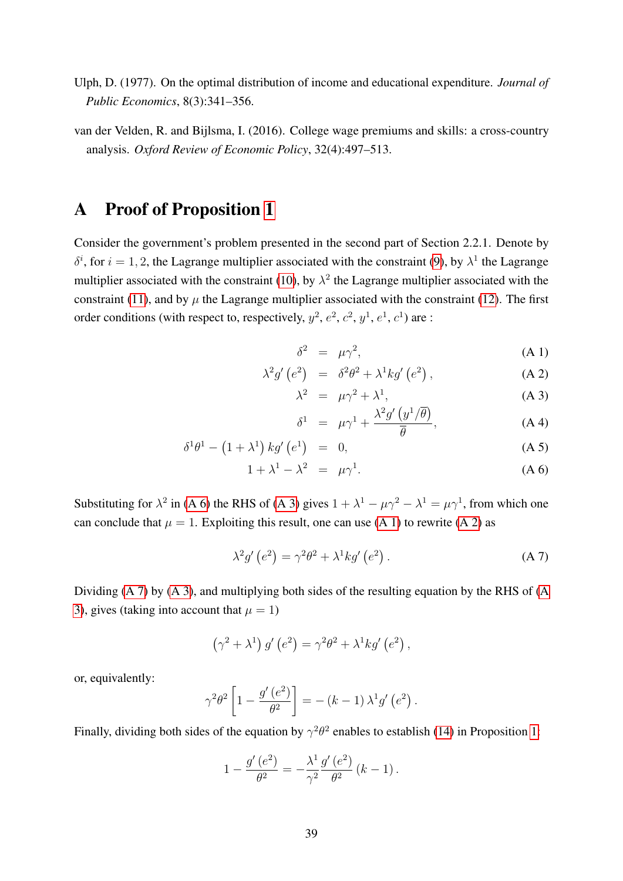Ulph, D. (1977). On the optimal distribution of income and educational expenditure. *Journal of Public Economics*, 8(3):341–356.

van der Velden, R. and Bijlsma, I. (2016). College wage premiums and skills: a cross-country analysis. *Oxford Review of Economic Policy*, 32(4):497–513.

# A Proof of Proposition 1

Consider the government's problem presented in the second part of Section 2.2.1. Denote by $\delta^i$, for $i = 1, 2$, the Lagrange multiplier associated with the constraint (9), by $\lambda^1$ the Lagrange multiplier associated with the constraint (10), by $\lambda^2$ the Lagrange multiplier associated with the constraint (11), and by $\mu$ the Lagrange multiplier associated with the constraint (12). The first order conditions (with respect to, respectively, $y^2$, $e^2$, $c^2$, $y^1$, $e^1$, $c^1$) are :

$$\delta^2 = \mu\gamma^2, \tag{A 1}$$

$$\lambda^2 g'\left(e^2\right) = \delta^2\theta^2 + \lambda^1 k g'\left(e^2\right), \tag{A 2}$$

$$\lambda^2 = \mu\gamma^2 + \lambda^1, \tag{A 3}$$

$$\delta^1 = \mu\gamma^1 + \frac{\lambda^2 g'\left(y^1/\overline{\theta}\right)}{\overline{\theta}}, \tag{A 4}$$

$$\delta^1\theta^1 - \left(1+\lambda^1\right) k g'\left(e^1\right) = 0, \tag{A 5}$$

$$1 + \lambda^1 - \lambda^2 = \mu\gamma^1. \tag{A 6}$$

Substituting for $\lambda^2$ in (A 6) the RHS of (A 3) gives $1 + \lambda^1 - \mu\gamma^2 - \lambda^1 = \mu\gamma^1$, from which one can conclude that $\mu = 1$. Exploiting this result, one can use (A 1) to rewrite (A 2) as

$$\lambda^2 g'\left(e^2\right) = \gamma^2\theta^2 + \lambda^1 k g'\left(e^2\right). \tag{A 7}$$

Dividing (A 7) by (A 3), and multiplying both sides of the resulting equation by the RHS of (A 3), gives (taking into account that $\mu = 1$)

$$\left(\gamma^2 + \lambda^1\right) g'\left(e^2\right) = \gamma^2\theta^2 + \lambda^1 k g'\left(e^2\right),$$

or, equivalently:

$$\gamma^2\theta^2\left[1 - \frac{g'\left(e^2\right)}{\theta^2}\right] = -\left(k-1\right)\lambda^1 g'\left(e^2\right).$$

Finally, dividing both sides of the equation by $\gamma^2\theta^2$ enables to establish (14) in Proposition 1:

$$1 - \frac{g'\left(e^2\right)}{\theta^2} = -\frac{\lambda^1}{\gamma^2}\frac{g'\left(e^2\right)}{\theta^2}\left(k-1\right).$$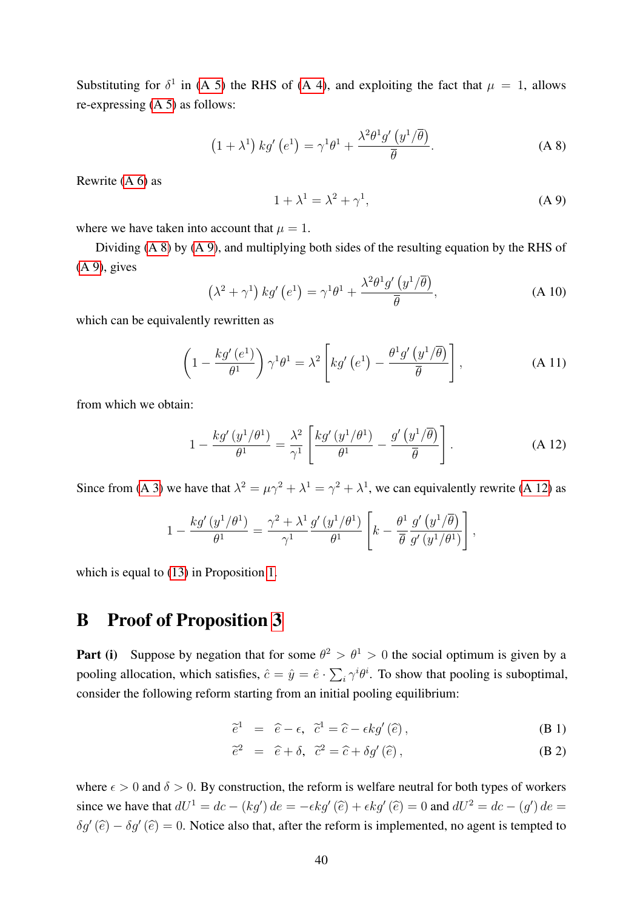Substituting for $\delta^1$ in (A 5) the RHS of (A 4), and exploiting the fact that $\mu = 1$, allows re-expressing (A 5) as follows:

$$\left(1+\lambda^1\right) kg'\left(e^1\right) = \gamma^1\theta^1 + \frac{\lambda^2\theta^1 g'\left(y^1/\overline{\theta}\right)}{\overline{\theta}}. \tag{A 8}$$

Rewrite (A 6) as

$$1+\lambda^1 = \lambda^2 + \gamma^1, \tag{A 9}$$

where we have taken into account that $\mu = 1$.

Dividing (A 8) by (A 9), and multiplying both sides of the resulting equation by the RHS of (A 9), gives

$$\left(\lambda^2+\gamma^1\right) kg'\left(e^1\right) = \gamma^1\theta^1 + \frac{\lambda^2\theta^1 g'\left(y^1/\overline{\theta}\right)}{\overline{\theta}}, \tag{A 10}$$

which can be equivalently rewritten as

$$\left(1-\frac{kg'\left(e^1\right)}{\theta^1}\right)\gamma^1\theta^1 = \lambda^2\left[kg'\left(e^1\right) - \frac{\theta^1 g'\left(y^1/\overline{\theta}\right)}{\overline{\theta}}\right], \tag{A 11}$$

from which we obtain:

$$1-\frac{kg'\left(y^1/\theta^1\right)}{\theta^1} = \frac{\lambda^2}{\gamma^1}\left[\frac{kg'\left(y^1/\theta^1\right)}{\theta^1} - \frac{g'\left(y^1/\overline{\theta}\right)}{\overline{\theta}}\right]. \tag{A 12}$$

Since from (A 3) we have that $\lambda^2 = \mu\gamma^2 + \lambda^1 = \gamma^2 + \lambda^1$, we can equivalently rewrite (A 12) as

$$1-\frac{kg'\left(y^1/\theta^1\right)}{\theta^1} = \frac{\gamma^2+\lambda^1}{\gamma^1}\frac{g'\left(y^1/\theta^1\right)}{\theta^1}\left[k - \frac{\theta^1}{\overline{\theta}}\frac{g'\left(y^1/\overline{\theta}\right)}{g'\left(y^1/\theta^1\right)}\right],$$

which is equal to (13) in Proposition 1.

# B Proof of Proposition 3

**Part (i)** Suppose by negation that for some $\theta^2 > \theta^1 > 0$ the social optimum is given by a pooling allocation, which satisfies, $\hat{c} = \hat{y} = \hat{e}\cdot\sum_i \gamma^i\theta^i$. To show that pooling is suboptimal, consider the following reform starting from an initial pooling equilibrium:

$$\widetilde{e}^1 = \widehat{e} - \epsilon, \quad \widetilde{c}^1 = \widehat{c} - \epsilon kg'\left(\widehat{e}\right), \tag{B 1}$$

$$\widetilde{e}^2 = \widehat{e} + \delta, \quad \widetilde{c}^2 = \widehat{c} + \delta g'\left(\widehat{e}\right), \tag{B 2}$$

where $\epsilon > 0$ and $\delta > 0$. By construction, the reform is welfare neutral for both types of workers since we have that $dU^1 = dc - (kg')\, de = -\epsilon kg'\left(\widehat{e}\right) + \epsilon kg'\left(\widehat{e}\right) = 0$ and $dU^2 = dc - (g')\, de = \delta g'\left(\widehat{e}\right) - \delta g'\left(\widehat{e}\right) = 0$. Notice also that, after the reform is implemented, no agent is tempted to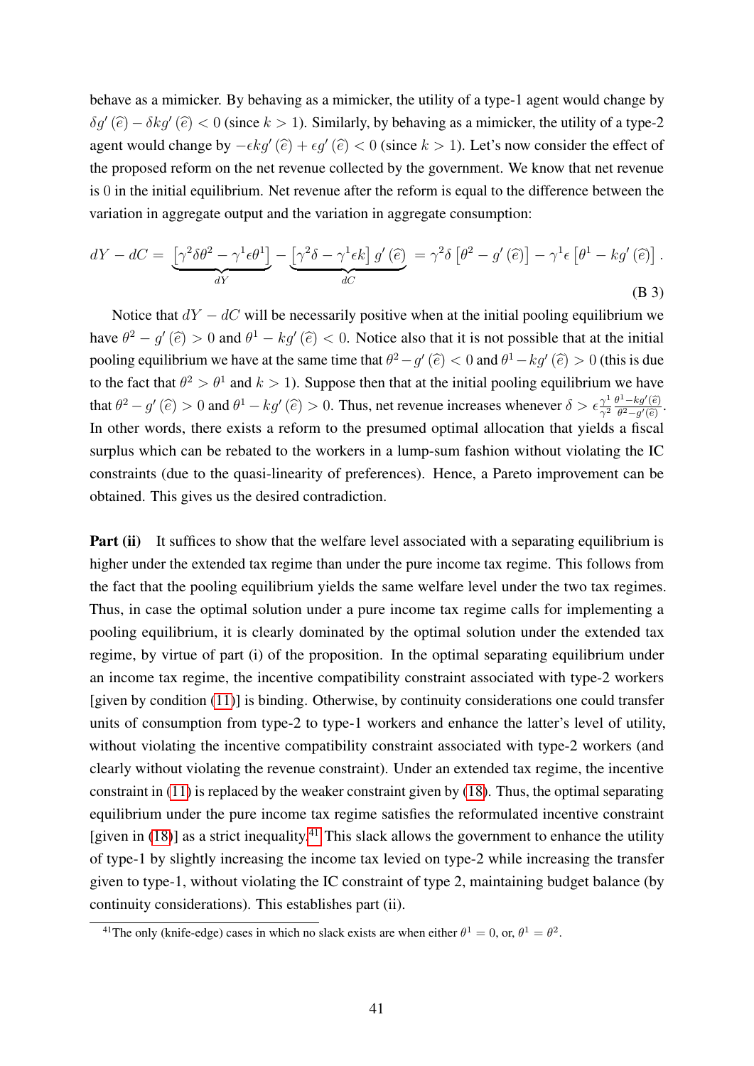behave as a mimicker. By behaving as a mimicker, the utility of a type-1 agent would change by $\delta g'(\widehat{e}) - \delta k g'(\widehat{e}) < 0$ (since $k > 1$). Similarly, by behaving as a mimicker, the utility of a type-2 agent would change by $-\epsilon k g'(\widehat{e}) + \epsilon g'(\widehat{e}) < 0$ (since $k > 1$). Let's now consider the effect of the proposed reform on the net revenue collected by the government. We know that net revenue is 0 in the initial equilibrium. Net revenue after the reform is equal to the difference between the variation in aggregate output and the variation in aggregate consumption:

$$dY - dC = \underbrace{\left[\gamma^2 \delta \theta^2 - \gamma^1 \epsilon \theta^1\right]}_{dY} - \underbrace{\left[\gamma^2 \delta - \gamma^1 \epsilon k\right] g'(\widehat{e})}_{dC} = \gamma^2 \delta \left[\theta^2 - g'(\widehat{e})\right] - \gamma^1 \epsilon \left[\theta^1 - k g'(\widehat{e})\right]. \tag{B 3}$$

Notice that $dY - dC$ will be necessarily positive when at the initial pooling equilibrium we have $\theta^2 - g'(\widehat{e}) > 0$ and $\theta^1 - kg'(\widehat{e}) < 0$. Notice also that it is not possible that at the initial pooling equilibrium we have at the same time that $\theta^2 - g'(\widehat{e}) < 0$ and $\theta^1 - kg'(\widehat{e}) > 0$ (this is due to the fact that $\theta^2 > \theta^1$ and $k > 1$). Suppose then that at the initial pooling equilibrium we have that $\theta^2 - g'(\widehat{e}) > 0$ and $\theta^1 - kg'(\widehat{e}) > 0$. Thus, net revenue increases whenever $\delta > \epsilon \frac{\gamma^1}{\gamma^2} \frac{\theta^1 - kg'(\widehat{e})}{\theta^2 - g'(\widehat{e})}$. In other words, there exists a reform to the presumed optimal allocation that yields a fiscal surplus which can be rebated to the workers in a lump-sum fashion without violating the IC constraints (due to the quasi-linearity of preferences). Hence, a Pareto improvement can be obtained. This gives us the desired contradiction.

**Part (ii)** It suffices to show that the welfare level associated with a separating equilibrium is higher under the extended tax regime than under the pure income tax regime. This follows from the fact that the pooling equilibrium yields the same welfare level under the two tax regimes. Thus, in case the optimal solution under a pure income tax regime calls for implementing a pooling equilibrium, it is clearly dominated by the optimal solution under the extended tax regime, by virtue of part (i) of the proposition. In the optimal separating equilibrium under an income tax regime, the incentive compatibility constraint associated with type-2 workers [given by condition (11)] is binding. Otherwise, by continuity considerations one could transfer units of consumption from type-2 to type-1 workers and enhance the latter's level of utility, without violating the incentive compatibility constraint associated with type-2 workers (and clearly without violating the revenue constraint). Under an extended tax regime, the incentive constraint in (11) is replaced by the weaker constraint given by (18). Thus, the optimal separating equilibrium under the pure income tax regime satisfies the reformulated incentive constraint [given in (18)] as a strict inequality.[41] This slack allows the government to enhance the utility of type-1 by slightly increasing the income tax levied on type-2 while increasing the transfer given to type-1, without violating the IC constraint of type 2, maintaining budget balance (by continuity considerations). This establishes part (ii).

[41] The only (knife-edge) cases in which no slack exists are when either $\theta^1 = 0$, or, $\theta^1 = \theta^2$.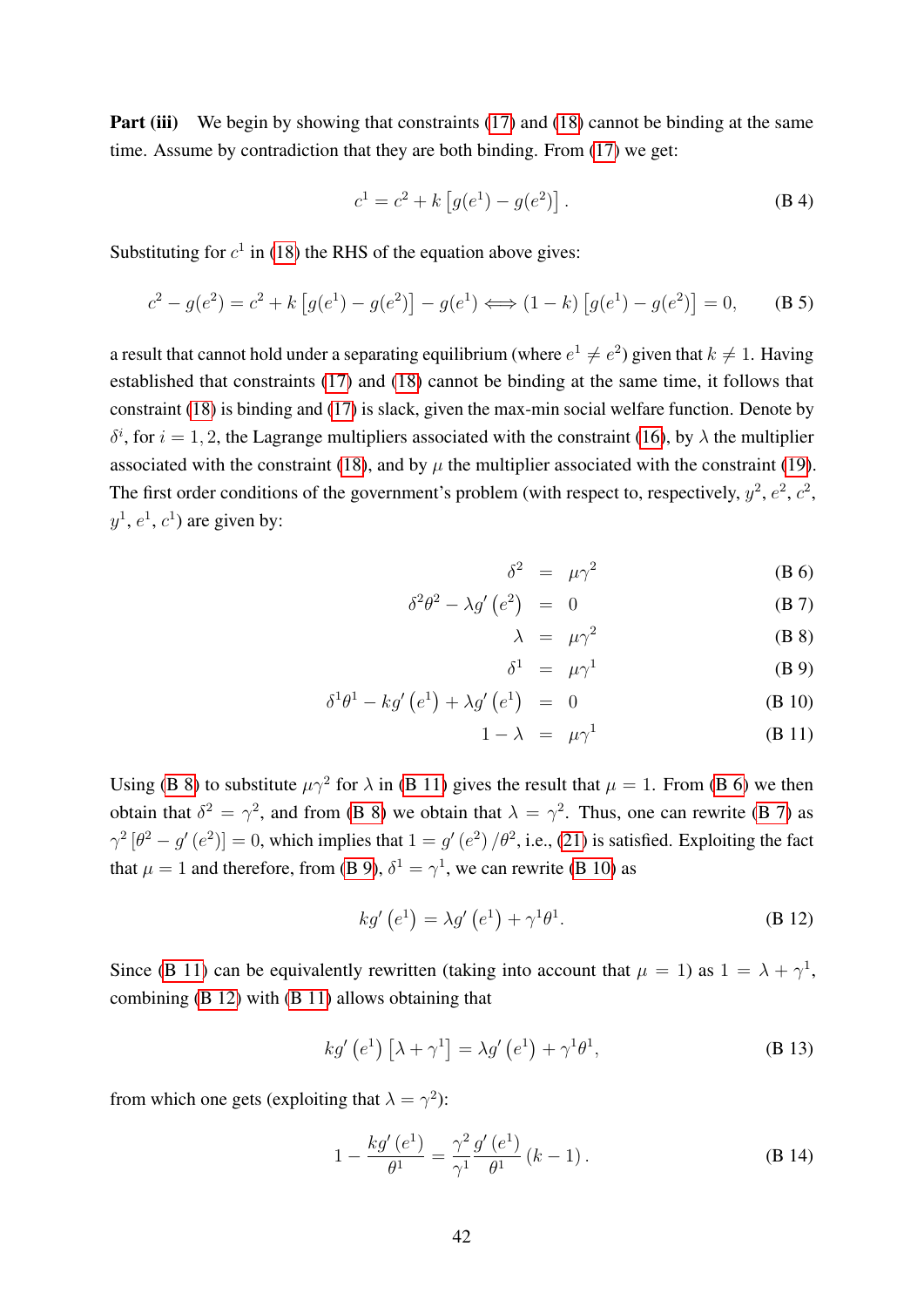**Part (iii)** We begin by showing that constraints (17) and (18) cannot be binding at the same time. Assume by contradiction that they are both binding. From (17) we get:

$$c^1 = c^2 + k\left[g(e^1) - g(e^2)\right]. \tag{B 4}$$

Substituting for $c^1$ in (18) the RHS of the equation above gives:

$$c^2 - g(e^2) = c^2 + k\left[g(e^1) - g(e^2)\right] - g(e^1) \Longleftrightarrow (1-k)\left[g(e^1) - g(e^2)\right] = 0, \tag{B 5}$$

a result that cannot hold under a separating equilibrium (where $e^1 \neq e^2$) given that $k \neq 1$. Having established that constraints (17) and (18) cannot be binding at the same time, it follows that constraint (18) is binding and (17) is slack, given the max-min social welfare function. Denote by $\delta^i$, for $i = 1, 2$, the Lagrange multipliers associated with the constraint (16), by $\lambda$ the multiplier associated with the constraint (18), and by $\mu$ the multiplier associated with the constraint (19). The first order conditions of the government's problem (with respect to, respectively, $y^2$, $e^2$, $c^2$, $y^1$, $e^1$, $c^1$) are given by:

$$\delta^2 = \mu\gamma^2 \tag{B 6}$$

$$\delta^2\theta^2 - \lambda g'\left(e^2\right) = 0 \tag{B 7}$$

$$\lambda = \mu\gamma^2 \tag{B 8}$$

$$\delta^1 = \mu\gamma^1 \tag{B 9}$$

$$\delta^1\theta^1 - kg'\left(e^1\right) + \lambda g'\left(e^1\right) = 0 \tag{B 10}$$

$$1 - \lambda = \mu\gamma^1 \tag{B 11}$$

Using (B 8) to substitute $\mu\gamma^2$ for $\lambda$ in (B 11) gives the result that $\mu = 1$. From (B 6) we then obtain that $\delta^2 = \gamma^2$, and from (B 8) we obtain that $\lambda = \gamma^2$. Thus, one can rewrite (B 7) as $\gamma^2\left[\theta^2 - g'\left(e^2\right)\right] = 0$, which implies that $1 = g'\left(e^2\right)/\theta^2$, i.e., (21) is satisfied. Exploiting the fact that $\mu = 1$ and therefore, from (B 9), $\delta^1 = \gamma^1$, we can rewrite (B 10) as

$$kg'\left(e^1\right) = \lambda g'\left(e^1\right) + \gamma^1\theta^1. \tag{B 12}$$

Since (B 11) can be equivalently rewritten (taking into account that $\mu = 1$) as $1 = \lambda + \gamma^1$, combining (B 12) with (B 11) allows obtaining that

$$kg'\left(e^1\right)\left[\lambda + \gamma^1\right] = \lambda g'\left(e^1\right) + \gamma^1\theta^1, \tag{B 13}$$

from which one gets (exploiting that $\lambda = \gamma^2$):

$$1 - \frac{kg'\left(e^1\right)}{\theta^1} = \frac{\gamma^2}{\gamma^1}\frac{g'\left(e^1\right)}{\theta^1}\left(k-1\right). \tag{B 14}$$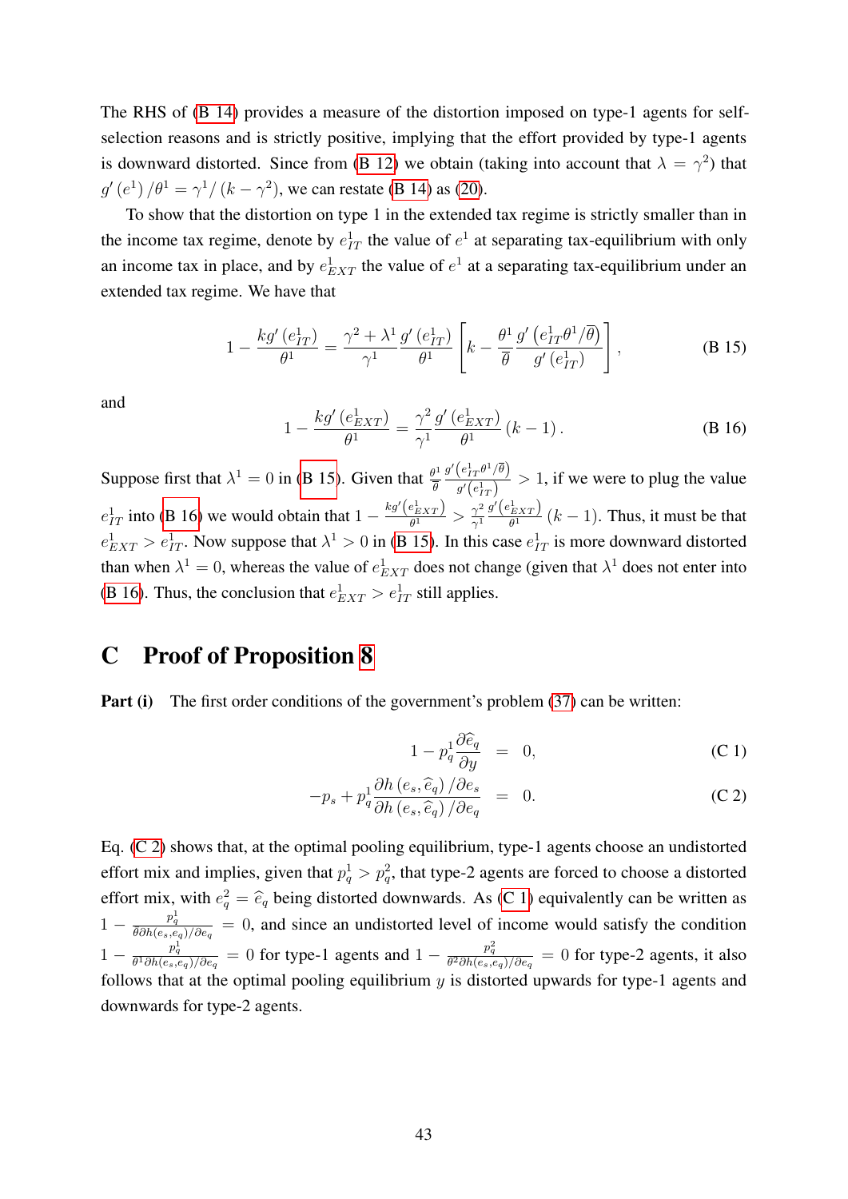The RHS of (B 14) provides a measure of the distortion imposed on type-1 agents for self-selection reasons and is strictly positive, implying that the effort provided by type-1 agents is downward distorted. Since from (B 12) we obtain (taking into account that $\lambda = \gamma^2$) that $g'(e^1)/\theta^1 = \gamma^1/(k - \gamma^2)$, we can restate (B 14) as (20).

To show that the distortion on type 1 in the extended tax regime is strictly smaller than in the income tax regime, denote by $e^1_{IT}$ the value of $e^1$ at separating tax-equilibrium with only an income tax in place, and by $e^1_{EXT}$ the value of $e^1$ at a separating tax-equilibrium under an extended tax regime. We have that

$$1 - \frac{kg'(e^1_{IT})}{\theta^1} = \frac{\gamma^2 + \lambda^1}{\gamma^1} \frac{g'(e^1_{IT})}{\theta^1} \left[ k - \frac{\theta^1}{\overline{\theta}} \frac{g'(e^1_{IT}\theta^1/\overline{\theta})}{g'(e^1_{IT})} \right], \tag{B 15}$$

and

$$1 - \frac{kg'(e^1_{EXT})}{\theta^1} = \frac{\gamma^2}{\gamma^1} \frac{g'(e^1_{EXT})}{\theta^1} (k-1). \tag{B 16}$$

Suppose first that $\lambda^1 = 0$ in (B 15). Given that $\frac{\theta^1}{\overline{\theta}} \frac{g'(e^1_{IT}\theta^1/\overline{\theta})}{g'(e^1_{IT})} > 1$, if we were to plug the value $e^1_{IT}$ into (B 16) we would obtain that $1 - \frac{kg'(e^1_{EXT})}{\theta^1} > \frac{\gamma^2}{\gamma^1} \frac{g'(e^1_{EXT})}{\theta^1} (k-1)$. Thus, it must be that $e^1_{EXT} > e^1_{IT}$. Now suppose that $\lambda^1 > 0$ in (B 15). In this case $e^1_{IT}$ is more downward distorted than when $\lambda^1 = 0$, whereas the value of $e^1_{EXT}$ does not change (given that $\lambda^1$ does not enter into (B 16). Thus, the conclusion that $e^1_{EXT} > e^1_{IT}$ still applies.

# C Proof of Proposition 8

**Part (i)** The first order conditions of the government's problem (37) can be written:

$$1 - p^1_q \frac{\partial \widehat{e}_q}{\partial y} = 0, \tag{C 1}$$

$$-p_s + p^1_q \frac{\partial h(e_s, \widehat{e}_q)/\partial e_s}{\partial h(e_s, \widehat{e}_q)/\partial e_q} = 0. \tag{C 2}$$

Eq. (C 2) shows that, at the optimal pooling equilibrium, type-1 agents choose an undistorted effort mix and implies, given that $p^1_q > p^2_q$, that type-2 agents are forced to choose a distorted effort mix, with $e^2_q = \widehat{e}_q$ being distorted downwards. As (C 1) equivalently can be written as $1 - \frac{p^1_q}{\overline{\theta}\partial h(e_s,e_q)/\partial e_q} = 0$, and since an undistorted level of income would satisfy the condition $1 - \frac{p^1_q}{\theta^1 \partial h(e_s,e_q)/\partial e_q} = 0$ for type-1 agents and $1 - \frac{p^2_q}{\theta^2 \partial h(e_s,e_q)/\partial e_q} = 0$ for type-2 agents, it also follows that at the optimal pooling equilibrium $y$ is distorted upwards for type-1 agents and downwards for type-2 agents.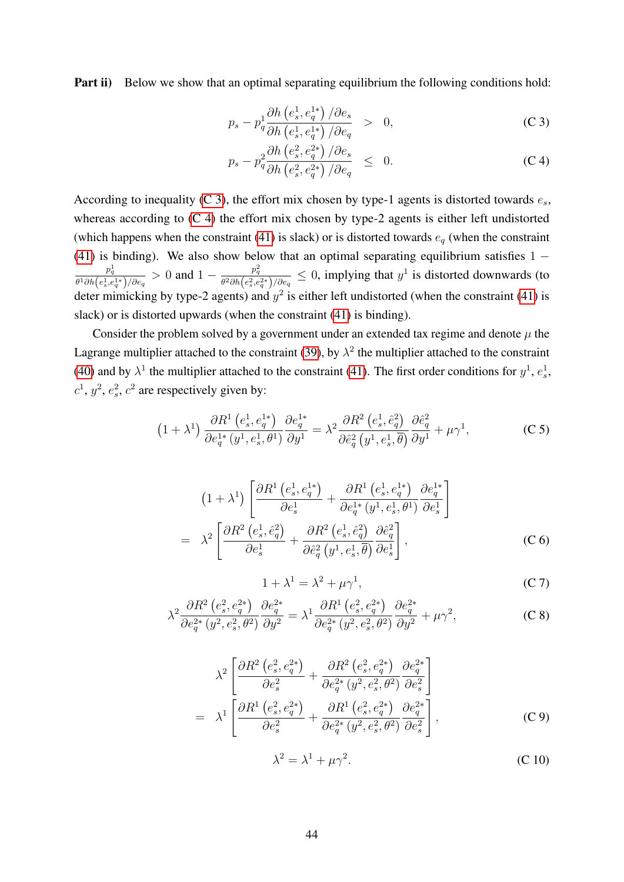**Part ii)** Below we show that an optimal separating equilibrium the following conditions hold:

$$p_s - p_q^1 \frac{\partial h\left(e_s^1, e_q^{1*}\right)/\partial e_s}{\partial h\left(e_s^1, e_q^{1*}\right)/\partial e_q} \;>\; 0, \tag{C 3}$$

$$p_s - p_q^2 \frac{\partial h\left(e_s^2, e_q^{2*}\right)/\partial e_s}{\partial h\left(e_s^2, e_q^{2*}\right)/\partial e_q} \;\leq\; 0. \tag{C 4}$$

According to inequality (C 3), the effort mix chosen by type-1 agents is distorted towards $e_s$, whereas according to (C 4) the effort mix chosen by type-2 agents is either left undistorted (which happens when the constraint (41) is slack) or is distorted towards $e_q$ (when the constraint (41) is binding). We also show below that an optimal separating equilibrium satisfies $1 - \frac{p_q^1}{\theta^1 \partial h\left(e_s^1, e_q^{1*}\right)/\partial e_q} > 0$ and $1 - \frac{p_q^2}{\theta^2 \partial h\left(e_s^2, e_q^{2*}\right)/\partial e_q} \leq 0$, implying that $y^1$ is distorted downwards (to deter mimicking by type-2 agents) and $y^2$ is either left undistorted (when the constraint (41) is slack) or is distorted upwards (when the constraint (41) is binding).

Consider the problem solved by a government under an extended tax regime and denote $\mu$ the Lagrange multiplier attached to the constraint (39), by $\lambda^2$ the multiplier attached to the constraint (40) and by $\lambda^1$ the multiplier attached to the constraint (41). The first order conditions for $y^1$, $e_s^1$, $c^1$, $y^2$, $e_s^2$, $c^2$ are respectively given by:

$$\left(1+\lambda^1\right) \frac{\partial R^1\left(e_s^1, e_q^{1*}\right)}{\partial e_q^{1*}\left(y^1, e_s^1, \theta^1\right)} \frac{\partial e_q^{1*}}{\partial y^1} = \lambda^2 \frac{\partial R^2\left(e_s^1, \hat{e}_q^2\right)}{\partial \hat{e}_q^2\left(y^1, e_s^1, \overline{\theta}\right)} \frac{\partial \hat{e}_q^2}{\partial y^1} + \mu \gamma^1, \tag{C 5}$$

$$\begin{aligned} &\left(1+\lambda^1\right)\left[\frac{\partial R^1\left(e_s^1, e_q^{1*}\right)}{\partial e_s^1} + \frac{\partial R^1\left(e_s^1, e_q^{1*}\right)}{\partial e_q^{1*}\left(y^1, e_s^1, \theta^1\right)} \frac{\partial e_q^{1*}}{\partial e_s^1}\right] \\ = \;& \lambda^2 \left[\frac{\partial R^2\left(e_s^1, \hat{e}_q^2\right)}{\partial e_s^1} + \frac{\partial R^2\left(e_s^1, \hat{e}_q^2\right)}{\partial \hat{e}_q^2\left(y^1, e_s^1, \overline{\theta}\right)} \frac{\partial \hat{e}_q^2}{\partial e_s^1}\right], \end{aligned} \tag{C 6}$$

$$1+\lambda^1 = \lambda^2 + \mu \gamma^1, \tag{C 7}$$

$$\lambda^2 \frac{\partial R^2\left(e_s^2, e_q^{2*}\right)}{\partial e_q^{2*}\left(y^2, e_s^2, \theta^2\right)} \frac{\partial e_q^{2*}}{\partial y^2} = \lambda^1 \frac{\partial R^1\left(e_s^2, e_q^{2*}\right)}{\partial e_q^{2*}\left(y^2, e_s^2, \theta^2\right)} \frac{\partial e_q^{2*}}{\partial y^2} + \mu \gamma^2, \tag{C 8}$$

$$\begin{aligned} &\lambda^2 \left[\frac{\partial R^2\left(e_s^2, e_q^{2*}\right)}{\partial e_s^2} + \frac{\partial R^2\left(e_s^2, e_q^{2*}\right)}{\partial e_q^{2*}\left(y^2, e_s^2, \theta^2\right)} \frac{\partial e_q^{2*}}{\partial e_s^2}\right] \\ = \;& \lambda^1 \left[\frac{\partial R^1\left(e_s^2, e_q^{2*}\right)}{\partial e_s^2} + \frac{\partial R^1\left(e_s^2, e_q^{2*}\right)}{\partial e_q^{2*}\left(y^2, e_s^2, \theta^2\right)} \frac{\partial e_q^{2*}}{\partial e_s^2}\right], \end{aligned} \tag{C 9}$$

$$\lambda^2 = \lambda^1 + \mu \gamma^2. \tag{C 10}$$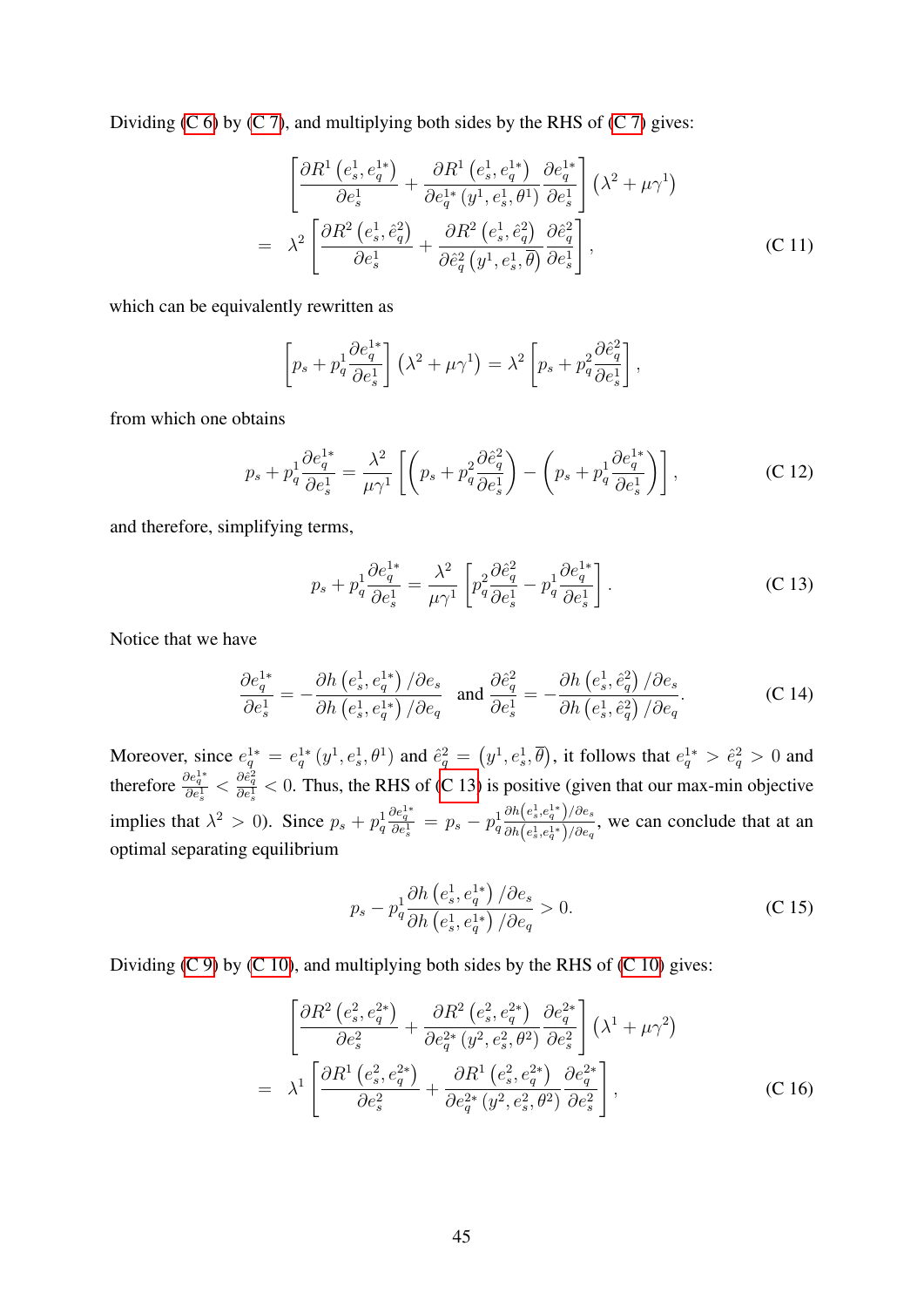Dividing (C 6) by (C 7), and multiplying both sides by the RHS of (C 7) gives:

$$
\begin{aligned}
& \left[\frac{\partial R^1\left(e_s^1, e_q^{1*}\right)}{\partial e_s^1} + \frac{\partial R^1\left(e_s^1, e_q^{1*}\right)}{\partial e_q^{1*}\left(y^1, e_s^1, \theta^1\right)} \frac{\partial e_q^{1*}}{\partial e_s^1}\right]\left(\lambda^2 + \mu\gamma^1\right) \\
= \;& \lambda^2 \left[\frac{\partial R^2\left(e_s^1, \hat{e}_q^2\right)}{\partial e_s^1} + \frac{\partial R^2\left(e_s^1, \hat{e}_q^2\right)}{\partial \hat{e}_q^2\left(y^1, e_s^1, \overline{\theta}\right)} \frac{\partial \hat{e}_q^2}{\partial e_s^1}\right],
\end{aligned} \tag{C 11}
$$

which can be equivalently rewritten as

$$
\left[p_s + p_q^1 \frac{\partial e_q^{1*}}{\partial e_s^1}\right]\left(\lambda^2 + \mu\gamma^1\right) = \lambda^2 \left[p_s + p_q^2 \frac{\partial \hat{e}_q^2}{\partial e_s^1}\right],
$$

from which one obtains

$$
p_s + p_q^1 \frac{\partial e_q^{1*}}{\partial e_s^1} = \frac{\lambda^2}{\mu\gamma^1}\left[\left(p_s + p_q^2 \frac{\partial \hat{e}_q^2}{\partial e_s^1}\right) - \left(p_s + p_q^1 \frac{\partial e_q^{1*}}{\partial e_s^1}\right)\right], \tag{C 12}
$$

and therefore, simplifying terms,

$$
p_s + p_q^1 \frac{\partial e_q^{1*}}{\partial e_s^1} = \frac{\lambda^2}{\mu\gamma^1}\left[p_q^2 \frac{\partial \hat{e}_q^2}{\partial e_s^1} - p_q^1 \frac{\partial e_q^{1*}}{\partial e_s^1}\right]. \tag{C 13}
$$

Notice that we have

$$
\frac{\partial e_q^{1*}}{\partial e_s^1} = -\frac{\partial h\left(e_s^1, e_q^{1*}\right)/\partial e_s}{\partial h\left(e_s^1, e_q^{1*}\right)/\partial e_q} \quad \text{and} \quad \frac{\partial \hat{e}_q^2}{\partial e_s^1} = -\frac{\partial h\left(e_s^1, \hat{e}_q^2\right)/\partial e_s}{\partial h\left(e_s^1, \hat{e}_q^2\right)/\partial e_q}. \tag{C 14}
$$

Moreover, since $e_q^{1*} = e_q^{1*}\left(y^1, e_s^1, \theta^1\right)$ and $\hat{e}_q^2 = \left(y^1, e_s^1, \overline{\theta}\right)$, it follows that $e_q^{1*} > \hat{e}_q^2 > 0$ and therefore $\frac{\partial e_q^{1*}}{\partial e_s^1} < \frac{\partial \hat{e}_q^2}{\partial e_s^1} < 0$. Thus, the RHS of (C 13) is positive (given that our max-min objective implies that $\lambda^2 > 0$). Since $p_s + p_q^1 \frac{\partial e_q^{1*}}{\partial e_s^1} = p_s - p_q^1 \frac{\partial h\left(e_s^1, e_q^{1*}\right)/\partial e_s}{\partial h\left(e_s^1, e_q^{1*}\right)/\partial e_q}$, we can conclude that at an optimal separating equilibrium

$$
p_s - p_q^1 \frac{\partial h\left(e_s^1, e_q^{1*}\right)/\partial e_s}{\partial h\left(e_s^1, e_q^{1*}\right)/\partial e_q} > 0. \tag{C 15}
$$

Dividing (C 9) by (C 10), and multiplying both sides by the RHS of (C 10) gives:

$$
\begin{aligned}
& \left[\frac{\partial R^2\left(e_s^2, e_q^{2*}\right)}{\partial e_s^2} + \frac{\partial R^2\left(e_s^2, e_q^{2*}\right)}{\partial e_q^{2*}\left(y^2, e_s^2, \theta^2\right)} \frac{\partial e_q^{2*}}{\partial e_s^2}\right]\left(\lambda^1 + \mu\gamma^2\right) \\
= \;& \lambda^1 \left[\frac{\partial R^1\left(e_s^2, e_q^{2*}\right)}{\partial e_s^2} + \frac{\partial R^1\left(e_s^2, e_q^{2*}\right)}{\partial e_q^{2*}\left(y^2, e_s^2, \theta^2\right)} \frac{\partial e_q^{2*}}{\partial e_s^2}\right],
\end{aligned} \tag{C 16}
$$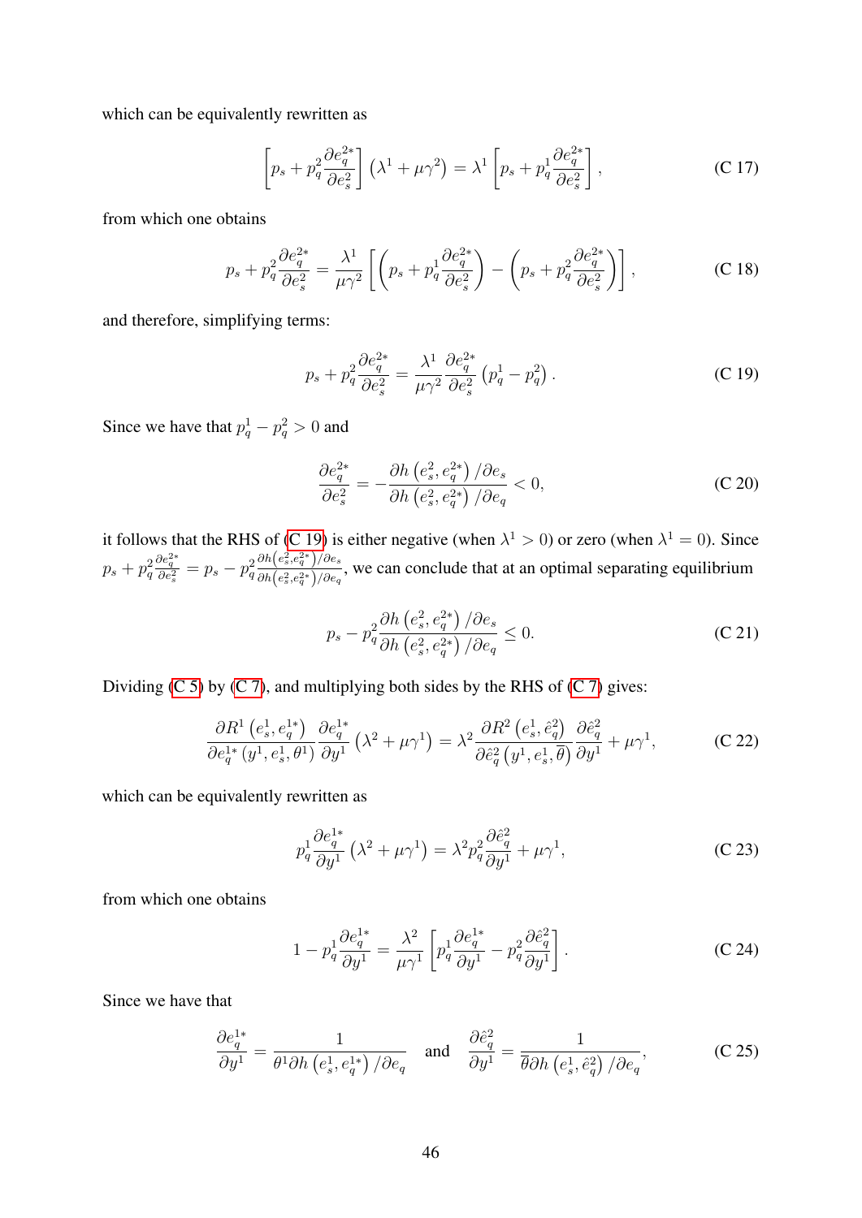which can be equivalently rewritten as

$$\left[p_s + p_q^2 \frac{\partial e_q^{2*}}{\partial e_s^2}\right] \left(\lambda^1 + \mu\gamma^2\right) = \lambda^1 \left[p_s + p_q^1 \frac{\partial e_q^{2*}}{\partial e_s^2}\right], \tag{C 17}$$

from which one obtains

$$p_s + p_q^2 \frac{\partial e_q^{2*}}{\partial e_s^2} = \frac{\lambda^1}{\mu\gamma^2} \left[\left(p_s + p_q^1 \frac{\partial e_q^{2*}}{\partial e_s^2}\right) - \left(p_s + p_q^2 \frac{\partial e_q^{2*}}{\partial e_s^2}\right)\right], \tag{C 18}$$

and therefore, simplifying terms:

$$p_s + p_q^2 \frac{\partial e_q^{2*}}{\partial e_s^2} = \frac{\lambda^1}{\mu\gamma^2} \frac{\partial e_q^{2*}}{\partial e_s^2} \left(p_q^1 - p_q^2\right). \tag{C 19}$$

Since we have that $p_q^1 - p_q^2 > 0$ and

$$\frac{\partial e_q^{2*}}{\partial e_s^2} = -\frac{\partial h\left(e_s^2, e_q^{2*}\right)/\partial e_s}{\partial h\left(e_s^2, e_q^{2*}\right)/\partial e_q} < 0, \tag{C 20}$$

it follows that the RHS of (C 19) is either negative (when $\lambda^1 > 0$) or zero (when $\lambda^1 = 0$). Since $p_s + p_q^2 \frac{\partial e_q^{2*}}{\partial e_s^2} = p_s - p_q^2 \frac{\partial h\left(e_s^2, e_q^{2*}\right)/\partial e_s}{\partial h\left(e_s^2, e_q^{2*}\right)/\partial e_q}$, we can conclude that at an optimal separating equilibrium

$$p_s - p_q^2 \frac{\partial h\left(e_s^2, e_q^{2*}\right)/\partial e_s}{\partial h\left(e_s^2, e_q^{2*}\right)/\partial e_q} \leq 0. \tag{C 21}$$

Dividing (C 5) by (C 7), and multiplying both sides by the RHS of (C 7) gives:

$$\frac{\partial R^1\left(e_s^1, e_q^{1*}\right)}{\partial e_q^{1*}\left(y^1, e_s^1, \theta^1\right)} \frac{\partial e_q^{1*}}{\partial y^1} \left(\lambda^2 + \mu\gamma^1\right) = \lambda^2 \frac{\partial R^2\left(e_s^1, \hat{e}_q^2\right)}{\partial \hat{e}_q^2\left(y^1, e_s^1, \overline{\theta}\right)} \frac{\partial \hat{e}_q^2}{\partial y^1} + \mu\gamma^1, \tag{C 22}$$

which can be equivalently rewritten as

$$p_q^1 \frac{\partial e_q^{1*}}{\partial y^1} \left(\lambda^2 + \mu\gamma^1\right) = \lambda^2 p_q^2 \frac{\partial \hat{e}_q^2}{\partial y^1} + \mu\gamma^1, \tag{C 23}$$

from which one obtains

$$1 - p_q^1 \frac{\partial e_q^{1*}}{\partial y^1} = \frac{\lambda^2}{\mu\gamma^1} \left[p_q^1 \frac{\partial e_q^{1*}}{\partial y^1} - p_q^2 \frac{\partial \hat{e}_q^2}{\partial y^1}\right]. \tag{C 24}$$

Since we have that

$$\frac{\partial e_q^{1*}}{\partial y^1} = \frac{1}{\theta^1 \partial h\left(e_s^1, e_q^{1*}\right)/\partial e_q} \quad \text{and} \quad \frac{\partial \hat{e}_q^2}{\partial y^1} = \frac{1}{\overline{\theta} \partial h\left(e_s^1, \hat{e}_q^2\right)/\partial e_q}, \tag{C 25}$$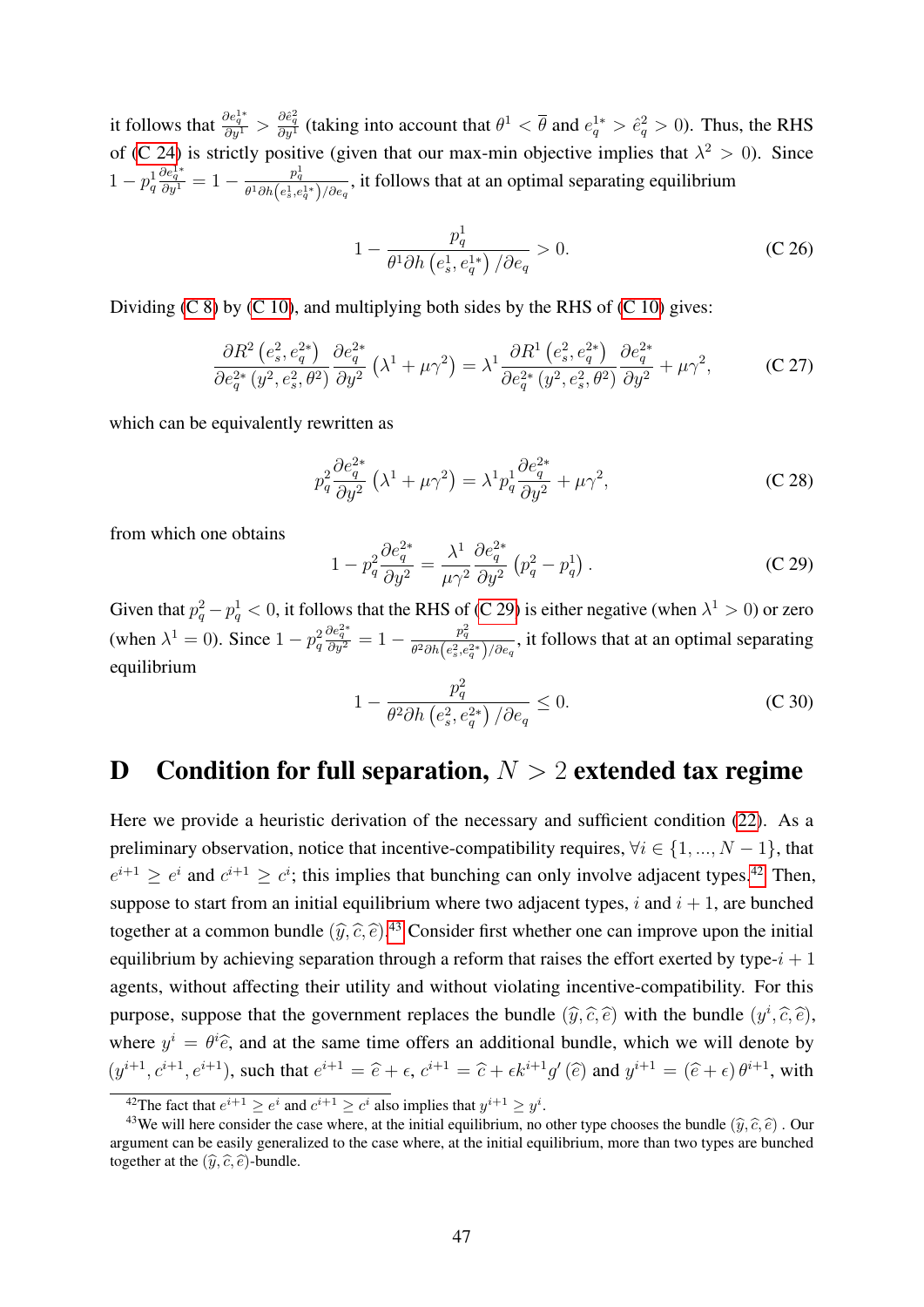it follows that $\frac{\partial e_q^{1*}}{\partial y^1} > \frac{\partial \hat{e}_q^2}{\partial y^1}$ (taking into account that $\theta^1 < \overline{\theta}$ and $e_q^{1*} > \hat{e}_q^2 > 0$). Thus, the RHS of (C 24) is strictly positive (given that our max-min objective implies that $\lambda^2 > 0$). Since $1 - p_q^1 \frac{\partial e_q^{1*}}{\partial y^1} = 1 - \frac{p_q^1}{\theta^1 \partial h\left(e_s^1, e_q^{1*}\right)/\partial e_q}$, it follows that at an optimal separating equilibrium

$$1 - \frac{p_q^1}{\theta^1 \partial h\left(e_s^1, e_q^{1*}\right)/\partial e_q} > 0. \tag{C 26}$$

Dividing (C 8) by (C 10), and multiplying both sides by the RHS of (C 10) gives:

$$\frac{\partial R^2\left(e_s^2, e_q^{2*}\right)}{\partial e_q^{2*}\left(y^2, e_s^2, \theta^2\right)} \frac{\partial e_q^{2*}}{\partial y^2}\left(\lambda^1 + \mu\gamma^2\right) = \lambda^1 \frac{\partial R^1\left(e_s^2, e_q^{2*}\right)}{\partial e_q^{2*}\left(y^2, e_s^2, \theta^2\right)} \frac{\partial e_q^{2*}}{\partial y^2} + \mu\gamma^2, \tag{C 27}$$

which can be equivalently rewritten as

$$p_q^2 \frac{\partial e_q^{2*}}{\partial y^2}\left(\lambda^1 + \mu\gamma^2\right) = \lambda^1 p_q^1 \frac{\partial e_q^{2*}}{\partial y^2} + \mu\gamma^2, \tag{C 28}$$

from which one obtains

$$1 - p_q^2 \frac{\partial e_q^{2*}}{\partial y^2} = \frac{\lambda^1}{\mu\gamma^2} \frac{\partial e_q^{2*}}{\partial y^2}\left(p_q^2 - p_q^1\right). \tag{C 29}$$

Given that $p_q^2 - p_q^1 < 0$, it follows that the RHS of (C 29) is either negative (when $\lambda^1 > 0$) or zero (when $\lambda^1 = 0$). Since $1 - p_q^2 \frac{\partial e_q^{2*}}{\partial y^2} = 1 - \frac{p_q^2}{\theta^2 \partial h\left(e_s^2, e_q^{2*}\right)/\partial e_q}$, it follows that at an optimal separating equilibrium

$$1 - \frac{p_q^2}{\theta^2 \partial h\left(e_s^2, e_q^{2*}\right)/\partial e_q} \leq 0. \tag{C 30}$$

# D Condition for full separation, $N > 2$ extended tax regime

Here we provide a heuristic derivation of the necessary and sufficient condition (22). As a preliminary observation, notice that incentive-compatibility requires, $\forall i \in \{1, ..., N-1\}$, that $e^{i+1} \geq e^i$ and $c^{i+1} \geq c^i$; this implies that bunching can only involve adjacent types.[42] Then, suppose to start from an initial equilibrium where two adjacent types, $i$ and $i+1$, are bunched together at a common bundle $(\widehat{y}, \widehat{c}, \widehat{e})$.[43] Consider first whether one can improve upon the initial equilibrium by achieving separation through a reform that raises the effort exerted by type-$i+1$ agents, without affecting their utility and without violating incentive-compatibility. For this purpose, suppose that the government replaces the bundle $(\widehat{y}, \widehat{c}, \widehat{e})$ with the bundle $(y^i, \widehat{c}, \widehat{e})$, where $y^i = \theta^i \widehat{e}$, and at the same time offers an additional bundle, which we will denote by $(y^{i+1}, c^{i+1}, e^{i+1})$, such that $e^{i+1} = \widehat{e} + \epsilon$, $c^{i+1} = \widehat{c} + \epsilon k^{i+1} g'(\widehat{e})$ and $y^{i+1} = (\widehat{e} + \epsilon)\theta^{i+1}$, with

[42] The fact that $e^{i+1} \geq e^i$ and $c^{i+1} \geq c^i$ also implies that $y^{i+1} \geq y^i$.

[43] We will here consider the case where, at the initial equilibrium, no other type chooses the bundle $(\widehat{y}, \widehat{c}, \widehat{e})$. Our argument can be easily generalized to the case where, at the initial equilibrium, more than two types are bunched together at the $(\widehat{y}, \widehat{c}, \widehat{e})$-bundle.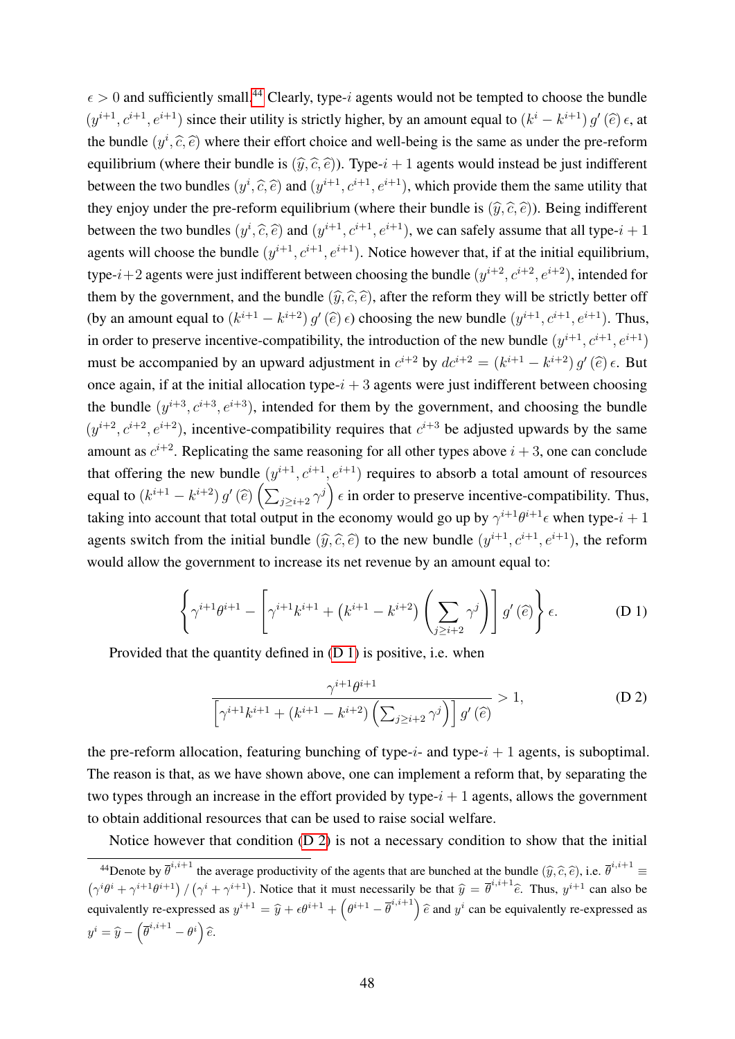$\epsilon > 0$ and sufficiently small.[44] Clearly, type-$i$ agents would not be tempted to choose the bundle $(y^{i+1}, c^{i+1}, e^{i+1})$ since their utility is strictly higher, by an amount equal to $(k^i - k^{i+1})\, g'(\widehat{e})\, \epsilon$, at the bundle $(y^i, \widehat{c}, \widehat{e})$ where their effort choice and well-being is the same as under the pre-reform equilibrium (where their bundle is $(\widehat{y}, \widehat{c}, \widehat{e})$). Type-$i+1$ agents would instead be just indifferent between the two bundles $(y^i, \widehat{c}, \widehat{e})$ and $(y^{i+1}, c^{i+1}, e^{i+1})$, which provide them the same utility that they enjoy under the pre-reform equilibrium (where their bundle is $(\widehat{y}, \widehat{c}, \widehat{e})$). Being indifferent between the two bundles $(y^i, \widehat{c}, \widehat{e})$ and $(y^{i+1}, c^{i+1}, e^{i+1})$, we can safely assume that all type-$i+1$ agents will choose the bundle $(y^{i+1}, c^{i+1}, e^{i+1})$. Notice however that, if at the initial equilibrium, type-$i+2$ agents were just indifferent between choosing the bundle $(y^{i+2}, c^{i+2}, e^{i+2})$, intended for them by the government, and the bundle $(\widehat{y}, \widehat{c}, \widehat{e})$, after the reform they will be strictly better off (by an amount equal to $(k^{i+1} - k^{i+2})\, g'(\widehat{e})\, \epsilon$) choosing the new bundle $(y^{i+1}, c^{i+1}, e^{i+1})$. Thus, in order to preserve incentive-compatibility, the introduction of the new bundle $(y^{i+1}, c^{i+1}, e^{i+1})$ must be accompanied by an upward adjustment in $c^{i+2}$ by $dc^{i+2} = (k^{i+1} - k^{i+2})\, g'(\widehat{e})\, \epsilon$. But once again, if at the initial allocation type-$i+3$ agents were just indifferent between choosing the bundle $(y^{i+3}, c^{i+3}, e^{i+3})$, intended for them by the government, and choosing the bundle $(y^{i+2}, c^{i+2}, e^{i+2})$, incentive-compatibility requires that $c^{i+3}$ be adjusted upwards by the same amount as $c^{i+2}$. Replicating the same reasoning for all other types above $i+3$, one can conclude that offering the new bundle $(y^{i+1}, c^{i+1}, e^{i+1})$ requires to absorb a total amount of resources equal to $(k^{i+1} - k^{i+2})\, g'(\widehat{e}) \left(\sum_{j \geq i+2} \gamma^j\right) \epsilon$ in order to preserve incentive-compatibility. Thus, taking into account that total output in the economy would go up by $\gamma^{i+1}\theta^{i+1}\epsilon$ when type-$i+1$ agents switch from the initial bundle $(\widehat{y}, \widehat{c}, \widehat{e})$ to the new bundle $(y^{i+1}, c^{i+1}, e^{i+1})$, the reform would allow the government to increase its net revenue by an amount equal to:

$$\left\{ \gamma^{i+1}\theta^{i+1} - \left[ \gamma^{i+1}k^{i+1} + \left(k^{i+1} - k^{i+2}\right) \left( \sum_{j \geq i+2} \gamma^j \right) \right] g'(\widehat{e}) \right\} \epsilon. \tag{D 1}$$

Provided that the quantity defined in (D 1) is positive, i.e. when

$$\frac{\gamma^{i+1}\theta^{i+1}}{\left[ \gamma^{i+1}k^{i+1} + \left(k^{i+1} - k^{i+2}\right) \left( \sum_{j \geq i+2} \gamma^j \right) \right] g'(\widehat{e})} > 1, \tag{D 2}$$

the pre-reform allocation, featuring bunching of type-$i$- and type-$i+1$ agents, is suboptimal. The reason is that, as we have shown above, one can implement a reform that, by separating the two types through an increase in the effort provided by type-$i+1$ agents, allows the government to obtain additional resources that can be used to raise social welfare.

Notice however that condition (D 2) is not a necessary condition to show that the initial

---

[44] Denote by $\overline{\theta}^{i,i+1}$ the average productivity of the agents that are bunched at the bundle $(\widehat{y}, \widehat{c}, \widehat{e})$, i.e. $\overline{\theta}^{i,i+1} \equiv \left(\gamma^i\theta^i + \gamma^{i+1}\theta^{i+1}\right) / \left(\gamma^i + \gamma^{i+1}\right)$. Notice that it must necessarily be that $\widehat{y} = \overline{\theta}^{i,i+1}\widehat{e}$. Thus, $y^{i+1}$ can also be equivalently re-expressed as $y^{i+1} = \widehat{y} + \epsilon\theta^{i+1} + \left(\theta^{i+1} - \overline{\theta}^{i,i+1}\right)\widehat{e}$ and $y^i$ can be equivalently re-expressed as $y^i = \widehat{y} - \left(\overline{\theta}^{i,i+1} - \theta^i\right)\widehat{e}$.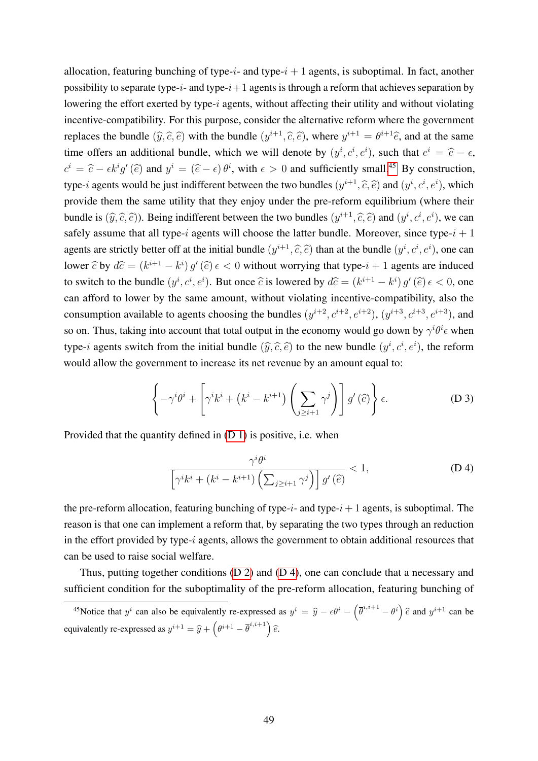allocation, featuring bunching of type-$i$- and type-$i+1$ agents, is suboptimal. In fact, another possibility to separate type-$i$- and type-$i+1$ agents is through a reform that achieves separation by lowering the effort exerted by type-$i$ agents, without affecting their utility and without violating incentive-compatibility. For this purpose, consider the alternative reform where the government replaces the bundle $(\widehat{y}, \widehat{c}, \widehat{e})$ with the bundle $(y^{i+1}, \widehat{c}, \widehat{e})$, where $y^{i+1} = \theta^{i+1}\widehat{e}$, and at the same time offers an additional bundle, which we will denote by $(y^i, c^i, e^i)$, such that $e^i = \widehat{e} - \epsilon$, $c^i = \widehat{c} - \epsilon k^i g'(\widehat{e})$ and $y^i = (\widehat{e} - \epsilon)\theta^i$, with $\epsilon > 0$ and sufficiently small.[45] By construction, type-$i$ agents would be just indifferent between the two bundles $(y^{i+1}, \widehat{c}, \widehat{e})$ and $(y^i, c^i, e^i)$, which provide them the same utility that they enjoy under the pre-reform equilibrium (where their bundle is $(\widehat{y}, \widehat{c}, \widehat{e})$). Being indifferent between the two bundles $(y^{i+1}, \widehat{c}, \widehat{e})$ and $(y^i, c^i, e^i)$, we can safely assume that all type-$i$ agents will choose the latter bundle. Moreover, since type-$i+1$ agents are strictly better off at the initial bundle $(y^{i+1}, \widehat{c}, \widehat{e})$ than at the bundle $(y^i, c^i, e^i)$, one can lower $\widehat{c}$ by $d\widehat{c} = (k^{i+1} - k^i)\, g'(\widehat{e})\, \epsilon < 0$ without worrying that type-$i+1$ agents are induced to switch to the bundle $(y^i, c^i, e^i)$. But once $\widehat{c}$ is lowered by $d\widehat{c} = (k^{i+1} - k^i)\, g'(\widehat{e})\, \epsilon < 0$, one can afford to lower by the same amount, without violating incentive-compatibility, also the consumption available to agents choosing the bundles $(y^{i+2}, c^{i+2}, e^{i+2})$, $(y^{i+3}, c^{i+3}, e^{i+3})$, and so on. Thus, taking into account that total output in the economy would go down by $\gamma^i\theta^i\epsilon$ when type-$i$ agents switch from the initial bundle $(\widehat{y}, \widehat{c}, \widehat{e})$ to the new bundle $(y^i, c^i, e^i)$, the reform would allow the government to increase its net revenue by an amount equal to:

$$\left\{ -\gamma^i\theta^i + \left[ \gamma^i k^i + \left(k^i - k^{i+1}\right) \left( \sum_{j \geq i+1} \gamma^j \right) \right] g'(\widehat{e}) \right\} \epsilon. \tag{D 3}$$

Provided that the quantity defined in (D 1) is positive, i.e. when

$$\frac{\gamma^i\theta^i}{\left[ \gamma^i k^i + \left(k^i - k^{i+1}\right) \left( \sum_{j \geq i+1} \gamma^j \right) \right] g'(\widehat{e})} < 1, \tag{D 4}$$

the pre-reform allocation, featuring bunching of type-$i$- and type-$i+1$ agents, is suboptimal. The reason is that one can implement a reform that, by separating the two types through an reduction in the effort provided by type-$i$ agents, allows the government to obtain additional resources that can be used to raise social welfare.

Thus, putting together conditions (D 2) and (D 4), one can conclude that a necessary and sufficient condition for the suboptimality of the pre-reform allocation, featuring bunching of

[45] Notice that $y^i$ can also be equivalently re-expressed as $y^i = \widehat{y} - \epsilon\theta^i - \left(\overline{\theta}^{i,i+1} - \theta^i\right)\widehat{e}$ and $y^{i+1}$ can be equivalently re-expressed as $y^{i+1} = \widehat{y} + \left(\theta^{i+1} - \overline{\theta}^{i,i+1}\right)\widehat{e}$.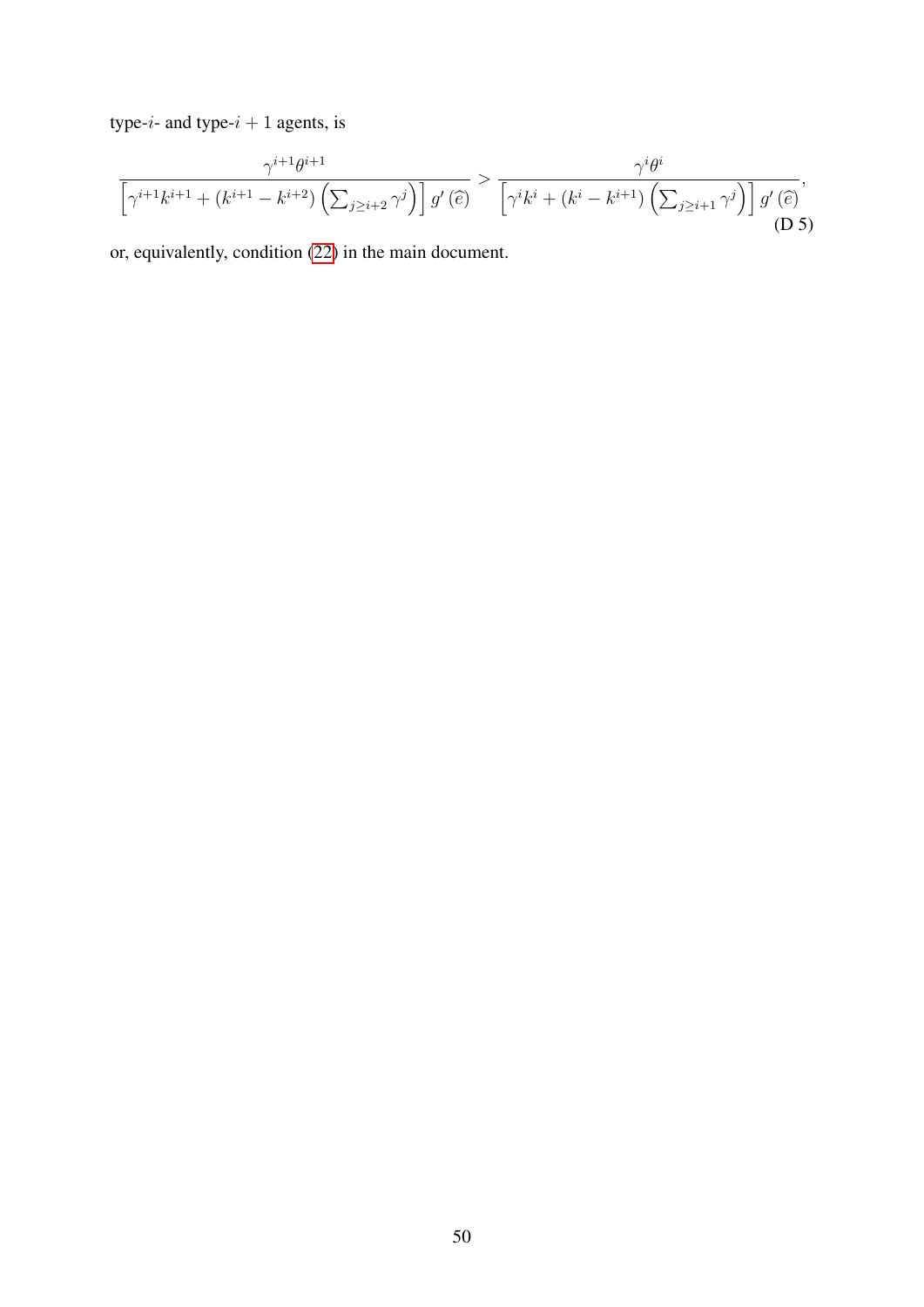type-$i$- and type-$i+1$ agents, is

$$\frac{\gamma^{i+1}\theta^{i+1}}{\left[\gamma^{i+1}k^{i+1}+\left(k^{i+1}-k^{i+2}\right)\left(\sum_{j\geq i+2}\gamma^{j}\right)\right]g'\left(\widehat{e}\right)} > \frac{\gamma^{i}\theta^{i}}{\left[\gamma^{i}k^{i}+\left(k^{i}-k^{i+1}\right)\left(\sum_{j\geq i+1}\gamma^{j}\right)\right]g'\left(\widehat{e}\right)}, \tag{D 5}$$

or, equivalently, condition (22) in the main document.